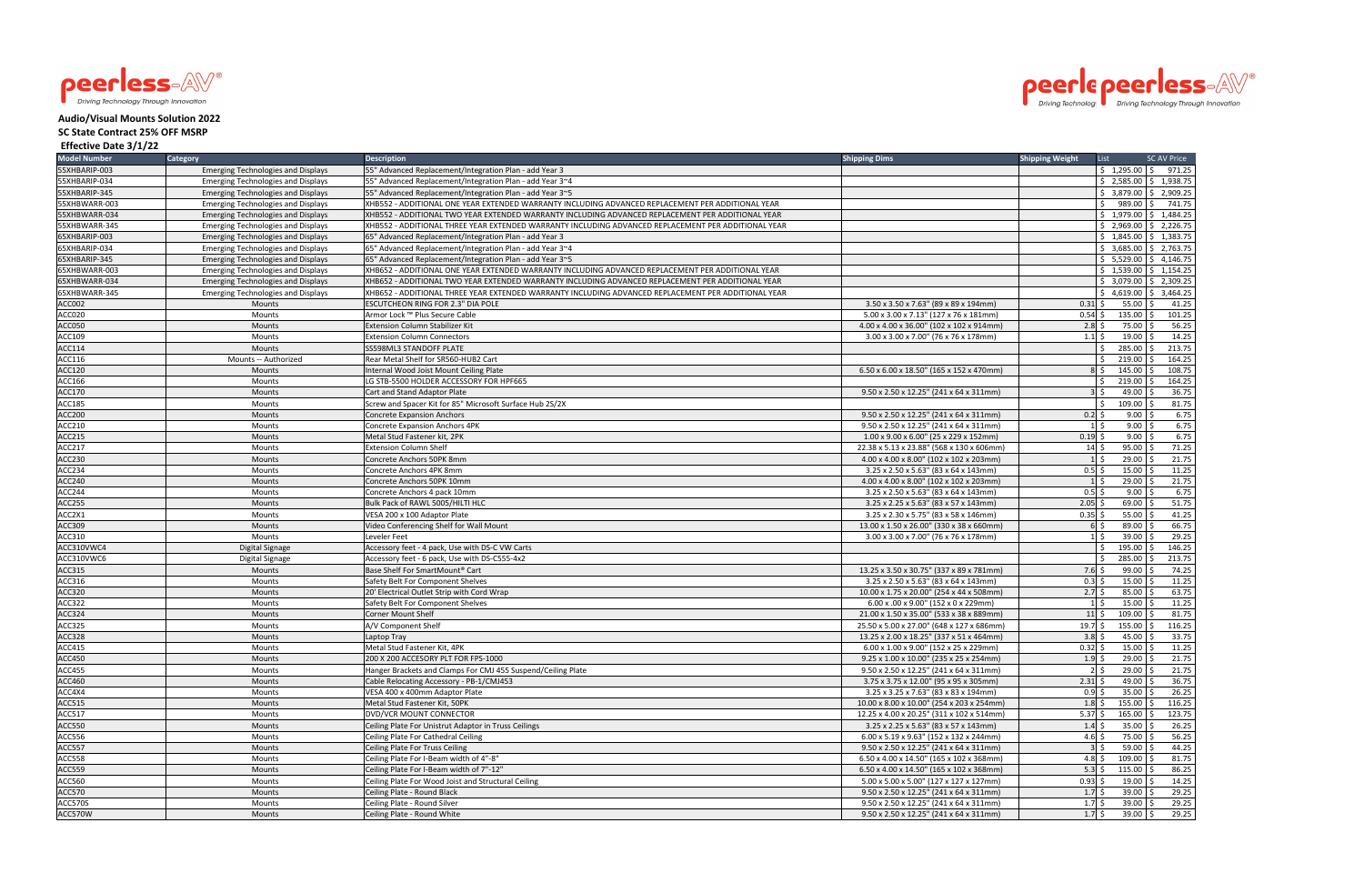**Audio/Visual Mounts Solution 2022**

**SC State Contract 25% OFF MSRP**

**Effective Date 3/1/22**

| Model Number | Category | Description | Shipping Dims | Shipping Weight | List | SC AV Price |
|---|---|---|---|---|---|---|
| 55XHBARIP-003 | Emerging Technologies and Displays | 55" Advanced Replacement/Integration Plan - add Year 3 | | | $ 1,295.00 | $ 971.25 |
| 55XHBARIP-034 | Emerging Technologies and Displays | 55" Advanced Replacement/Integration Plan - add Year 3~4 | | | $ 2,585.00 | $ 1,938.75 |
| 55XHBARIP-345 | Emerging Technologies and Displays | 55" Advanced Replacement/Integration Plan - add Year 3~5 | | | $ 3,879.00 | $ 2,909.25 |
| 55XHBWARR-003 | Emerging Technologies and Displays | XHB552 - ADDITIONAL ONE YEAR EXTENDED WARRANTY INCLUDING ADVANCED REPLACEMENT PER ADDITIONAL YEAR | | | $ 989.00 | $ 741.75 |
| 55XHBWARR-034 | Emerging Technologies and Displays | XHB552 - ADDITIONAL TWO YEAR EXTENDED WARRANTY INCLUDING ADVANCED REPLACEMENT PER ADDITIONAL YEAR | | | $ 1,979.00 | $ 1,484.25 |
| 55XHBWARR-345 | Emerging Technologies and Displays | XHB552 - ADDITIONAL THREE YEAR EXTENDED WARRANTY INCLUDING ADVANCED REPLACEMENT PER ADDITIONAL YEAR | | | $ 2,969.00 | $ 2,226.75 |
| 65XHBARIP-003 | Emerging Technologies and Displays | 65" Advanced Replacement/Integration Plan - add Year 3 | | | $ 1,845.00 | $ 1,383.75 |
| 65XHBARIP-034 | Emerging Technologies and Displays | 65" Advanced Replacement/Integration Plan - add Year 3~4 | | | $ 3,685.00 | $ 2,763.75 |
| 65XHBARIP-345 | Emerging Technologies and Displays | 65" Advanced Replacement/Integration Plan - add Year 3~5 | | | $ 5,529.00 | $ 4,146.75 |
| 65XHBWARR-003 | Emerging Technologies and Displays | XHB652 - ADDITIONAL ONE YEAR EXTENDED WARRANTY INCLUDING ADVANCED REPLACEMENT PER ADDITIONAL YEAR | | | $ 1,539.00 | $ 1,154.25 |
| 65XHBWARR-034 | Emerging Technologies and Displays | XHB652 - ADDITIONAL TWO YEAR EXTENDED WARRANTY INCLUDING ADVANCED REPLACEMENT PER ADDITIONAL YEAR | | | $ 3,079.00 | $ 2,309.25 |
| 65XHBWARR-345 | Emerging Technologies and Displays | XHB652 - ADDITIONAL THREE YEAR EXTENDED WARRANTY INCLUDING ADVANCED REPLACEMENT PER ADDITIONAL YEAR | | | $ 4,619.00 | $ 3,464.25 |
| ACC002 | Mounts | ESCUTCHEON RING FOR 2.3" DIA POLE | 3.50 x 3.50 x 7.63" (89 x 89 x 194mm) | 0.31 | $ 55.00 | $ 41.25 |
| ACC020 | Mounts | Armor Lock ™ Plus Secure Cable | 5.00 x 3.00 x 7.13" (127 x 76 x 181mm) | 0.54 | $ 135.00 | $ 101.25 |
| ACC050 | Mounts | Extension Column Stabilizer Kit | 4.00 x 4.00 x 36.00" (102 x 102 x 914mm) | 2.8 | $ 75.00 | $ 56.25 |
| ACC109 | Mounts | Extension Column Connectors | 3.00 x 3.00 x 7.00" (76 x 76 x 178mm) | 1.1 | $ 19.00 | $ 14.25 |
| ACC114 | Mounts | SS598ML3 STANDOFF PLATE | | | $ 285.00 | $ 213.75 |
| ACC116 | Mounts -- Authorized | Rear Metal Shelf for SR560-HUB2 Cart | | | $ 219.00 | $ 164.25 |
| ACC120 | Mounts | Internal Wood Joist Mount Ceiling Plate | 6.50 x 6.00 x 18.50" (165 x 152 x 470mm) | 8 | $ 145.00 | $ 108.75 |
| ACC166 | Mounts | LG STB-5500 HOLDER ACCESSORY FOR HPF665 | | | $ 219.00 | $ 164.25 |
| ACC170 | Mounts | Cart and Stand Adaptor Plate | 9.50 x 2.50 x 12.25" (241 x 64 x 311mm) | 3 | $ 49.00 | $ 36.75 |
| ACC185 | Mounts | Screw and Spacer Kit for 85" Microsoft Surface Hub 2S/2X | | | $ 109.00 | $ 81.75 |
| ACC200 | Mounts | Concrete Expansion Anchors | 9.50 x 2.50 x 12.25" (241 x 64 x 311mm) | 0.2 | $ 9.00 | $ 6.75 |
| ACC210 | Mounts | Concrete Expansion Anchors 4PK | 9.50 x 2.50 x 12.25" (241 x 64 x 311mm) | 1 | $ 9.00 | $ 6.75 |
| ACC215 | Mounts | Metal Stud Fastener kit, 2PK | 1.00 x 9.00 x 6.00" (25 x 229 x 152mm) | 0.19 | $ 9.00 | $ 6.75 |
| ACC217 | Mounts | Extension Column Shelf | 22.38 x 5.13 x 23.88" (568 x 130 x 606mm) | 14 | $ 95.00 | $ 71.25 |
| ACC230 | Mounts | Concrete Anchors 50PK 8mm | 4.00 x 4.00 x 8.00" (102 x 102 x 203mm) | 1 | $ 29.00 | $ 21.75 |
| ACC234 | Mounts | Concrete Anchors 4PK 8mm | 3.25 x 2.50 x 5.63" (83 x 64 x 143mm) | 0.5 | $ 15.00 | $ 11.25 |
| ACC240 | Mounts | Concrete Anchors 50PK 10mm | 4.00 x 4.00 x 8.00" (102 x 102 x 203mm) | 1 | $ 29.00 | $ 21.75 |
| ACC244 | Mounts | Concrete Anchors 4 pack 10mm | 3.25 x 2.50 x 5.63" (83 x 64 x 143mm) | 0.5 | $ 9.00 | $ 6.75 |
| ACC255 | Mounts | Bulk Pack of RAWL 5005/HILTI HLC | 3.25 x 2.25 x 5.63" (83 x 57 x 143mm) | 2.05 | $ 69.00 | $ 51.75 |
| ACC2X1 | Mounts | VESA 200 x 100 Adaptor Plate | 3.25 x 2.30 x 5.75" (83 x 58 x 146mm) | 0.35 | $ 55.00 | $ 41.25 |
| ACC309 | Mounts | Video Conferencing Shelf for Wall Mount | 13.00 x 1.50 x 26.00" (330 x 38 x 660mm) | 6 | $ 89.00 | $ 66.75 |
| ACC310 | Mounts | Leveler Feet | 3.00 x 3.00 x 7.00" (76 x 76 x 178mm) | 1 | $ 39.00 | $ 29.25 |
| ACC310VWC4 | Digital Signage | Accessory feet - 4 pack, Use with DS-C VW Carts | | | $ 195.00 | $ 146.25 |
| ACC310VWC6 | Digital Signage | Accessory feet - 6 pack, Use with DS-C555-4x2 | | | $ 285.00 | $ 213.75 |
| ACC315 | Mounts | Base Shelf For SmartMount® Cart | 13.25 x 3.50 x 30.75" (337 x 89 x 781mm) | 7.6 | $ 99.00 | $ 74.25 |
| ACC316 | Mounts | Safety Belt For Component Shelves | 3.25 x 2.50 x 5.63" (83 x 64 x 143mm) | 0.3 | $ 15.00 | $ 11.25 |
| ACC320 | Mounts | 20' Electrical Outlet Strip with Cord Wrap | 10.00 x 1.75 x 20.00" (254 x 44 x 508mm) | 2.7 | $ 85.00 | $ 63.75 |
| ACC322 | Mounts | Safety Belt For Component Shelves | 6.00 x .00 x 9.00" (152 x 0 x 229mm) | 1 | $ 15.00 | $ 11.25 |
| ACC324 | Mounts | Corner Mount Shelf | 21.00 x 1.50 x 35.00" (533 x 38 x 889mm) | 11 | $ 109.00 | $ 81.75 |
| ACC325 | Mounts | A/V Component Shelf | 25.50 x 5.00 x 27.00" (648 x 127 x 686mm) | 19.7 | $ 155.00 | $ 116.25 |
| ACC328 | Mounts | Laptop Tray | 13.25 x 2.00 x 18.25" (337 x 51 x 464mm) | 3.8 | $ 45.00 | $ 33.75 |
| ACC415 | Mounts | Metal Stud Fastener Kit, 4PK | 6.00 x 1.00 x 9.00" (152 x 25 x 229mm) | 0.32 | $ 15.00 | $ 11.25 |
| ACC450 | Mounts | 200 X 200 ACCESORY PLT FOR FPS-1000 | 9.25 x 1.00 x 10.00" (235 x 25 x 254mm) | 1.9 | $ 29.00 | $ 21.75 |
| ACC455 | Mounts | Hanger Brackets and Clamps For CMJ 455 Suspend/Ceiling Plate | 9.50 x 2.50 x 12.25" (241 x 64 x 311mm) | 2 | $ 29.00 | $ 21.75 |
| ACC460 | Mounts | Cable Relocating Accessory - PB-1/CMJ453 | 3.75 x 3.75 x 12.00" (95 x 95 x 305mm) | 2.31 | $ 49.00 | $ 36.75 |
| ACC4X4 | Mounts | VESA 400 x 400mm Adaptor Plate | 3.25 x 3.25 x 7.63" (83 x 83 x 194mm) | 0.9 | $ 35.00 | $ 26.25 |
| ACC515 | Mounts | Metal Stud Fastener Kit, 50PK | 10.00 x 8.00 x 10.00" (254 x 203 x 254mm) | 1.8 | $ 155.00 | $ 116.25 |
| ACC517 | Mounts | DVD/VCR MOUNT CONNECTOR | 12.25 x 4.00 x 20.25" (311 x 102 x 514mm) | 5.37 | $ 165.00 | $ 123.75 |
| ACC550 | Mounts | Ceiling Plate For Unistrut Adaptor in Truss Ceilings | 3.25 x 2.25 x 5.63" (83 x 57 x 143mm) | 1.4 | $ 35.00 | $ 26.25 |
| ACC556 | Mounts | Ceiling Plate For Cathedral Ceiling | 6.00 x 5.19 x 9.63" (152 x 132 x 244mm) | 4.6 | $ 75.00 | $ 56.25 |
| ACC557 | Mounts | Ceiling Plate For Truss Ceiling | 9.50 x 2.50 x 12.25" (241 x 64 x 311mm) | 3 | $ 59.00 | $ 44.25 |
| ACC558 | Mounts | Ceiling Plate For I-Beam width of 4"-8" | 6.50 x 4.00 x 14.50" (165 x 102 x 368mm) | 4.8 | $ 109.00 | $ 81.75 |
| ACC559 | Mounts | Ceiling Plate For I-Beam width of 7"-12" | 6.50 x 4.00 x 14.50" (165 x 102 x 368mm) | 5.3 | $ 115.00 | $ 86.25 |
| ACC560 | Mounts | Ceiling Plate For Wood Joist and Structural Ceiling | 5.00 x 5.00 x 5.00" (127 x 127 x 127mm) | 0.93 | $ 19.00 | $ 14.25 |
| ACC570 | Mounts | Ceiling Plate - Round Black | 9.50 x 2.50 x 12.25" (241 x 64 x 311mm) | 1.7 | $ 39.00 | $ 29.25 |
| ACC570S | Mounts | Ceiling Plate - Round Silver | 9.50 x 2.50 x 12.25" (241 x 64 x 311mm) | 1.7 | $ 39.00 | $ 29.25 |
| ACC570W | Mounts | Ceiling Plate - Round White | 9.50 x 2.50 x 12.25" (241 x 64 x 311mm) | 1.7 | $ 39.00 | $ 29.25 |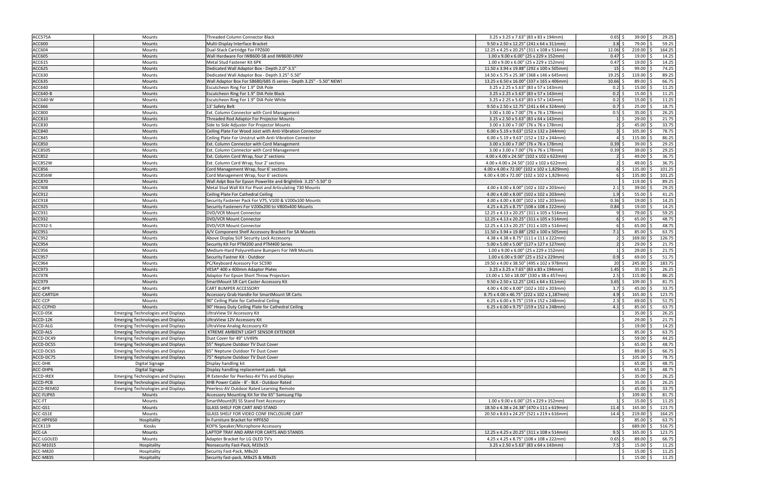| ACC575A | Mounts | Threaded Column Connector Black | 3.25 x 3.25 x 7.63" (83 x 83 x 194mm) | 0.65 | $ 39.00 | $ 29.25 |
|---|---|---|---|---|---|---|
| ACC600 | Mounts | Multi-Display Interface Bracket | 9.50 x 2.50 x 12.25" (241 x 64 x 311mm) | 3.8 | $ 79.00 | $ 59.25 |
| ACC604 | Mounts | Dual-Stack Cartridge For FPZ600 | 12.25 x 4.25 x 20.25" (311 x 108 x 514mm) | 12.06 | $ 219.00 | $ 164.25 |
| ACC605 | Mounts | Wall Hardware For IWB600-SB and IWB600-UNIV | 1.00 x 9.00 x 6.00" (25 x 229 x 152mm) | 0.47 | $ 19.00 | $ 14.25 |
| ACC615 | Mounts | Metal Stud Fastener Kit 6PK | 1.00 x 9.00 x 6.00" (25 x 229 x 152mm) | 0.47 | $ 19.00 | $ 14.25 |
| ACC625 | Mounts | Dedicated Wall Adaptor Box - Depth 2.0"-3.5" | 11.50 x 3.94 x 19.88" (292 x 100 x 505mm) | 15 | $ 99.00 | $ 74.25 |
| ACC630 | Mounts | Dedicated Wall Adaptor Box - Depth 3.25"-5.50" | 14.50 x 5.75 x 25.38" (368 x 146 x 645mm) | 19.25 | $ 119.00 | $ 89.25 |
| ACC635 | Mounts | Wall Adaptor Box For SB680/685 i5 series - Depth 3.25" - 5.50" NEW! | 13.25 x 6.50 x 16.00" (337 x 165 x 406mm) | 10.66 | $ 89.00 | $ 66.75 |
| ACC640 | Mounts | Escutcheon Ring For 1.9" DIA Pole | 3.25 x 2.25 x 5.63" (83 x 57 x 143mm) | 0.2 | $ 15.00 | $ 11.25 |
| ACC640-B | Mounts | Escutcheon Ring For 1.9" DIA Pole Black | 3.25 x 2.25 x 5.63" (83 x 57 x 143mm) | 0.2 | $ 15.00 | $ 11.25 |
| ACC640-W | Mounts | Escutcheon Ring For 1.9" DIA Pole White | 3.25 x 2.25 x 5.63" (83 x 57 x 143mm) | 0.2 | $ 15.00 | $ 11.25 |
| ACC666 | Mounts | 13' Safety Belt | 9.50 x 2.50 x 12.75" (241 x 64 x 324mm) | 0.7 | $ 25.00 | $ 18.75 |
| ACC800 | Mounts | Ext. Column Connector with Cord Management | 3.00 x 3.00 x 7.00" (76 x 76 x 178mm) | 0.5 | $ 35.00 | $ 26.25 |
| ACC810 | Mounts | Threaded Rod Adaptor For Projector Mounts | 3.25 x 2.50 x 5.63" (83 x 64 x 143mm) | 1 | $ 29.00 | $ 21.75 |
| ACC830 | Mounts | Side to Side Adjuster For Projector Mounts | 3.00 x 3.00 x 7.00" (76 x 76 x 178mm) | 2 | $ 45.00 | $ 33.75 |
| ACC840 | Mounts | Ceiling Plate For Wood Joist with Anti-Vibration Connector | 6.00 x 5.19 x 9.63" (152 x 132 x 244mm) | 3 | $ 105.00 | $ 78.75 |
| ACC845 | Mounts | Ceiling Plate For Unistrut with Anti-Vibration Connector | 6.00 x 5.19 x 9.63" (152 x 132 x 244mm) | 4 | $ 115.00 | $ 86.25 |
| ACC850 | Mounts | Ext. Column Connector with Cord Management | 3.00 x 3.00 x 7.00" (76 x 76 x 178mm) | 0.39 | $ 39.00 | $ 29.25 |
| ACC850S | Mounts | Ext. Column Connector with Cord Management | 3.00 x 3.00 x 7.00" (76 x 76 x 178mm) | 0.39 | $ 39.00 | $ 29.25 |
| ACC852 | Mounts | Ext. Column Cord Wrap, four 2' sections | 4.00 x 4.00 x 24.50" (102 x 102 x 622mm) | 2 | $ 49.00 | $ 36.75 |
| ACC852W | Mounts | Ext. Column Cord Wrap, four 2' sections | 4.00 x 4.00 x 24.50" (102 x 102 x 622mm) | 2 | $ 49.00 | $ 36.75 |
| ACC856 | Mounts | Cord Management Wrap, four 6' sections | 4.00 x 4.00 x 72.00" (102 x 102 x 1,829mm) | 6 | $ 135.00 | $ 101.25 |
| ACC856W | Mounts | Cord Management Wrap, four 6' sections | 4.00 x 4.00 x 72.00" (102 x 102 x 1,829mm) | 6 | $ 135.00 | $ 101.25 |
| ACC870 | Mounts | Wall Adpt Box for Epson Powerlite and Brightlink 3.25"-5.50" D | | | $ 119.00 | $ 89.25 |
| ACC908 | Mounts | Metal Stud Wall Kit For Pivot and Articulating 730 Mounts | 4.00 x 4.00 x 8.00" (102 x 102 x 203mm) | 2.1 | $ 39.00 | $ 29.25 |
| ACC912 | Mounts | Ceiling Plate For Cathedral Ceiling | 4.00 x 4.00 x 8.00" (102 x 102 x 203mm) | 1.9 | $ 55.00 | $ 41.25 |
| ACC918 | Mounts | Security Fastener Pack For V75, V100 & V200x100 Mounts | 4.00 x 4.00 x 8.00" (102 x 102 x 203mm) | 0.36 | $ 19.00 | $ 14.25 |
| ACC925 | Mounts | Security Fasteners For V200x200 to V800x400 Mounts | 4.25 x 4.25 x 8.75" (108 x 108 x 222mm) | 0.84 | $ 19.00 | $ 14.25 |
| ACC931 | Mounts | DVD/VCR Mount Connector | 12.25 x 4.13 x 20.25" (311 x 105 x 514mm) | 9 | $ 79.00 | $ 59.25 |
| ACC932 | Mounts | DVD/VCR Mount Connector | 12.25 x 4.13 x 20.25" (311 x 105 x 514mm) | 6 | $ 65.00 | $ 48.75 |
| ACC932-S | Mounts | DVD/VCR Mount Connector | 12.25 x 4.13 x 20.25" (311 x 105 x 514mm) | 6 | $ 65.00 | $ 48.75 |
| ACC951 | Mounts | A/V Component Shelf Accessory Bracket For SA Mounts | 11.50 x 3.94 x 19.88" (292 x 100 x 505mm) | 7.1 | $ 85.00 | $ 63.75 |
| ACC952 | Mounts | Above Display SUF Security Lock Accessory | 4.38 x 4.38 x 8.75" (111 x 111 x 222mm) | 2 | $ 169.00 | $ 126.75 |
| ACC954 | Mounts | Security Kit For PTM200 and PTM400 Series | 5.00 x 5.00 x 5.00" (127 x 127 x 127mm) | 2 | $ 29.00 | $ 21.75 |
| ACC956 | Mounts | Medium-Hard Polyurethane Bumpers For IWB Mounts | 1.00 x 9.00 x 6.00" (25 x 229 x 152mm) | 1 | $ 29.00 | $ 21.75 |
| ACC957 | Mounts | Security Fastner Kit - Outdoor | 1.00 x 6.00 x 9.00" (25 x 152 x 229mm) | 0.9 | $ 69.00 | $ 51.75 |
| ACC964 | Mounts | PC/Keyboard Acessory For SC590 | 19.50 x 4.00 x 38.50" (495 x 102 x 978mm) | 20 | $ 245.00 | $ 183.75 |
| ACC973 | Mounts | VESA® 400 x 400mm Adaptor Plates | 3.25 x 3.25 x 7.65" (83 x 83 x 194mm) | 1.45 | $ 35.00 | $ 26.25 |
| ACC978 | Mounts | Adaptor For Epson Short Throw Projectors | 13.00 x 1.50 x 18.00" (330 x 38 x 457mm) | 2.5 | $ 115.00 | $ 86.25 |
| ACC979 | Mounts | SmartMount SR Cart Caster Accessory Kit | 9.50 x 2.50 x 12.25" (241 x 64 x 311mm) | 3.65 | $ 109.00 | $ 81.75 |
| ACC-BPR | Mounts | CART BUMPER ACCESSORY | 4.00 x 4.00 x 8.00" (102 x 102 x 203mm) | 3.7 | $ 45.00 | $ 33.75 |
| ACC-CARTGH | Mounts | Accessory Grab Handle for SmartMount SR Carts | 8.75 x 4.00 x 46.75" (222 x 102 x 1,187mm) | 4.9 | $ 165.00 | $ 123.75 |
| ACC-CCP | Mounts | 90° Ceiling Plate for Cathedral Ceiling | 6.25 x 6.00 x 9.75" (159 x 152 x 248mm) | 2.3 | $ 69.00 | $ 51.75 |
| ACC-CCPHD | Mounts | 90° Heavy Duty Ceiling Plate for Cathedral Ceiling | 6.25 x 6.00 x 9.75" (159 x 152 x 248mm) | 4.1 | $ 85.00 | $ 63.75 |
| ACCD-05K | Emerging Technologies and Displays | UltraView 5V Accessory Kit | | | $ 35.00 | $ 26.25 |
| ACCD-12K | Emerging Technologies and Displays | UltraView 12V Accessory Kit | | | $ 29.00 | $ 21.75 |
| ACCD-ALG | Emerging Technologies and Displays | UltraView Analog Accessory Kit | | | $ 19.00 | $ 14.25 |
| ACCD-ALS | Emerging Technologies and Displays | XTREME AMBIENT LIGHT SENSOR EXTENDER | | | $ 85.00 | $ 63.75 |
| ACCD-DC49 | Emerging Technologies and Displays | Dust Cover for 49" UV49% | | | $ 59.00 | $ 44.25 |
| ACCD-DC55 | Emerging Technologies and Displays | 55" Neptune Outdoor TV Dust Cover | | | $ 65.00 | $ 48.75 |
| ACCD-DC65 | Emerging Technologies and Displays | 65" Neptune Outdoor TV Dust Cover | | | $ 89.00 | $ 66.75 |
| ACCD-DC75 | Emerging Technologies and Displays | 75" Neptune Outdoor TV Dust Cover | | | $ 105.00 | $ 78.75 |
| ACC-DHK | Digital Signage | Display handling kit | | | $ 65.00 | $ 48.75 |
| ACC-DHP6 | Digital Signage | Display handling replacement pads - 6pk | | | $ 65.00 | $ 48.75 |
| ACCD-IREX | Emerging Technologies and Displays | IR Extender for Peerless-AV TVs and Displays | | | $ 35.00 | $ 26.25 |
| ACCD-PCB | Emerging Technologies and Displays | XHB Power Cable - 8' - BLK - Outdoor Rated | | | $ 35.00 | $ 26.25 |
| ACCD-REM02 | Emerging Technologies and Displays | Peerless-AV Outdoor Rated Learning Remote | | | $ 45.00 | $ 33.75 |
| ACC-FLIP65 | Mounts | Accessory Mounting Kit for the 65" Samsung Flip | | | $ 109.00 | $ 81.75 |
| ACC-FT | Mounts | SmartMount(R) SS Stand Feet Accessory | 1.00 x 9.00 x 6.00" (25 x 229 x 152mm) | 1 | $ 15.00 | $ 11.25 |
| ACC-GS1 | Mounts | GLASS SHELF FOR CART AND STAND | 18.50 x 4.38 x 24.38" (470 x 111 x 619mm) | 11.4 | $ 165.00 | $ 123.75 |
| ACC-GS1E | Mounts | GLASS SHELF FOR VIDEO CONF ENCLOSURE CART | 20.50 x 8.63 x 24.25" (521 x 219 x 616mm) | 14.4 | $ 219.00 | $ 164.25 |
| ACC-HPF650 | Hospitality | In Furniture Bracket for HPF650 | | | $ 85.00 | $ 63.75 |
| ACCK119 | Kiosks | KOF% Speaker/Microphone Accessory | | | $ 689.00 | $ 516.75 |
| ACC-LA | Mounts | LAPTOP TRAY AND ARM FOR CARTS AND STANDS | 12.25 x 4.25 x 20.25" (311 x 108 x 514mm) | 9.5 | $ 165.00 | $ 123.75 |
| ACC-LGOLED | Mounts | Adapter Bracket for LG OLED TV's | 4.25 x 4.25 x 8.75" (108 x 108 x 222mm) | 0.65 | $ 89.00 | $ 66.75 |
| ACC-M1015 | Hospitality | Nonsecurity Fast-Pack, M10x15 | 3.25 x 2.50 x 5.63" (83 x 64 x 143mm) | 7.5 | $ 15.00 | $ 11.25 |
| ACC-M820 | Hospitality | Security Fast-Pack, M8x20 | | | $ 15.00 | $ 11.25 |
| ACC-M835 | Hospitality | Security fast-pack, M8x25 & M8x35 | | | $ 15.00 | $ 11.25 |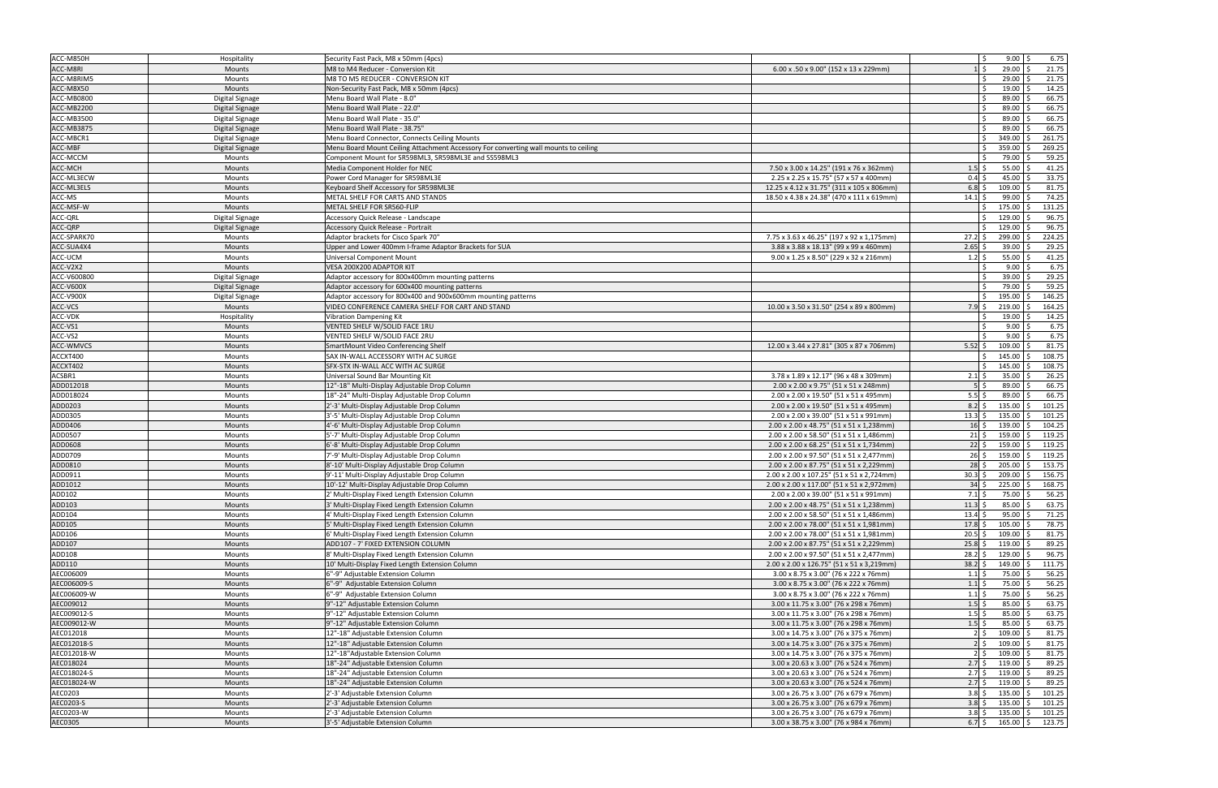| | | | | | | |
|---|---|---|---|---|---|---|
| ACC-M850H | Hospitality | Security Fast Pack, M8 x 50mm (4pcs) | | | $ 9.00 | $ 6.75 |
| ACC-M8RI | Mounts | M8 to M4 Reducer - Conversion Kit | 6.00 x .50 x 9.00" (152 x 13 x 229mm) | 1 | $ 29.00 | $ 21.75 |
| ACC-M8RIM5 | Mounts | M8 TO M5 REDUCER - CONVERSION KIT | | | $ 29.00 | $ 21.75 |
| ACC-M8X50 | Mounts | Non-Security Fast Pack, M8 x 50mm (4pcs) | | | $ 19.00 | $ 14.25 |
| ACC-MB0800 | Digital Signage | Menu Board Wall Plate - 8.0" | | | $ 89.00 | $ 66.75 |
| ACC-MB2200 | Digital Signage | Menu Board Wall Plate - 22.0" | | | $ 89.00 | $ 66.75 |
| ACC-MB3500 | Digital Signage | Menu Board Wall Plate - 35.0" | | | $ 89.00 | $ 66.75 |
| ACC-MB3875 | Digital Signage | Menu Board Wall Plate - 38.75" | | | $ 89.00 | $ 66.75 |
| ACC-MBCR1 | Digital Signage | Menu Board Connector, Connects Ceiling Mounts | | | $ 349.00 | $ 261.75 |
| ACC-MBF | Digital Signage | Menu Board Mount Ceiling Attachment Accessory For converting wall mounts to ceiling | | | $ 359.00 | $ 269.25 |
| ACC-MCCM | Mounts | Component Mount for SR598ML3, SR598ML3E and SS598ML3 | | | $ 79.00 | $ 59.25 |
| ACC-MCH | Mounts | Media Component Holder for NEC | 7.50 x 3.00 x 14.25" (191 x 76 x 362mm) | 1.5 | $ 55.00 | $ 41.25 |
| ACC-ML3ECW | Mounts | Power Cord Manager for SR598ML3E | 2.25 x 2.25 x 15.75" (57 x 57 x 400mm) | 0.4 | $ 45.00 | $ 33.75 |
| ACC-ML3ELS | Mounts | Keyboard Shelf Accessory for SR598ML3E | 12.25 x 4.12 x 31.75" (311 x 105 x 806mm) | 6.8 | $ 109.00 | $ 81.75 |
| ACC-MS | Mounts | METAL SHELF FOR CARTS AND STANDS | 18.50 x 4.38 x 24.38" (470 x 111 x 619mm) | 14.1 | $ 99.00 | $ 74.25 |
| ACC-MSF-W | Mounts | METAL SHELF FOR SR560-FLIP | | | $ 175.00 | $ 131.25 |
| ACC-QRL | Digital Signage | Accessory Quick Release - Landscape | | | $ 129.00 | $ 96.75 |
| ACC-QRP | Digital Signage | Accessory Quick Release - Portrait | | | $ 129.00 | $ 96.75 |
| ACC-SPARK70 | Mounts | Adaptor brackets for Cisco Spark 70" | 7.75 x 3.63 x 46.25" (197 x 92 x 1,175mm) | 27.2 | $ 299.00 | $ 224.25 |
| ACC-SUA4X4 | Mounts | Upper and Lower 400mm I-frame Adaptor Brackets for SUA | 3.88 x 3.88 x 18.13" (99 x 99 x 460mm) | 2.65 | $ 39.00 | $ 29.25 |
| ACC-UCM | Mounts | Universal Component Mount | 9.00 x 1.25 x 8.50" (229 x 32 x 216mm) | 1.2 | $ 55.00 | $ 41.25 |
| ACC-V2X2 | Mounts | VESA 200X200 ADAPTOR KIT | | | $ 9.00 | $ 6.75 |
| ACC-V600800 | Digital Signage | Adaptor accessory for 800x400mm mounting patterns | | | $ 39.00 | $ 29.25 |
| ACC-V600X | Digital Signage | Adaptor accessory for 600x400 mounting patterns | | | $ 79.00 | $ 59.25 |
| ACC-V900X | Digital Signage | Adaptor accessory for 800x400 and 900x600mm mounting patterns | | | $ 195.00 | $ 146.25 |
| ACC-VCS | Mounts | VIDEO CONFERENCE CAMERA SHELF FOR CART AND STAND | 10.00 x 3.50 x 31.50" (254 x 89 x 800mm) | 7.9 | $ 219.00 | $ 164.25 |
| ACC-VDK | Hospitality | Vibration Dampening Kit | | | $ 19.00 | $ 14.25 |
| ACC-VS1 | Mounts | VENTED SHELF W/SOLID FACE 1RU | | | $ 9.00 | $ 6.75 |
| ACC-VS2 | Mounts | VENTED SHELF W/SOLID FACE 2RU | | | $ 9.00 | $ 6.75 |
| ACC-WMVCS | Mounts | SmartMount Video Conferencing Shelf | 12.00 x 3.44 x 27.81" (305 x 87 x 706mm) | 5.52 | $ 109.00 | $ 81.75 |
| ACCXT400 | Mounts | SAX IN-WALL ACCESSORY WITH AC SURGE | | | $ 145.00 | $ 108.75 |
| ACCXT402 | Mounts | SFX-STX IN-WALL ACC WITH AC SURGE | | | $ 145.00 | $ 108.75 |
| ACSBR1 | Mounts | Universal Sound Bar Mounting Kit | 3.78 x 1.89 x 12.17" (96 x 48 x 309mm) | 2.1 | $ 35.00 | $ 26.25 |
| ADD012018 | Mounts | 12"-18" Multi-Display Adjustable Drop Column | 2.00 x 2.00 x 9.75" (51 x 51 x 248mm) | 5 | $ 89.00 | $ 66.75 |
| ADD018024 | Mounts | 18"-24" Multi-Display Adjustable Drop Column | 2.00 x 2.00 x 19.50" (51 x 51 x 495mm) | 5.5 | $ 89.00 | $ 66.75 |
| ADD0203 | Mounts | 2'-3' Multi-Display Adjustable Drop Column | 2.00 x 2.00 x 19.50" (51 x 51 x 495mm) | 8.2 | $ 135.00 | $ 101.25 |
| ADD0305 | Mounts | 3'-5' Multi-Display Adjustable Drop Column | 2.00 x 2.00 x 39.00" (51 x 51 x 991mm) | 13.3 | $ 135.00 | $ 101.25 |
| ADD0406 | Mounts | 4'-6' Multi-Display Adjustable Drop Column | 2.00 x 2.00 x 48.75" (51 x 51 x 1,238mm) | 16 | $ 139.00 | $ 104.25 |
| ADD0507 | Mounts | 5'-7' Multi-Display Adjustable Drop Column | 2.00 x 2.00 x 58.50" (51 x 51 x 1,486mm) | 21 | $ 159.00 | $ 119.25 |
| ADD0608 | Mounts | 6'-8' Multi-Display Adjustable Drop Column | 2.00 x 2.00 x 68.25" (51 x 51 x 1,734mm) | 22 | $ 159.00 | $ 119.25 |
| ADD0709 | Mounts | 7'-9' Multi-Display Adjustable Drop Column | 2.00 x 2.00 x 97.50" (51 x 51 x 2,477mm) | 26 | $ 159.00 | $ 119.25 |
| ADD0810 | Mounts | 8'-10' Multi-Display Adjustable Drop Column | 2.00 x 2.00 x 87.75" (51 x 51 x 2,229mm) | 28 | $ 205.00 | $ 153.75 |
| ADD0911 | Mounts | 9'-11' Multi-Display Adjustable Drop Column | 2.00 x 2.00 x 107.25" (51 x 51 x 2,724mm) | 30.3 | $ 209.00 | $ 156.75 |
| ADD1012 | Mounts | 10'-12' Multi-Display Adjustable Drop Column | 2.00 x 2.00 x 117.00" (51 x 51 x 2,972mm) | 34 | $ 225.00 | $ 168.75 |
| ADD102 | Mounts | 2' Multi-Display Fixed Length Extension Column | 2.00 x 2.00 x 39.00" (51 x 51 x 991mm) | 7.1 | $ 75.00 | $ 56.25 |
| ADD103 | Mounts | 3' Multi-Display Fixed Length Extension Column | 2.00 x 2.00 x 48.75" (51 x 51 x 1,238mm) | 11.3 | $ 85.00 | $ 63.75 |
| ADD104 | Mounts | 4' Multi-Display Fixed Length Extension Column | 2.00 x 2.00 x 58.50" (51 x 51 x 1,486mm) | 13.4 | $ 95.00 | $ 71.25 |
| ADD105 | Mounts | 5' Multi-Display Fixed Length Extension Column | 2.00 x 2.00 x 78.00" (51 x 51 x 1,981mm) | 17.8 | $ 105.00 | $ 78.75 |
| ADD106 | Mounts | 6' Multi-Display Fixed Length Extension Column | 2.00 x 2.00 x 78.00" (51 x 51 x 1,981mm) | 20.5 | $ 109.00 | $ 81.75 |
| ADD107 | Mounts | ADD107 - 7' FIXED EXTENSION COLUMN | 2.00 x 2.00 x 87.75" (51 x 51 x 2,229mm) | 25.8 | $ 119.00 | $ 89.25 |
| ADD108 | Mounts | 8' Multi-Display Fixed Length Extension Column | 2.00 x 2.00 x 97.50" (51 x 51 x 2,477mm) | 28.2 | $ 129.00 | $ 96.75 |
| ADD110 | Mounts | 10' Multi-Display Fixed Length Extension Column | 2.00 x 2.00 x 126.75" (51 x 51 x 3,219mm) | 38.2 | $ 149.00 | $ 111.75 |
| AEC006009 | Mounts | 6"-9" Adjustable Extension Column | 3.00 x 8.75 x 3.00" (76 x 222 x 76mm) | 1.1 | $ 75.00 | $ 56.25 |
| AEC006009-S | Mounts | 6"-9" Adjustable Extension Column | 3.00 x 8.75 x 3.00" (76 x 222 x 76mm) | 1.1 | $ 75.00 | $ 56.25 |
| AEC006009-W | Mounts | 6"-9" Adjustable Extension Column | 3.00 x 8.75 x 3.00" (76 x 222 x 76mm) | 1.1 | $ 75.00 | $ 56.25 |
| AEC009012 | Mounts | 9"-12" Adjustable Extension Column | 3.00 x 11.75 x 3.00" (76 x 298 x 76mm) | 1.5 | $ 85.00 | $ 63.75 |
| AEC009012-S | Mounts | 9"-12" Adjustable Extension Column | 3.00 x 11.75 x 3.00" (76 x 298 x 76mm) | 1.5 | $ 85.00 | $ 63.75 |
| AEC009012-W | Mounts | 9"-12" Adjustable Extension Column | 3.00 x 11.75 x 3.00" (76 x 298 x 76mm) | 1.5 | $ 85.00 | $ 63.75 |
| AEC012018 | Mounts | 12"-18" Adjustable Extension Column | 3.00 x 14.75 x 3.00" (76 x 375 x 76mm) | 2 | $ 109.00 | $ 81.75 |
| AEC012018-S | Mounts | 12"-18" Adjustable Extension Column | 3.00 x 14.75 x 3.00" (76 x 375 x 76mm) | 2 | $ 109.00 | $ 81.75 |
| AEC012018-W | Mounts | 12"-18"Adjustable Extension Column | 3.00 x 14.75 x 3.00" (76 x 375 x 76mm) | 2 | $ 109.00 | $ 81.75 |
| AEC018024 | Mounts | 18"-24" Adjustable Extension Column | 3.00 x 20.63 x 3.00" (76 x 524 x 76mm) | 2.7 | $ 119.00 | $ 89.25 |
| AEC018024-S | Mounts | 18"-24" Adjustable Extension Column | 3.00 x 20.63 x 3.00" (76 x 524 x 76mm) | 2.7 | $ 119.00 | $ 89.25 |
| AEC018024-W | Mounts | 18"-24" Adjustable Extension Column | 3.00 x 20.63 x 3.00" (76 x 524 x 76mm) | 2.7 | $ 119.00 | $ 89.25 |
| AEC0203 | Mounts | 2'-3' Adjustable Extension Column | 3.00 x 26.75 x 3.00" (76 x 679 x 76mm) | 3.8 | $ 135.00 | $ 101.25 |
| AEC0203-S | Mounts | 2'-3' Adjustable Extension Column | 3.00 x 26.75 x 3.00" (76 x 679 x 76mm) | 3.8 | $ 135.00 | $ 101.25 |
| AEC0203-W | Mounts | 2'-3' Adjustable Extension Column | 3.00 x 26.75 x 3.00" (76 x 679 x 76mm) | 3.8 | $ 135.00 | $ 101.25 |
| AEC0305 | Mounts | 3'-5' Adjustable Extension Column | 3.00 x 38.75 x 3.00" (76 x 984 x 76mm) | 6.7 | $ 165.00 | $ 123.75 |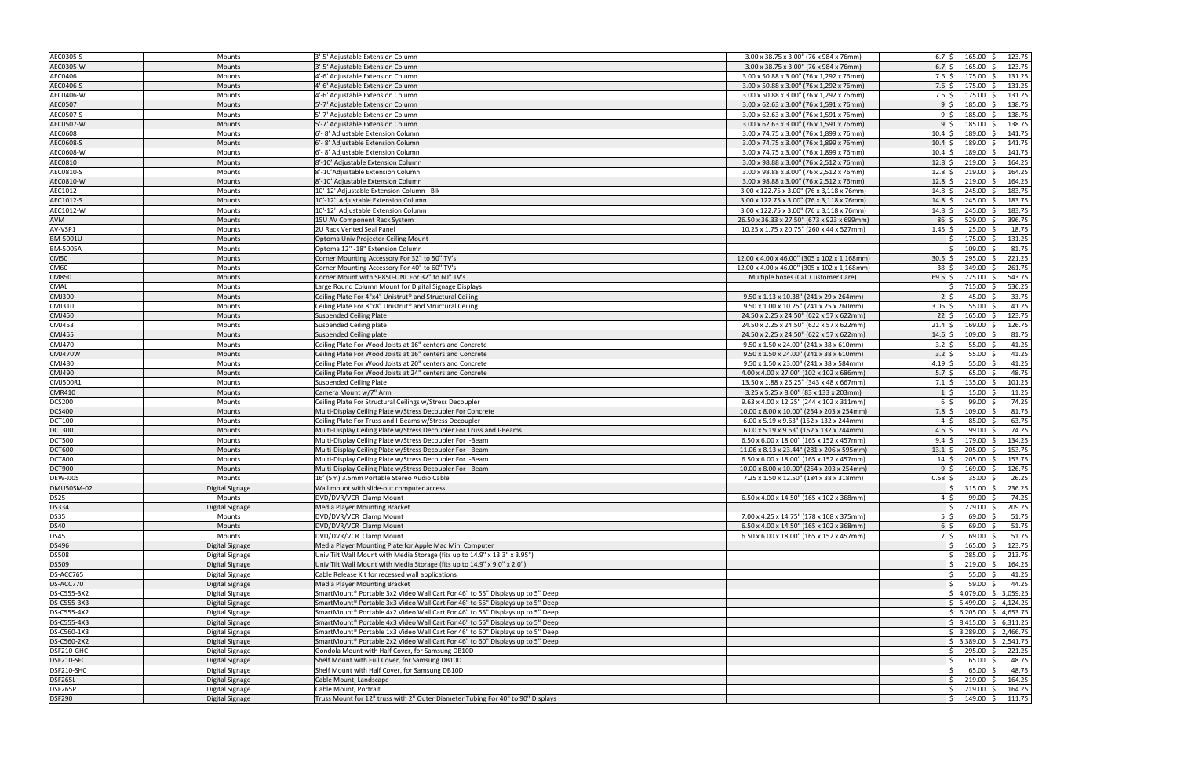| | | | | | | |
|---|---|---|---|---|---|---|
| AEC0305-S | Mounts | 3'-5' Adjustable Extension Column | 3.00 x 38.75 x 3.00" (76 x 984 x 76mm) | 6.7 | $ 165.00 | $ 123.75 |
| AEC0305-W | Mounts | 3'-5' Adjustable Extension Column | 3.00 x 38.75 x 3.00" (76 x 984 x 76mm) | 6.7 | $ 165.00 | $ 123.75 |
| AEC0406 | Mounts | 4'-6' Adjustable Extension Column | 3.00 x 50.88 x 3.00" (76 x 1,292 x 76mm) | 7.6 | $ 175.00 | $ 131.25 |
| AEC0406-S | Mounts | 4'-6' Adjustable Extension Column | 3.00 x 50.88 x 3.00" (76 x 1,292 x 76mm) | 7.6 | $ 175.00 | $ 131.25 |
| AEC0406-W | Mounts | 4'-6' Adjustable Extension Column | 3.00 x 50.88 x 3.00" (76 x 1,292 x 76mm) | 7.6 | $ 175.00 | $ 131.25 |
| AEC0507 | Mounts | 5'-7' Adjustable Extension Column | 3.00 x 62.63 x 3.00" (76 x 1,591 x 76mm) | 9 | $ 185.00 | $ 138.75 |
| AEC0507-S | Mounts | 5'-7' Adjustable Extension Column | 3.00 x 62.63 x 3.00" (76 x 1,591 x 76mm) | 9 | $ 185.00 | $ 138.75 |
| AEC0507-W | Mounts | 5'-7' Adjustable Extension Column | 3.00 x 62.63 x 3.00" (76 x 1,591 x 76mm) | 9 | $ 185.00 | $ 138.75 |
| AEC0608 | Mounts | 6'- 8' Adjustable Extension Column | 3.00 x 74.75 x 3.00" (76 x 1,899 x 76mm) | 10.4 | $ 189.00 | $ 141.75 |
| AEC0608-S | Mounts | 6'- 8' Adjustable Extension Column | 3.00 x 74.75 x 3.00" (76 x 1,899 x 76mm) | 10.4 | $ 189.00 | $ 141.75 |
| AEC0608-W | Mounts | 6'- 8' Adjustable Extension Column | 3.00 x 74.75 x 3.00" (76 x 1,899 x 76mm) | 10.4 | $ 189.00 | $ 141.75 |
| AEC0810 | Mounts | 8'-10' Adjustable Extension Column | 3.00 x 98.88 x 3.00" (76 x 2,512 x 76mm) | 12.8 | $ 219.00 | $ 164.25 |
| AEC0810-S | Mounts | 8'-10'Adjustable Extension Column | 3.00 x 98.88 x 3.00" (76 x 2,512 x 76mm) | 12.8 | $ 219.00 | $ 164.25 |
| AEC0810-W | Mounts | 8'-10' Adjustable Extension Column | 3.00 x 98.88 x 3.00" (76 x 2,512 x 76mm) | 12.8 | $ 219.00 | $ 164.25 |
| AEC1012 | Mounts | 10'-12' Adjustable Extension Column - Blk | 3.00 x 122.75 x 3.00" (76 x 3,118 x 76mm) | 14.8 | $ 245.00 | $ 183.75 |
| AEC1012-S | Mounts | 10'-12' Adjustable Extension Column | 3.00 x 122.75 x 3.00" (76 x 3,118 x 76mm) | 14.8 | $ 245.00 | $ 183.75 |
| AEC1012-W | Mounts | 10'-12' Adjustable Extension Column | 3.00 x 122.75 x 3.00" (76 x 3,118 x 76mm) | 14.8 | $ 245.00 | $ 183.75 |
| AVM | Mounts | 15U AV Component Rack System | 26.50 x 36.33 x 27.50" (673 x 923 x 699mm) | 86 | $ 529.00 | $ 396.75 |
| AV-VSP1 | Mounts | 2U Rack Vented Seal Panel | 10.25 x 1.75 x 20.75" (260 x 44 x 527mm) | 1.45 | $ 25.00 | $ 18.75 |
| BM-5001U | Mounts | Optoma Univ Projector Ceiling Mount | | | $ 175.00 | $ 131.25 |
| BM-5005A | Mounts | Optoma 12" -18" Extension Column | | | $ 109.00 | $ 81.75 |
| CM50 | Mounts | Corner Mounting Accessory For 32" to 50" TV's | 12.00 x 4.00 x 46.00" (305 x 102 x 1,168mm) | 30.5 | $ 295.00 | $ 221.25 |
| CM60 | Mounts | Corner Mounting Accessory For 40" to 60" TV's | 12.00 x 4.00 x 46.00" (305 x 102 x 1,168mm) | 38 | $ 349.00 | $ 261.75 |
| CM850 | Mounts | Corner Mount with SP850-UNL For 32" to 60" TV's | Multiple boxes (Call Customer Care) | 69.5 | $ 725.00 | $ 543.75 |
| CMAL | Mounts | Large Round Column Mount for Digital Signage Displays | | | $ 715.00 | $ 536.25 |
| CMJ300 | Mounts | Ceiling Plate For 4"x4" Unistrut® and Structural Ceiling | 9.50 x 1.13 x 10.38" (241 x 29 x 264mm) | 2 | $ 45.00 | $ 33.75 |
| CMJ310 | Mounts | Ceiling Plate For 8"x8" Unistrut® and Structural Ceiling | 9.50 x 1.00 x 10.25" (241 x 25 x 260mm) | 3.05 | $ 55.00 | $ 41.25 |
| CMJ450 | Mounts | Suspended Ceiling Plate | 24.50 x 2.25 x 24.50" (622 x 57 x 622mm) | 22 | $ 165.00 | $ 123.75 |
| CMJ453 | Mounts | Suspended Ceiling plate | 24.50 x 2.25 x 24.50" (622 x 57 x 622mm) | 21.4 | $ 169.00 | $ 126.75 |
| CMJ455 | Mounts | Suspended Ceiling plate | 24.50 x 2.25 x 24.50" (622 x 57 x 622mm) | 14.6 | $ 109.00 | $ 81.75 |
| CMJ470 | Mounts | Ceiling Plate For Wood Joists at 16" centers and Concrete | 9.50 x 1.50 x 24.00" (241 x 38 x 610mm) | 3.2 | $ 55.00 | $ 41.25 |
| CMJ470W | Mounts | Ceiling Plate For Wood Joists at 16" centers and Concrete | 9.50 x 1.50 x 24.00" (241 x 38 x 610mm) | 3.2 | $ 55.00 | $ 41.25 |
| CMJ480 | Mounts | Ceiling Plate For Wood Joists at 20" centers and Concrete | 9.50 x 1.50 x 23.00" (241 x 38 x 584mm) | 4.19 | $ 55.00 | $ 41.25 |
| CMJ490 | Mounts | Ceiling Plate For Wood Joists at 24" centers and Concrete | 4.00 x 4.00 x 27.00" (102 x 102 x 686mm) | 5.7 | $ 65.00 | $ 48.75 |
| CMJ500R1 | Mounts | Suspended Ceiling Plate | 13.50 x 1.88 x 26.25" (343 x 48 x 667mm) | 7.1 | $ 135.00 | $ 101.25 |
| CMR410 | Mounts | Camera Mount w/7" Arm | 3.25 x 5.25 x 8.00" (83 x 133 x 203mm) | 1 | $ 15.00 | $ 11.25 |
| DCS200 | Mounts | Ceiling Plate For Structural Ceilings w/Stress Decoupler | 9.63 x 4.00 x 12.25" (244 x 102 x 311mm) | 6 | $ 99.00 | $ 74.25 |
| DCS400 | Mounts | Multi-Display Ceiling Plate w/Stress Decoupler For Concrete | 10.00 x 8.00 x 10.00" (254 x 203 x 254mm) | 7.8 | $ 109.00 | $ 81.75 |
| DCT100 | Mounts | Ceiling Plate For Truss and I-Beams w/Stress Decoupler | 6.00 x 5.19 x 9.63" (152 x 132 x 244mm) | 4 | $ 85.00 | $ 63.75 |
| DCT300 | Mounts | Multi-Display Ceiling Plate w/Stress Decoupler For Truss and I-Beams | 6.00 x 5.19 x 9.63" (152 x 132 x 244mm) | 4.6 | $ 99.00 | $ 74.25 |
| DCT500 | Mounts | Multi-Display Ceiling Plate w/Stress Decoupler For I-Beam | 6.50 x 6.00 x 18.00" (165 x 152 x 457mm) | 9.4 | $ 179.00 | $ 134.25 |
| DCT600 | Mounts | Multi-Display Ceiling Plate w/Stress Decoupler For I-Beam | 11.06 x 8.13 x 23.44" (281 x 206 x 595mm) | 13.1 | $ 205.00 | $ 153.75 |
| DCT800 | Mounts | Multi-Display Ceiling Plate w/Stress Decoupler For I-Beam | 6.50 x 6.00 x 18.00" (165 x 152 x 457mm) | 14 | $ 205.00 | $ 153.75 |
| DCT900 | Mounts | Multi-Display Ceiling Plate w/Stress Decoupler For I-Beam | 10.00 x 8.00 x 10.00" (254 x 203 x 254mm) | 9 | $ 169.00 | $ 126.75 |
| DEW-JJ05 | Mounts | 16' (5m) 3.5mm Portable Stereo Audio Cable | 7.25 x 1.50 x 12.50" (184 x 38 x 318mm) | 0.58 | $ 35.00 | $ 26.25 |
| DMU50SM-02 | Digital Signage | Wall mount with slide-out computer access | | | $ 315.00 | $ 236.25 |
| DS25 | Mounts | DVD/DVR/VCR Clamp Mount | 6.50 x 4.00 x 14.50" (165 x 102 x 368mm) | 4 | $ 99.00 | $ 74.25 |
| DS334 | Digital Signage | Media Player Mounting Bracket | | | $ 279.00 | $ 209.25 |
| DS35 | Mounts | DVD/DVR/VCR Clamp Mount | 7.00 x 4.25 x 14.75" (178 x 108 x 375mm) | 5 | $ 69.00 | $ 51.75 |
| DS40 | Mounts | DVD/DVR/VCR Clamp Mount | 6.50 x 4.00 x 14.50" (165 x 102 x 368mm) | 6 | $ 69.00 | $ 51.75 |
| DS45 | Mounts | DVD/DVR/VCR Clamp Mount | 6.50 x 6.00 x 18.00" (165 x 152 x 457mm) | 7 | $ 69.00 | $ 51.75 |
| DS496 | Digital Signage | Media Player Mounting Plate for Apple Mac Mini Computer | | | $ 165.00 | $ 123.75 |
| DS508 | Digital Signage | Univ Tilt Wall Mount with Media Storage (fits up to 14.9" x 13.3" x 3.95") | | | $ 285.00 | $ 213.75 |
| DS509 | Digital Signage | Univ Tilt Wall Mount with Media Storage (fits up to 14.9" x 9.0" x 2.0") | | | $ 219.00 | $ 164.25 |
| DS-ACC765 | Digital Signage | Cable Release Kit for recessed wall applications | | | $ 55.00 | $ 41.25 |
| DS-ACC770 | Digital Signage | Media Player Mounting Bracket | | | $ 59.00 | $ 44.25 |
| DS-C555-3X2 | Digital Signage | SmartMount® Portable 3x2 Video Wall Cart For 46" to 55" Displays up to 5" Deep | | | $ 4,079.00 | $ 3,059.25 |
| DS-C555-3X3 | Digital Signage | SmartMount® Portable 3x3 Video Wall Cart For 46" to 55" Displays up to 5" Deep | | | $ 5,499.00 | $ 4,124.25 |
| DS-C555-4X2 | Digital Signage | SmartMount® Portable 4x2 Video Wall Cart For 46" to 55" Displays up to 5" Deep | | | $ 6,205.00 | $ 4,653.75 |
| DS-C555-4X3 | Digital Signage | SmartMount® Portable 4x3 Video Wall Cart For 46" to 55" Displays up to 5" Deep | | | $ 8,415.00 | $ 6,311.25 |
| DS-C560-1X3 | Digital Signage | SmartMount® Portable 1x3 Video Wall Cart For 46" to 60" Displays up to 5" Deep | | | $ 3,289.00 | $ 2,466.75 |
| DS-C560-2X2 | Digital Signage | SmartMount® Portable 2x2 Video Wall Cart For 46" to 60" Displays up to 5" Deep | | | $ 3,389.00 | $ 2,541.75 |
| DSF210-GHC | Digital Signage | Gondola Mount with Half Cover, for Samsung DB10D | | | $ 295.00 | $ 221.25 |
| DSF210-SFC | Digital Signage | Shelf Mount with Full Cover, for Samsung DB10D | | | $ 65.00 | $ 48.75 |
| DSF210-SHC | Digital Signage | Shelf Mount with Half Cover, for Samsung DB10D | | | $ 65.00 | $ 48.75 |
| DSF265L | Digital Signage | Cable Mount, Landscape | | | $ 219.00 | $ 164.25 |
| DSF265P | Digital Signage | Cable Mount, Portrait | | | $ 219.00 | $ 164.25 |
| DSF290 | Digital Signage | Truss Mount for 12" truss with 2" Outer Diameter Tubing For 40" to 90" Displays | | | $ 149.00 | $ 111.75 |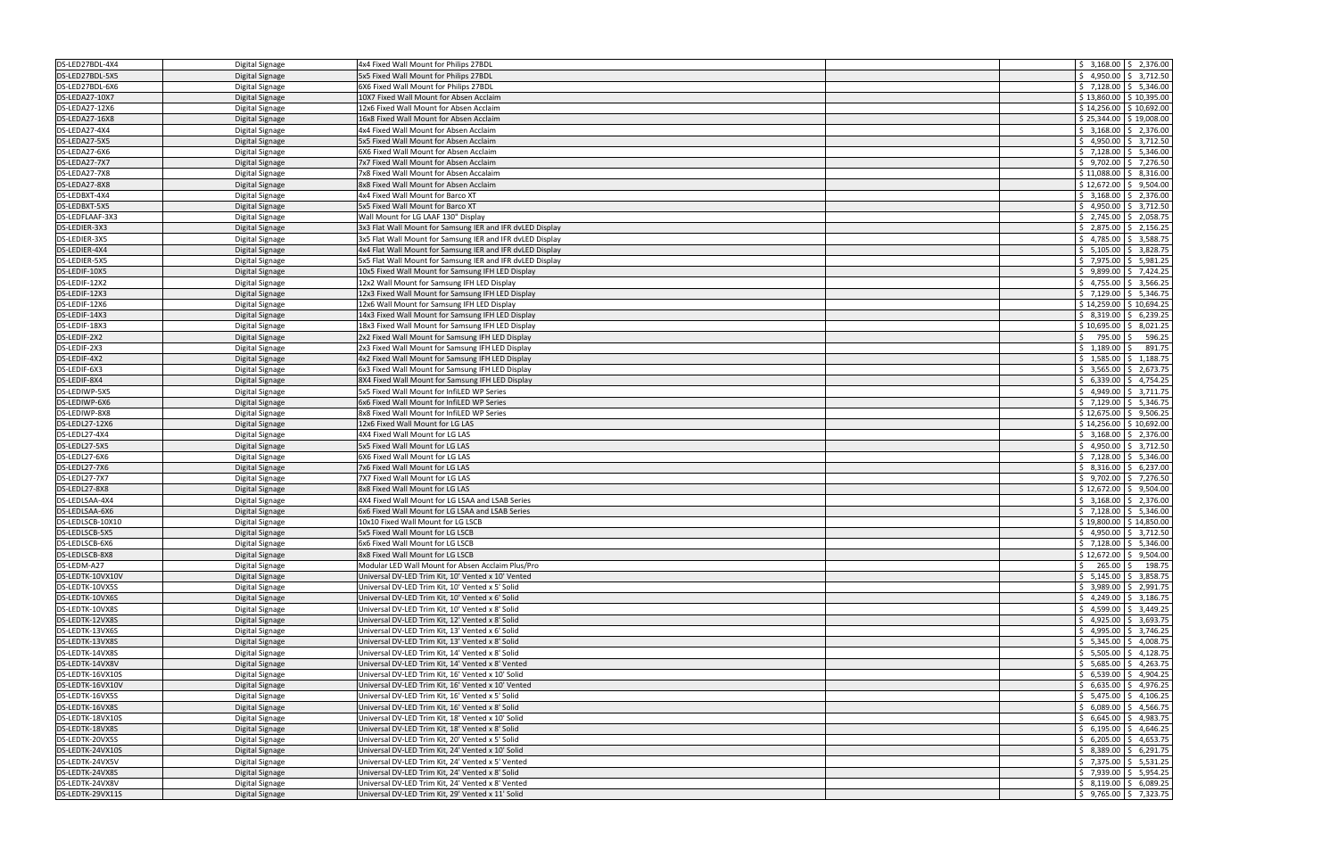| | | | | | | |
|---|---|---|---|---|---|---|
| DS-LED27BDL-4X4 | Digital Signage | 4x4 Fixed Wall Mount for Philips 27BDL | | | $ 3,168.00 | $ 2,376.00 |
| DS-LED27BDL-5X5 | Digital Signage | 5x5 Fixed Wall Mount for Philips 27BDL | | | $ 4,950.00 | $ 3,712.50 |
| DS-LED27BDL-6X6 | Digital Signage | 6X6 Fixed Wall Mount for Philips 27BDL | | | $ 7,128.00 | $ 5,346.00 |
| DS-LEDA27-10X7 | Digital Signage | 10X7 Fixed Wall Mount for Absen Acclaim | | | $ 13,860.00 | $ 10,395.00 |
| DS-LEDA27-12X6 | Digital Signage | 12x6 Fixed Wall Mount for Absen Acclaim | | | $ 14,256.00 | $ 10,692.00 |
| DS-LEDA27-16X8 | Digital Signage | 16x8 Fixed Wall Mount for Absen Acclaim | | | $ 25,344.00 | $ 19,008.00 |
| DS-LEDA27-4X4 | Digital Signage | 4x4 Fixed Wall Mount for Absen Acclaim | | | $ 3,168.00 | $ 2,376.00 |
| DS-LEDA27-5X5 | Digital Signage | 5x5 Fixed Wall Mount for Absen Acclaim | | | $ 4,950.00 | $ 3,712.50 |
| DS-LEDA27-6X6 | Digital Signage | 6X6 Fixed Wall Mount for Absen Acclaim | | | $ 7,128.00 | $ 5,346.00 |
| DS-LEDA27-7X7 | Digital Signage | 7x7 Fixed Wall Mount for Absen Acclaim | | | $ 9,702.00 | $ 7,276.50 |
| DS-LEDA27-7X8 | Digital Signage | 7x8 Fixed Wall Mount for Absen Accalaim | | | $ 11,088.00 | $ 8,316.00 |
| DS-LEDA27-8X8 | Digital Signage | 8x8 Fixed Wall Mount for Absen Acclaim | | | $ 12,672.00 | $ 9,504.00 |
| DS-LEDBXT-4X4 | Digital Signage | 4x4 Fixed Wall Mount for Barco XT | | | $ 3,168.00 | $ 2,376.00 |
| DS-LEDBXT-5X5 | Digital Signage | 5x5 Fixed Wall Mount for Barco XT | | | $ 4,950.00 | $ 3,712.50 |
| DS-LEDFLAAF-3X3 | Digital Signage | Wall Mount for LG LAAF 130" Display | | | $ 2,745.00 | $ 2,058.75 |
| DS-LEDIER-3X3 | Digital Signage | 3x3 Flat Wall Mount for Samsung IER and IFR dvLED Display | | | $ 2,875.00 | $ 2,156.25 |
| DS-LEDIER-3X5 | Digital Signage | 3x5 Flat Wall Mount for Samsung IER and IFR dvLED Display | | | $ 4,785.00 | $ 3,588.75 |
| DS-LEDIER-4X4 | Digital Signage | 4x4 Flat Wall Mount for Samsung IER and IFR dvLED Display | | | $ 5,105.00 | $ 3,828.75 |
| DS-LEDIER-5X5 | Digital Signage | 5x5 Flat Wall Mount for Samsung IER and IFR dvLED Display | | | $ 7,975.00 | $ 5,981.25 |
| DS-LEDIF-10X5 | Digital Signage | 10x5 Fixed Wall Mount for Samsung IFH LED Display | | | $ 9,899.00 | $ 7,424.25 |
| DS-LEDIF-12X2 | Digital Signage | 12x2 Wall Mount for Samsung IFH LED Display | | | $ 4,755.00 | $ 3,566.25 |
| DS-LEDIF-12X3 | Digital Signage | 12x3 Fixed Wall Mount for Samsung IFH LED Display | | | $ 7,129.00 | $ 5,346.75 |
| DS-LEDIF-12X6 | Digital Signage | 12x6 Wall Mount for Samsung IFH LED Display | | | $ 14,259.00 | $ 10,694.25 |
| DS-LEDIF-14X3 | Digital Signage | 14x3 Fixed Wall Mount for Samsung IFH LED Display | | | $ 8,319.00 | $ 6,239.25 |
| DS-LEDIF-18X3 | Digital Signage | 18x3 Fixed Wall Mount for Samsung IFH LED Display | | | $ 10,695.00 | $ 8,021.25 |
| DS-LEDIF-2X2 | Digital Signage | 2x2 Fixed Wall Mount for Samsung IFH LED Display | | | $ 795.00 | $ 596.25 |
| DS-LEDIF-2X3 | Digital Signage | 2x3 Fixed Wall Mount for Samsung IFH LED Display | | | $ 1,189.00 | $ 891.75 |
| DS-LEDIF-4X2 | Digital Signage | 4x2 Fixed Wall Mount for Samsung IFH LED Display | | | $ 1,585.00 | $ 1,188.75 |
| DS-LEDIF-6X3 | Digital Signage | 6x3 Fixed Wall Mount for Samsung IFH LED Display | | | $ 3,565.00 | $ 2,673.75 |
| DS-LEDIF-8X4 | Digital Signage | 8X4 Fixed Wall Mount for Samsung IFH LED Display | | | $ 6,339.00 | $ 4,754.25 |
| DS-LEDIWP-5X5 | Digital Signage | 5x5 Fixed Wall Mount for InfiLED WP Series | | | $ 4,949.00 | $ 3,711.75 |
| DS-LEDIWP-6X6 | Digital Signage | 6x6 Fixed Wall Mount for InfiLED WP Series | | | $ 7,129.00 | $ 5,346.75 |
| DS-LEDIWP-8X8 | Digital Signage | 8x8 Fixed Wall Mount for InfiLED WP Series | | | $ 12,675.00 | $ 9,506.25 |
| DS-LEDL27-12X6 | Digital Signage | 12x6 Fixed Wall Mount for LG LAS | | | $ 14,256.00 | $ 10,692.00 |
| DS-LEDL27-4X4 | Digital Signage | 4X4 Fixed Wall Mount for LG LAS | | | $ 3,168.00 | $ 2,376.00 |
| DS-LEDL27-5X5 | Digital Signage | 5x5 Fixed Wall Mount for LG LAS | | | $ 4,950.00 | $ 3,712.50 |
| DS-LEDL27-6X6 | Digital Signage | 6X6 Fixed Wall Mount for LG LAS | | | $ 7,128.00 | $ 5,346.00 |
| DS-LEDL27-7X6 | Digital Signage | 7x6 Fixed Wall Mount for LG LAS | | | $ 8,316.00 | $ 6,237.00 |
| DS-LEDL27-7X7 | Digital Signage | 7X7 Fixed Wall Mount for LG LAS | | | $ 9,702.00 | $ 7,276.50 |
| DS-LEDL27-8X8 | Digital Signage | 8x8 Fixed Wall Mount for LG LAS | | | $ 12,672.00 | $ 9,504.00 |
| DS-LEDLSAA-4X4 | Digital Signage | 4X4 Fixed Wall Mount for LG LSAA and LSAB Series | | | $ 3,168.00 | $ 2,376.00 |
| DS-LEDLSAA-6X6 | Digital Signage | 6x6 Fixed Wall Mount for LG LSAA and LSAB Series | | | $ 7,128.00 | $ 5,346.00 |
| DS-LEDLSCB-10X10 | Digital Signage | 10x10 Fixed Wall Mount for LG LSCB | | | $ 19,800.00 | $ 14,850.00 |
| DS-LEDLSCB-5X5 | Digital Signage | 5x5 Fixed Wall Mount for LG LSCB | | | $ 4,950.00 | $ 3,712.50 |
| DS-LEDLSCB-6X6 | Digital Signage | 6x6 Fixed Wall Mount for LG LSCB | | | $ 7,128.00 | $ 5,346.00 |
| DS-LEDLSCB-8X8 | Digital Signage | 8x8 Fixed Wall Mount for LG LSCB | | | $ 12,672.00 | $ 9,504.00 |
| DS-LEDM-A27 | Digital Signage | Modular LED Wall Mount for Absen Acclaim Plus/Pro | | | $ 265.00 | $ 198.75 |
| DS-LEDTK-10VX10V | Digital Signage | Universal DV-LED Trim Kit, 10' Vented x 10' Vented | | | $ 5,145.00 | $ 3,858.75 |
| DS-LEDTK-10VX5S | Digital Signage | Universal DV-LED Trim Kit, 10' Vented x 5' Solid | | | $ 3,989.00 | $ 2,991.75 |
| DS-LEDTK-10VX6S | Digital Signage | Universal DV-LED Trim Kit, 10' Vented x 6' Solid | | | $ 4,249.00 | $ 3,186.75 |
| DS-LEDTK-10VX8S | Digital Signage | Universal DV-LED Trim Kit, 10' Vented x 8' Solid | | | $ 4,599.00 | $ 3,449.25 |
| DS-LEDTK-12VX8S | Digital Signage | Universal DV-LED Trim Kit, 12' Vented x 8' Solid | | | $ 4,925.00 | $ 3,693.75 |
| DS-LEDTK-13VX6S | Digital Signage | Universal DV-LED Trim Kit, 13' Vented x 6' Solid | | | $ 4,995.00 | $ 3,746.25 |
| DS-LEDTK-13VX8S | Digital Signage | Universal DV-LED Trim Kit, 13' Vented x 8' Solid | | | $ 5,345.00 | $ 4,008.75 |
| DS-LEDTK-14VX8S | Digital Signage | Universal DV-LED Trim Kit, 14' Vented x 8' Solid | | | $ 5,505.00 | $ 4,128.75 |
| DS-LEDTK-14VX8V | Digital Signage | Universal DV-LED Trim Kit, 14' Vented x 8' Vented | | | $ 5,685.00 | $ 4,263.75 |
| DS-LEDTK-16VX10S | Digital Signage | Universal DV-LED Trim Kit, 16' Vented x 10' Solid | | | $ 6,539.00 | $ 4,904.25 |
| DS-LEDTK-16VX10V | Digital Signage | Universal DV-LED Trim Kit, 16' Vented x 10' Vented | | | $ 6,635.00 | $ 4,976.25 |
| DS-LEDTK-16VX5S | Digital Signage | Universal DV-LED Trim Kit, 16' Vented x 5' Solid | | | $ 5,475.00 | $ 4,106.25 |
| DS-LEDTK-16VX8S | Digital Signage | Universal DV-LED Trim Kit, 16' Vented x 8' Solid | | | $ 6,089.00 | $ 4,566.75 |
| DS-LEDTK-18VX10S | Digital Signage | Universal DV-LED Trim Kit, 18' Vented x 10' Solid | | | $ 6,645.00 | $ 4,983.75 |
| DS-LEDTK-18VX8S | Digital Signage | Universal DV-LED Trim Kit, 18' Vented x 8' Solid | | | $ 6,195.00 | $ 4,646.25 |
| DS-LEDTK-20VX5S | Digital Signage | Universal DV-LED Trim Kit, 20' Vented x 5' Solid | | | $ 6,205.00 | $ 4,653.75 |
| DS-LEDTK-24VX10S | Digital Signage | Universal DV-LED Trim Kit, 24' Vented x 10' Solid | | | $ 8,389.00 | $ 6,291.75 |
| DS-LEDTK-24VX5V | Digital Signage | Universal DV-LED Trim Kit, 24' Vented x 5' Vented | | | $ 7,375.00 | $ 5,531.25 |
| DS-LEDTK-24VX8S | Digital Signage | Universal DV-LED Trim Kit, 24' Vented x 8' Solid | | | $ 7,939.00 | $ 5,954.25 |
| DS-LEDTK-24VX8V | Digital Signage | Universal DV-LED Trim Kit, 24' Vented x 8' Vented | | | $ 8,119.00 | $ 6,089.25 |
| DS-LEDTK-29VX11S | Digital Signage | Universal DV-LED Trim Kit, 29' Vented x 11' Solid | | | $ 9,765.00 | $ 7,323.75 |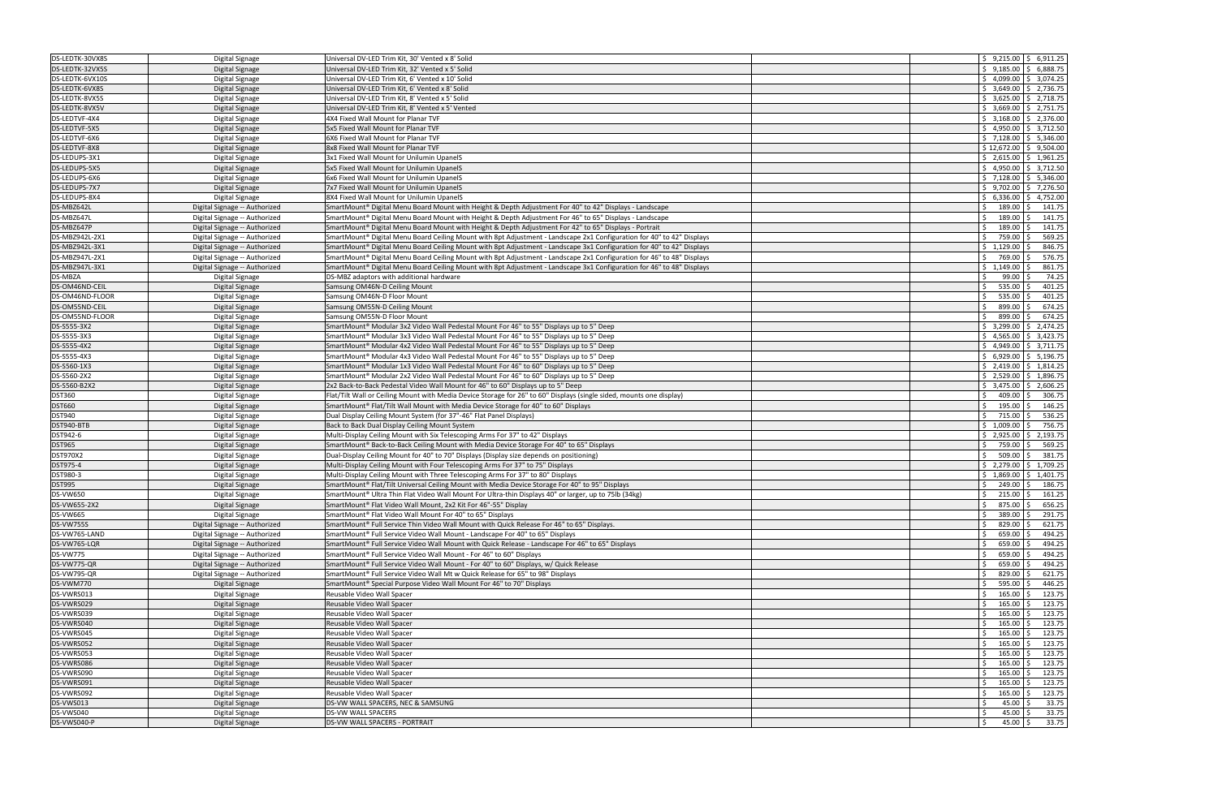| | | | | | | |
|---|---|---|---|---|---|---|
| DS-LEDTK-30VX8S | Digital Signage | Universal DV-LED Trim Kit, 30' Vented x 8' Solid | | | $ 9,215.00 | $ 6,911.25 |
| DS-LEDTK-32VX5S | Digital Signage | Universal DV-LED Trim Kit, 32' Vented x 5' Solid | | | $ 9,185.00 | $ 6,888.75 |
| DS-LEDTK-6VX10S | Digital Signage | Universal DV-LED Trim Kit, 6' Vented x 10' Solid | | | $ 4,099.00 | $ 3,074.25 |
| DS-LEDTK-6VX8S | Digital Signage | Universal DV-LED Trim Kit, 6' Vented x 8' Solid | | | $ 3,649.00 | $ 2,736.75 |
| DS-LEDTK-8VX5S | Digital Signage | Universal DV-LED Trim Kit, 8' Vented x 5' Solid | | | $ 3,625.00 | $ 2,718.75 |
| DS-LEDTK-8VX5V | Digital Signage | Universal DV-LED Trim Kit, 8' Vented x 5' Vented | | | $ 3,669.00 | $ 2,751.75 |
| DS-LEDTVF-4X4 | Digital Signage | 4X4 Fixed Wall Mount for Planar TVF | | | $ 3,168.00 | $ 2,376.00 |
| DS-LEDTVF-5X5 | Digital Signage | 5x5 Fixed Wall Mount for Planar TVF | | | $ 4,950.00 | $ 3,712.50 |
| DS-LEDTVF-6X6 | Digital Signage | 6X6 Fixed Wall Mount for Planar TVF | | | $ 7,128.00 | $ 5,346.00 |
| DS-LEDTVF-8X8 | Digital Signage | 8x8 Fixed Wall Mount for Planar TVF | | | $ 12,672.00 | $ 9,504.00 |
| DS-LEDUPS-3X1 | Digital Signage | 3x1 Fixed Wall Mount for Unilumin UpanelS | | | $ 2,615.00 | $ 1,961.25 |
| DS-LEDUPS-5X5 | Digital Signage | 5x5 Fixed Wall Mount for Unilumin UpanelS | | | $ 4,950.00 | $ 3,712.50 |
| DS-LEDUPS-6X6 | Digital Signage | 6x6 Fixed Wall Mount for Unilumin UpanelS | | | $ 7,128.00 | $ 5,346.00 |
| DS-LEDUPS-7X7 | Digital Signage | 7x7 Fixed Wall Mount for Unilumin UpanelS | | | $ 9,702.00 | $ 7,276.50 |
| DS-LEDUPS-8X4 | Digital Signage | 8X4 Fixed Wall Mount for Unilumin UpanelS | | | $ 6,336.00 | $ 4,752.00 |
| DS-MBZ642L | Digital Signage -- Authorized | SmartMount® Digital Menu Board Mount with Height & Depth Adjustment For 40" to 42" Displays - Landscape | | | $ 189.00 | $ 141.75 |
| DS-MBZ647L | Digital Signage -- Authorized | SmartMount® Digital Menu Board Mount with Height & Depth Adjustment For 46" to 65" Displays - Landscape | | | $ 189.00 | $ 141.75 |
| DS-MBZ647P | Digital Signage -- Authorized | SmartMount® Digital Menu Board Mount with Height & Depth Adjustment For 42" to 65" Displays - Portrait | | | $ 189.00 | $ 141.75 |
| DS-MBZ942L-2X1 | Digital Signage -- Authorized | SmartMount® Digital Menu Board Ceiling Mount with 8pt Adjustment - Landscape 2x1 Configuration for 40" to 42" Displays | | | $ 759.00 | $ 569.25 |
| DS-MBZ942L-3X1 | Digital Signage -- Authorized | SmartMount® Digital Menu Board Ceiling Mount with 8pt Adjustment - Landscape 3x1 Configuration for 40" to 42" Displays | | | $ 1,129.00 | $ 846.75 |
| DS-MBZ947L-2X1 | Digital Signage -- Authorized | SmartMount® Digital Menu Board Ceiling Mount with 8pt Adjustment - Landscape 2x1 Configuration for 46" to 48" Displays | | | $ 769.00 | $ 576.75 |
| DS-MBZ947L-3X1 | Digital Signage -- Authorized | SmartMount® Digital Menu Board Ceiling Mount with 8pt Adjustment - Landscape 3x1 Configuration for 46" to 48" Displays | | | $ 1,149.00 | $ 861.75 |
| DS-MBZA | Digital Signage | DS-MBZ adaptors with additional hardware | | | $ 99.00 | $ 74.25 |
| DS-OM46ND-CEIL | Digital Signage | Samsung OM46N-D Ceiling Mount | | | $ 535.00 | $ 401.25 |
| DS-OM46ND-FLOOR | Digital Signage | Samsung OM46N-D Floor Mount | | | $ 535.00 | $ 401.25 |
| DS-OM55ND-CEIL | Digital Signage | Samsung OM55N-D Ceiling Mount | | | $ 899.00 | $ 674.25 |
| DS-OM55ND-FLOOR | Digital Signage | Samsung OM55N-D Floor Mount | | | $ 899.00 | $ 674.25 |
| DS-S555-3X2 | Digital Signage | SmartMount® Modular 3x2 Video Wall Pedestal Mount For 46" to 55" Displays up to 5" Deep | | | $ 3,299.00 | $ 2,474.25 |
| DS-S555-3X3 | Digital Signage | SmartMount® Modular 3x3 Video Wall Pedestal Mount For 46" to 55" Displays up to 5" Deep | | | $ 4,565.00 | $ 3,423.75 |
| DS-S555-4X2 | Digital Signage | SmartMount® Modular 4x2 Video Wall Pedestal Mount For 46" to 55" Displays up to 5" Deep | | | $ 4,949.00 | $ 3,711.75 |
| DS-S555-4X3 | Digital Signage | SmartMount® Modular 4x3 Video Wall Pedestal Mount For 46" to 55" Displays up to 5" Deep | | | $ 6,929.00 | $ 5,196.75 |
| DS-S560-1X3 | Digital Signage | SmartMount® Modular 1x3 Video Wall Pedestal Mount For 46" to 60" Displays up to 5" Deep | | | $ 2,419.00 | $ 1,814.25 |
| DS-S560-2X2 | Digital Signage | SmartMount® Modular 2x2 Video Wall Pedestal Mount For 46" to 60" Displays up to 5" Deep | | | $ 2,529.00 | $ 1,896.75 |
| DS-S560-B2X2 | Digital Signage | 2x2 Back-to-Back Pedestal Video Wall Mount for 46" to 60" Displays up to 5" Deep | | | $ 3,475.00 | $ 2,606.25 |
| DST360 | Digital Signage | Flat/Tilt Wall or Ceiling Mount with Media Device Storage for 26" to 60" Displays (single sided, mounts one display) | | | $ 409.00 | $ 306.75 |
| DST660 | Digital Signage | SmartMount® Flat/Tilt Wall Mount with Media Device Storage for 40" to 60" Displays | | | $ 195.00 | $ 146.25 |
| DST940 | Digital Signage | Dual Display Ceiling Mount System (for 37"-46" Flat Panel Displays) | | | $ 715.00 | $ 536.25 |
| DST940-BTB | Digital Signage | Back to Back Dual Display Ceiling Mount System | | | $ 1,009.00 | $ 756.75 |
| DST942-6 | Digital Signage | Multi-Display Ceiling Mount with Six Telescoping Arms For 37" to 42" Displays | | | $ 2,925.00 | $ 2,193.75 |
| DST965 | Digital Signage | SmartMount® Back-to-Back Ceiling Mount with Media Device Storage For 40" to 65" Displays | | | $ 759.00 | $ 569.25 |
| DST970X2 | Digital Signage | Dual-Display Ceiling Mount for 40" to 70" Displays (Display size depends on positioning) | | | $ 509.00 | $ 381.75 |
| DST975-4 | Digital Signage | Multi-Display Ceiling Mount with Four Telescoping Arms For 37" to 75" Displays | | | $ 2,279.00 | $ 1,709.25 |
| DST980-3 | Digital Signage | Multi-Display Ceiling Mount with Three Telescoping Arms For 37" to 80" Displays | | | $ 1,869.00 | $ 1,401.75 |
| DST995 | Digital Signage | SmartMount® Flat/Tilt Universal Ceiling Mount with Media Device Storage For 40" to 95" Displays | | | $ 249.00 | $ 186.75 |
| DS-VW650 | Digital Signage | SmartMount® Ultra Thin Flat Video Wall Mount For Ultra-thin Displays 40" or larger, up to 75lb (34kg) | | | $ 215.00 | $ 161.25 |
| DS-VW655-2X2 | Digital Signage | SmartMount® Flat Video Wall Mount, 2x2 Kit For 46"-55" Display | | | $ 875.00 | $ 656.25 |
| DS-VW665 | Digital Signage | SmartMount® Flat Video Wall Mount For 40" to 65" Displays | | | $ 389.00 | $ 291.75 |
| DS-VW755S | Digital Signage -- Authorized | SmartMount® Full Service Thin Video Wall Mount with Quick Release For 46" to 65" Displays. | | | $ 829.00 | $ 621.75 |
| DS-VW765-LAND | Digital Signage -- Authorized | SmartMount® Full Service Video Wall Mount - Landscape For 40" to 65" Displays | | | $ 659.00 | $ 494.25 |
| DS-VW765-LQR | Digital Signage -- Authorized | SmartMount® Full Service Video Wall Mount with Quick Release - Landscape For 46" to 65" Displays | | | $ 659.00 | $ 494.25 |
| DS-VW775 | Digital Signage -- Authorized | SmartMount® Full Service Video Wall Mount - For 46" to 60" Displays | | | $ 659.00 | $ 494.25 |
| DS-VW775-QR | Digital Signage -- Authorized | SmartMount® Full Service Video Wall Mount - For 40" to 60" Displays, w/ Quick Release | | | $ 659.00 | $ 494.25 |
| DS-VW795-QR | Digital Signage -- Authorized | SmartMount® Full Service Video Wall Mt w Quick Release for 65" to 98" Displays | | | $ 829.00 | $ 621.75 |
| DS-VWM770 | Digital Signage | SmartMount® Special Purpose Video Wall Mount For 46" to 70" Displays | | | $ 595.00 | $ 446.25 |
| DS-VWRS013 | Digital Signage | Reusable Video Wall Spacer | | | $ 165.00 | $ 123.75 |
| DS-VWRS029 | Digital Signage | Reusable Video Wall Spacer | | | $ 165.00 | $ 123.75 |
| DS-VWRS039 | Digital Signage | Reusable Video Wall Spacer | | | $ 165.00 | $ 123.75 |
| DS-VWRS040 | Digital Signage | Reusable Video Wall Spacer | | | $ 165.00 | $ 123.75 |
| DS-VWRS045 | Digital Signage | Reusable Video Wall Spacer | | | $ 165.00 | $ 123.75 |
| DS-VWRS052 | Digital Signage | Reusable Video Wall Spacer | | | $ 165.00 | $ 123.75 |
| DS-VWRS053 | Digital Signage | Reusable Video Wall Spacer | | | $ 165.00 | $ 123.75 |
| DS-VWRS086 | Digital Signage | Reusable Video Wall Spacer | | | $ 165.00 | $ 123.75 |
| DS-VWRS090 | Digital Signage | Reusable Video Wall Spacer | | | $ 165.00 | $ 123.75 |
| DS-VWRS091 | Digital Signage | Reusable Video Wall Spacer | | | $ 165.00 | $ 123.75 |
| DS-VWRS092 | Digital Signage | Reusable Video Wall Spacer | | | $ 165.00 | $ 123.75 |
| DS-VWS013 | Digital Signage | DS-VW WALL SPACERS, NEC & SAMSUNG | | | $ 45.00 | $ 33.75 |
| DS-VWS040 | Digital Signage | DS-VW WALL SPACERS | | | $ 45.00 | $ 33.75 |
| DS-VWS040-P | Digital Signage | DS-VW WALL SPACERS - PORTRAIT | | | $ 45.00 | $ 33.75 |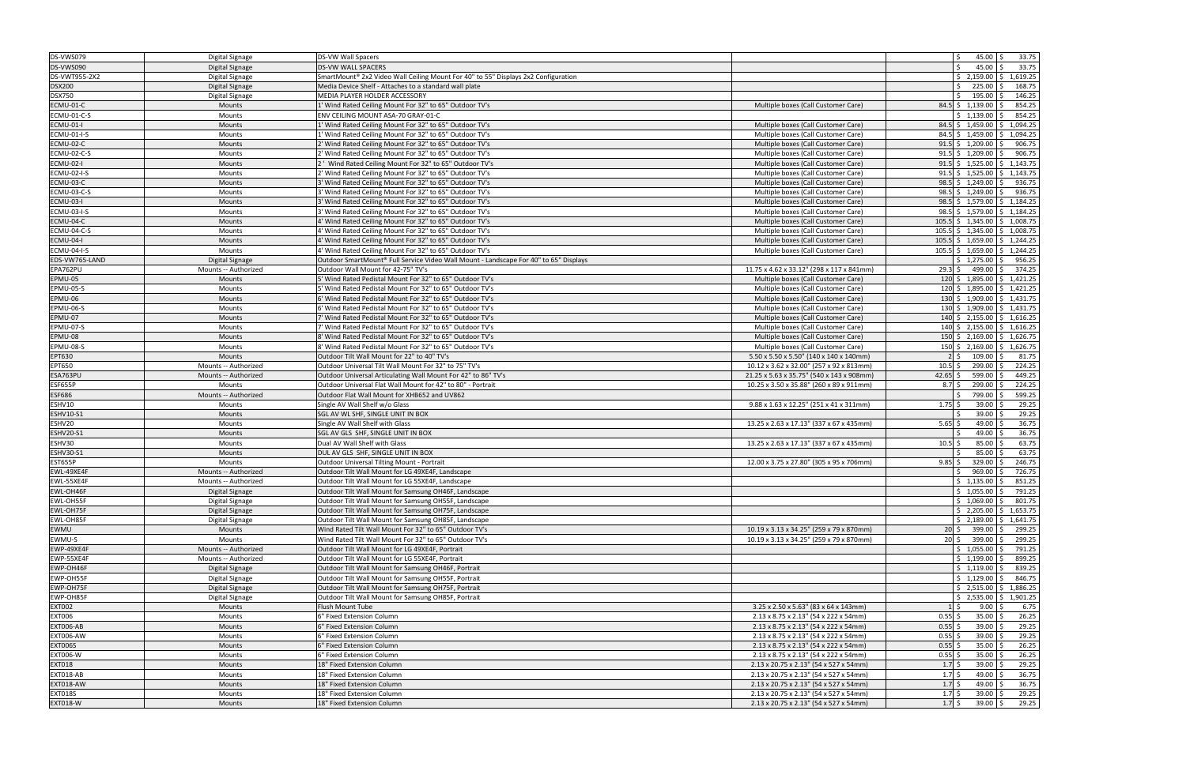| | | | | | | |
|---|---|---|---|---|---|---|
| DS-VWS079 | Digital Signage | DS-VW Wall Spacers | | | $ 45.00 | $ 33.75 |
| DS-VWS090 | Digital Signage | DS-VW WALL SPACERS | | | $ 45.00 | $ 33.75 |
| DS-VWT955-2X2 | Digital Signage | SmartMount® 2x2 Video Wall Ceiling Mount For 40" to 55" Displays 2x2 Configuration | | | $ 2,159.00 | $ 1,619.25 |
| DSX200 | Digital Signage | Media Device Shelf - Attaches to a standard wall plate | | | $ 225.00 | $ 168.75 |
| DSX750 | Digital Signage | MEDIA PLAYER HOLDER ACCESSORY | | | $ 195.00 | $ 146.25 |
| ECMU-01-C | Mounts | 1' Wind Rated Ceiling Mount For 32" to 65" Outdoor TV's | Multiple boxes (Call Customer Care) | 84.5 | $ 1,139.00 | $ 854.25 |
| ECMU-01-C-S | Mounts | ENV CEILING MOUNT ASA-70 GRAY-01-C | | | $ 1,139.00 | $ 854.25 |
| ECMU-01-I | Mounts | 1' Wind Rated Ceiling Mount For 32" to 65" Outdoor TV's | Multiple boxes (Call Customer Care) | 84.5 | $ 1,459.00 | $ 1,094.25 |
| ECMU-01-I-S | Mounts | 1' Wind Rated Ceiling Mount For 32" to 65" Outdoor TV's | Multiple boxes (Call Customer Care) | 84.5 | $ 1,459.00 | $ 1,094.25 |
| ECMU-02-C | Mounts | 2' Wind Rated Ceiling Mount For 32" to 65" Outdoor TV's | Multiple boxes (Call Customer Care) | 91.5 | $ 1,209.00 | $ 906.75 |
| ECMU-02-C-S | Mounts | 2' Wind Rated Ceiling Mount For 32" to 65" Outdoor TV's | Multiple boxes (Call Customer Care) | 91.5 | $ 1,209.00 | $ 906.75 |
| ECMU-02-I | Mounts | 2 ' Wind Rated Ceiling Mount For 32" to 65" Outdoor TV's | Multiple boxes (Call Customer Care) | 91.5 | $ 1,525.00 | $ 1,143.75 |
| ECMU-02-I-S | Mounts | 2' Wind Rated Ceiling Mount For 32" to 65" Outdoor TV's | Multiple boxes (Call Customer Care) | 91.5 | $ 1,525.00 | $ 1,143.75 |
| ECMU-03-C | Mounts | 3' Wind Rated Ceiling Mount For 32" to 65" Outdoor TV's | Multiple boxes (Call Customer Care) | 98.5 | $ 1,249.00 | $ 936.75 |
| ECMU-03-C-S | Mounts | 3' Wind Rated Ceiling Mount For 32" to 65" Outdoor TV's | Multiple boxes (Call Customer Care) | 98.5 | $ 1,249.00 | $ 936.75 |
| ECMU-03-I | Mounts | 3' Wind Rated Ceiling Mount For 32" to 65" Outdoor TV's | Multiple boxes (Call Customer Care) | 98.5 | $ 1,579.00 | $ 1,184.25 |
| ECMU-03-I-S | Mounts | 3' Wind Rated Ceiling Mount For 32" to 65" Outdoor TV's | Multiple boxes (Call Customer Care) | 98.5 | $ 1,579.00 | $ 1,184.25 |
| ECMU-04-C | Mounts | 4' Wind Rated Ceiling Mount For 32" to 65" Outdoor TV's | Multiple boxes (Call Customer Care) | 105.5 | $ 1,345.00 | $ 1,008.75 |
| ECMU-04-C-S | Mounts | 4' Wind Rated Ceiling Mount For 32" to 65" Outdoor TV's | Multiple boxes (Call Customer Care) | 105.5 | $ 1,345.00 | $ 1,008.75 |
| ECMU-04-I | Mounts | 4' Wind Rated Ceiling Mount For 32" to 65" Outdoor TV's | Multiple boxes (Call Customer Care) | 105.5 | $ 1,659.00 | $ 1,244.25 |
| ECMU-04-I-S | Mounts | 4' Wind Rated Ceiling Mount For 32" to 65" Outdoor TV's | Multiple boxes (Call Customer Care) | 105.5 | $ 1,659.00 | $ 1,244.25 |
| EDS-VW765-LAND | Digital Signage | Outdoor SmartMount® Full Service Video Wall Mount - Landscape For 40" to 65" Displays | | | $ 1,275.00 | $ 956.25 |
| EPA762PU | Mounts -- Authorized | Outdoor Wall Mount for 42-75" TV's | 11.75 x 4.62 x 33.12" (298 x 117 x 841mm) | 29.3 | $ 499.00 | $ 374.25 |
| EPMU-05 | Mounts | 5' Wind Rated Pedistal Mount For 32" to 65" Outdoor TV's | Multiple boxes (Call Customer Care) | 120 | $ 1,895.00 | $ 1,421.25 |
| EPMU-05-S | Mounts | 5' Wind Rated Pedistal Mount For 32" to 65" Outdoor TV's | Multiple boxes (Call Customer Care) | 120 | $ 1,895.00 | $ 1,421.25 |
| EPMU-06 | Mounts | 6' Wind Rated Pedistal Mount For 32" to 65" Outdoor TV's | Multiple boxes (Call Customer Care) | 130 | $ 1,909.00 | $ 1,431.75 |
| EPMU-06-S | Mounts | 6' Wind Rated Pedistal Mount For 32" to 65" Outdoor TV's | Multiple boxes (Call Customer Care) | 130 | $ 1,909.00 | $ 1,431.75 |
| EPMU-07 | Mounts | 7' Wind Rated Pedistal Mount For 32" to 65" Outdoor TV's | Multiple boxes (Call Customer Care) | 140 | $ 2,155.00 | $ 1,616.25 |
| EPMU-07-S | Mounts | 7' Wind Rated Pedistal Mount For 32" to 65" Outdoor TV's | Multiple boxes (Call Customer Care) | 140 | $ 2,155.00 | $ 1,616.25 |
| EPMU-08 | Mounts | 8' Wind Rated Pedistal Mount For 32" to 65" Outdoor TV's | Multiple boxes (Call Customer Care) | 150 | $ 2,169.00 | $ 1,626.75 |
| EPMU-08-S | Mounts | 8' Wind Rated Pedistal Mount For 32" to 65" Outdoor TV's | Multiple boxes (Call Customer Care) | 150 | $ 2,169.00 | $ 1,626.75 |
| EPT630 | Mounts | Outdoor Tilt Wall Mount for 22" to 40" TV's | 5.50 x 5.50 x 5.50" (140 x 140 x 140mm) | 2 | $ 109.00 | $ 81.75 |
| EPT650 | Mounts -- Authorized | Outdoor Universal Tilt Wall Mount For 32" to 75" TV's | 10.12 x 3.62 x 32.00" (257 x 92 x 813mm) | 10.5 | $ 299.00 | $ 224.25 |
| ESA763PU | Mounts -- Authorized | Outdoor Universal Articulating Wall Mount For 42" to 86" TV's | 21.25 x 5.63 x 35.75" (540 x 143 x 908mm) | 42.65 | $ 599.00 | $ 449.25 |
| ESF655P | Mounts | Outdoor Universal Flat Wall Mount for 42" to 80" - Portrait | 10.25 x 3.50 x 35.88" (260 x 89 x 911mm) | 8.7 | $ 299.00 | $ 224.25 |
| ESF686 | Mounts -- Authorized | Outdoor Flat Wall Mount for XHB652 and UV862 | | | $ 799.00 | $ 599.25 |
| ESHV10 | Mounts | Single AV Wall Shelf w/o Glass | 9.88 x 1.63 x 12.25" (251 x 41 x 311mm) | 1.75 | $ 39.00 | $ 29.25 |
| ESHV10-S1 | Mounts | SGL AV WL SHF, SINGLE UNIT IN BOX | | | $ 39.00 | $ 29.25 |
| ESHV20 | Mounts | Single AV Wall Shelf with Glass | 13.25 x 2.63 x 17.13" (337 x 67 x 435mm) | 5.65 | $ 49.00 | $ 36.75 |
| ESHV20-S1 | Mounts | SGL AV GLS SHF, SINGLE UNIT IN BOX | | | $ 49.00 | $ 36.75 |
| ESHV30 | Mounts | Dual AV Wall Shelf with Glass | 13.25 x 2.63 x 17.13" (337 x 67 x 435mm) | 10.5 | $ 85.00 | $ 63.75 |
| ESHV30-S1 | Mounts | DUL AV GLS SHF, SINGLE UNIT IN BOX | | | $ 85.00 | $ 63.75 |
| EST655P | Mounts | Outdoor Universal Tilting Mount - Portrait | 12.00 x 3.75 x 27.80" (305 x 95 x 706mm) | 9.85 | $ 329.00 | $ 246.75 |
| EWL-49XE4F | Mounts -- Authorized | Outdoor Tilt Wall Mount for LG 49XE4F, Landscape | | | $ 969.00 | $ 726.75 |
| EWL-55XE4F | Mounts -- Authorized | Outdoor Tilt Wall Mount for LG 55XE4F, Landscape | | | $ 1,135.00 | $ 851.25 |
| EWL-OH46F | Digital Signage | Outdoor Tilt Wall Mount for Samsung OH46F, Landscape | | | $ 1,055.00 | $ 791.25 |
| EWL-OH55F | Digital Signage | Outdoor Tilt Wall Mount for Samsung OH55F, Landscape | | | $ 1,069.00 | $ 801.75 |
| EWL-OH75F | Digital Signage | Outdoor Tilt Wall Mount for Samsung OH75F, Landscape | | | $ 2,205.00 | $ 1,653.75 |
| EWL-OH85F | Digital Signage | Outdoor Tilt Wall Mount for Samsung OH85F, Landscape | | | $ 2,189.00 | $ 1,641.75 |
| EWMU | Mounts | Wind Rated Tilt Wall Mount For 32" to 65" Outdoor TV's | 10.19 x 3.13 x 34.25" (259 x 79 x 870mm) | 20 | $ 399.00 | $ 299.25 |
| EWMU-S | Mounts | Wind Rated Tilt Wall Mount For 32" to 65" Outdoor TV's | 10.19 x 3.13 x 34.25" (259 x 79 x 870mm) | 20 | $ 399.00 | $ 299.25 |
| EWP-49XE4F | Mounts -- Authorized | Outdoor Tilt Wall Mount for LG 49XE4F, Portrait | | | $ 1,055.00 | $ 791.25 |
| EWP-55XE4F | Mounts -- Authorized | Outdoor Tilt Wall Mount for LG 55XE4F, Portrait | | | $ 1,199.00 | $ 899.25 |
| EWP-OH46F | Digital Signage | Outdoor Tilt Wall Mount for Samsung OH46F, Portrait | | | $ 1,119.00 | $ 839.25 |
| EWP-OH55F | Digital Signage | Outdoor Tilt Wall Mount for Samsung OH55F, Portrait | | | $ 1,129.00 | $ 846.75 |
| EWP-OH75F | Digital Signage | Outdoor Tilt Wall Mount for Samsung OH75F, Portrait | | | $ 2,515.00 | $ 1,886.25 |
| EWP-OH85F | Digital Signage | Outdoor Tilt Wall Mount for Samsung OH85F, Portrait | | | $ 2,535.00 | $ 1,901.25 |
| EXT002 | Mounts | Flush Mount Tube | 3.25 x 2.50 x 5.63" (83 x 64 x 143mm) | 1 | $ 9.00 | $ 6.75 |
| EXT006 | Mounts | 6" Fixed Extension Column | 2.13 x 8.75 x 2.13" (54 x 222 x 54mm) | 0.55 | $ 35.00 | $ 26.25 |
| EXT006-AB | Mounts | 6" Fixed Extension Column | 2.13 x 8.75 x 2.13" (54 x 222 x 54mm) | 0.55 | $ 39.00 | $ 29.25 |
| EXT006-AW | Mounts | 6" Fixed Extension Column | 2.13 x 8.75 x 2.13" (54 x 222 x 54mm) | 0.55 | $ 39.00 | $ 29.25 |
| EXT006S | Mounts | 6" Fixed Extension Column | 2.13 x 8.75 x 2.13" (54 x 222 x 54mm) | 0.55 | $ 35.00 | $ 26.25 |
| EXT006-W | Mounts | 6" Fixed Extension Column | 2.13 x 8.75 x 2.13" (54 x 222 x 54mm) | 0.55 | $ 35.00 | $ 26.25 |
| EXT018 | Mounts | 18" Fixed Extension Column | 2.13 x 20.75 x 2.13" (54 x 527 x 54mm) | 1.7 | $ 39.00 | $ 29.25 |
| EXT018-AB | Mounts | 18" Fixed Extension Column | 2.13 x 20.75 x 2.13" (54 x 527 x 54mm) | 1.7 | $ 49.00 | $ 36.75 |
| EXT018-AW | Mounts | 18" Fixed Extension Column | 2.13 x 20.75 x 2.13" (54 x 527 x 54mm) | 1.7 | $ 49.00 | $ 36.75 |
| EXT018S | Mounts | 18" Fixed Extension Column | 2.13 x 20.75 x 2.13" (54 x 527 x 54mm) | 1.7 | $ 39.00 | $ 29.25 |
| EXT018-W | Mounts | 18" Fixed Extension Column | 2.13 x 20.75 x 2.13" (54 x 527 x 54mm) | 1.7 | $ 39.00 | $ 29.25 |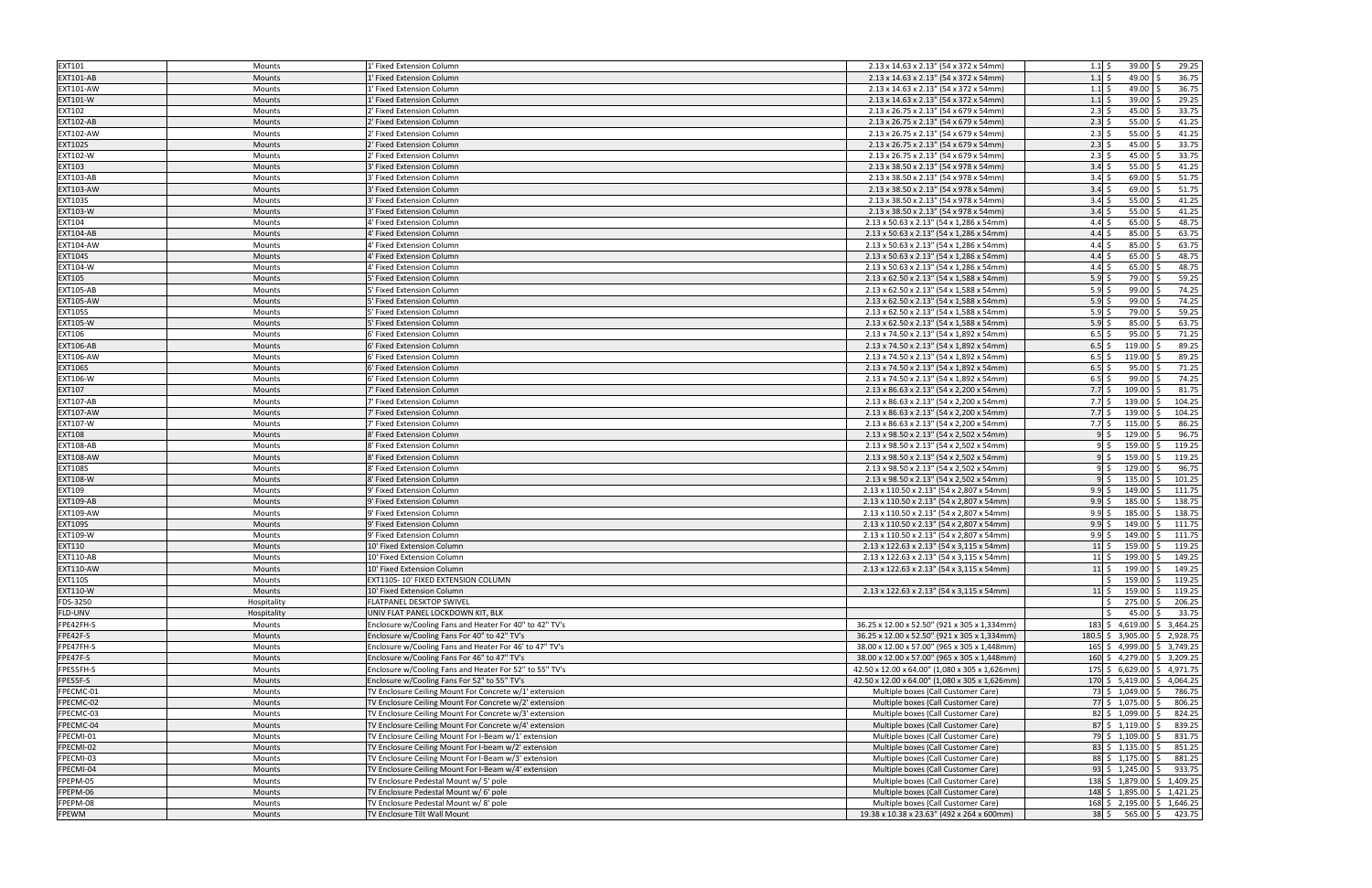| | | | | | | |
|---|---|---|---|---|---|---|
| EXT101 | Mounts | 1' Fixed Extension Column | 2.13 x 14.63 x 2.13" (54 x 372 x 54mm) | 1.1 | $ 39.00 | $ 29.25 |
| EXT101-AB | Mounts | 1' Fixed Extension Column | 2.13 x 14.63 x 2.13" (54 x 372 x 54mm) | 1.1 | $ 49.00 | $ 36.75 |
| EXT101-AW | Mounts | 1' Fixed Extension Column | 2.13 x 14.63 x 2.13" (54 x 372 x 54mm) | 1.1 | $ 49.00 | $ 36.75 |
| EXT101-W | Mounts | 1' Fixed Extension Column | 2.13 x 14.63 x 2.13" (54 x 372 x 54mm) | 1.1 | $ 39.00 | $ 29.25 |
| EXT102 | Mounts | 2' Fixed Extension Column | 2.13 x 26.75 x 2.13" (54 x 679 x 54mm) | 2.3 | $ 45.00 | $ 33.75 |
| EXT102-AB | Mounts | 2' Fixed Extension Column | 2.13 x 26.75 x 2.13" (54 x 679 x 54mm) | 2.3 | $ 55.00 | $ 41.25 |
| EXT102-AW | Mounts | 2' Fixed Extension Column | 2.13 x 26.75 x 2.13" (54 x 679 x 54mm) | 2.3 | $ 55.00 | $ 41.25 |
| EXT102S | Mounts | 2' Fixed Extension Column | 2.13 x 26.75 x 2.13" (54 x 679 x 54mm) | 2.3 | $ 45.00 | $ 33.75 |
| EXT102-W | Mounts | 2' Fixed Extension Column | 2.13 x 26.75 x 2.13" (54 x 679 x 54mm) | 2.3 | $ 45.00 | $ 33.75 |
| EXT103 | Mounts | 3' Fixed Extension Column | 2.13 x 38.50 x 2.13" (54 x 978 x 54mm) | 3.4 | $ 55.00 | $ 41.25 |
| EXT103-AB | Mounts | 3' Fixed Extension Column | 2.13 x 38.50 x 2.13" (54 x 978 x 54mm) | 3.4 | $ 69.00 | $ 51.75 |
| EXT103-AW | Mounts | 3' Fixed Extension Column | 2.13 x 38.50 x 2.13" (54 x 978 x 54mm) | 3.4 | $ 69.00 | $ 51.75 |
| EXT103S | Mounts | 3' Fixed Extension Column | 2.13 x 38.50 x 2.13" (54 x 978 x 54mm) | 3.4 | $ 55.00 | $ 41.25 |
| EXT103-W | Mounts | 3' Fixed Extension Column | 2.13 x 38.50 x 2.13" (54 x 978 x 54mm) | 3.4 | $ 55.00 | $ 41.25 |
| EXT104 | Mounts | 4' Fixed Extension Column | 2.13 x 50.63 x 2.13" (54 x 1,286 x 54mm) | 4.4 | $ 65.00 | $ 48.75 |
| EXT104-AB | Mounts | 4' Fixed Extension Column | 2.13 x 50.63 x 2.13" (54 x 1,286 x 54mm) | 4.4 | $ 85.00 | $ 63.75 |
| EXT104-AW | Mounts | 4' Fixed Extension Column | 2.13 x 50.63 x 2.13" (54 x 1,286 x 54mm) | 4.4 | $ 85.00 | $ 63.75 |
| EXT104S | Mounts | 4' Fixed Extension Column | 2.13 x 50.63 x 2.13" (54 x 1,286 x 54mm) | 4.4 | $ 65.00 | $ 48.75 |
| EXT104-W | Mounts | 4' Fixed Extension Column | 2.13 x 50.63 x 2.13" (54 x 1,286 x 54mm) | 4.4 | $ 65.00 | $ 48.75 |
| EXT105 | Mounts | 5' Fixed Extension Column | 2.13 x 62.50 x 2.13" (54 x 1,588 x 54mm) | 5.9 | $ 79.00 | $ 59.25 |
| EXT105-AB | Mounts | 5' Fixed Extension Column | 2.13 x 62.50 x 2.13" (54 x 1,588 x 54mm) | 5.9 | $ 99.00 | $ 74.25 |
| EXT105-AW | Mounts | 5' Fixed Extension Column | 2.13 x 62.50 x 2.13" (54 x 1,588 x 54mm) | 5.9 | $ 99.00 | $ 74.25 |
| EXT105S | Mounts | 5' Fixed Extension Column | 2.13 x 62.50 x 2.13" (54 x 1,588 x 54mm) | 5.9 | $ 79.00 | $ 59.25 |
| EXT105-W | Mounts | 5' Fixed Extension Column | 2.13 x 62.50 x 2.13" (54 x 1,588 x 54mm) | 5.9 | $ 85.00 | $ 63.75 |
| EXT106 | Mounts | 6' Fixed Extension Column | 2.13 x 74.50 x 2.13" (54 x 1,892 x 54mm) | 6.5 | $ 95.00 | $ 71.25 |
| EXT106-AB | Mounts | 6' Fixed Extension Column | 2.13 x 74.50 x 2.13" (54 x 1,892 x 54mm) | 6.5 | $ 119.00 | $ 89.25 |
| EXT106-AW | Mounts | 6' Fixed Extension Column | 2.13 x 74.50 x 2.13" (54 x 1,892 x 54mm) | 6.5 | $ 119.00 | $ 89.25 |
| EXT106S | Mounts | 6' Fixed Extension Column | 2.13 x 74.50 x 2.13" (54 x 1,892 x 54mm) | 6.5 | $ 95.00 | $ 71.25 |
| EXT106-W | Mounts | 6' Fixed Extension Column | 2.13 x 74.50 x 2.13" (54 x 1,892 x 54mm) | 6.5 | $ 99.00 | $ 74.25 |
| EXT107 | Mounts | 7' Fixed Extension Column | 2.13 x 86.63 x 2.13" (54 x 2,200 x 54mm) | 7.7 | $ 109.00 | $ 81.75 |
| EXT107-AB | Mounts | 7' Fixed Extension Column | 2.13 x 86.63 x 2.13" (54 x 2,200 x 54mm) | 7.7 | $ 139.00 | $ 104.25 |
| EXT107-AW | Mounts | 7' Fixed Extension Column | 2.13 x 86.63 x 2.13" (54 x 2,200 x 54mm) | 7.7 | $ 139.00 | $ 104.25 |
| EXT107-W | Mounts | 7' Fixed Extension Column | 2.13 x 86.63 x 2.13" (54 x 2,200 x 54mm) | 7.7 | $ 115.00 | $ 86.25 |
| EXT108 | Mounts | 8' Fixed Extension Column | 2.13 x 98.50 x 2.13" (54 x 2,502 x 54mm) | 9 | $ 129.00 | $ 96.75 |
| EXT108-AB | Mounts | 8' Fixed Extension Column | 2.13 x 98.50 x 2.13" (54 x 2,502 x 54mm) | 9 | $ 159.00 | $ 119.25 |
| EXT108-AW | Mounts | 8' Fixed Extension Column | 2.13 x 98.50 x 2.13" (54 x 2,502 x 54mm) | 9 | $ 159.00 | $ 119.25 |
| EXT108S | Mounts | 8' Fixed Extension Column | 2.13 x 98.50 x 2.13" (54 x 2,502 x 54mm) | 9 | $ 129.00 | $ 96.75 |
| EXT108-W | Mounts | 8' Fixed Extension Column | 2.13 x 98.50 x 2.13" (54 x 2,502 x 54mm) | 9 | $ 135.00 | $ 101.25 |
| EXT109 | Mounts | 9' Fixed Extension Column | 2.13 x 110.50 x 2.13" (54 x 2,807 x 54mm) | 9.9 | $ 149.00 | $ 111.75 |
| EXT109-AB | Mounts | 9' Fixed Extension Column | 2.13 x 110.50 x 2.13" (54 x 2,807 x 54mm) | 9.9 | $ 185.00 | $ 138.75 |
| EXT109-AW | Mounts | 9' Fixed Extension Column | 2.13 x 110.50 x 2.13" (54 x 2,807 x 54mm) | 9.9 | $ 185.00 | $ 138.75 |
| EXT109S | Mounts | 9' Fixed Extension Column | 2.13 x 110.50 x 2.13" (54 x 2,807 x 54mm) | 9.9 | $ 149.00 | $ 111.75 |
| EXT109-W | Mounts | 9' Fixed Extension Column | 2.13 x 110.50 x 2.13" (54 x 2,807 x 54mm) | 9.9 | $ 149.00 | $ 111.75 |
| EXT110 | Mounts | 10' Fixed Extension Column | 2.13 x 122.63 x 2.13" (54 x 3,115 x 54mm) | 11 | $ 159.00 | $ 119.25 |
| EXT110-AB | Mounts | 10' Fixed Extension Column | 2.13 x 122.63 x 2.13" (54 x 3,115 x 54mm) | 11 | $ 199.00 | $ 149.25 |
| EXT110-AW | Mounts | 10' Fixed Extension Column | 2.13 x 122.63 x 2.13" (54 x 3,115 x 54mm) | 11 | $ 199.00 | $ 149.25 |
| EXT110S | Mounts | EXT110S- 10' FIXED EXTENSION COLUMN | | | $ 159.00 | $ 119.25 |
| EXT110-W | Mounts | 10' Fixed Extension Column | 2.13 x 122.63 x 2.13" (54 x 3,115 x 54mm) | 11 | $ 159.00 | $ 119.25 |
| FDS-3250 | Hospitality | FLATPANEL DESKTOP SWIVEL | | | $ 275.00 | $ 206.25 |
| FLD-UNV | Hospitality | UNIV FLAT PANEL LOCKDOWN KIT, BLK | | | $ 45.00 | $ 33.75 |
| FPE42FH-S | Mounts | Enclosure w/Cooling Fans and Heater For 40" to 42" TV's | 36.25 x 12.00 x 52.50" (921 x 305 x 1,334mm) | 183 | $ 4,619.00 | $ 3,464.25 |
| FPE42F-S | Mounts | Enclosure w/Cooling Fans For 40" to 42" TV's | 36.25 x 12.00 x 52.50" (921 x 305 x 1,334mm) | 180.5 | $ 3,905.00 | $ 2,928.75 |
| FPE47FH-S | Mounts | Enclosure w/Cooling Fans and Heater For 46' to 47" TV's | 38.00 x 12.00 x 57.00" (965 x 305 x 1,448mm) | 165 | $ 4,999.00 | $ 3,749.25 |
| FPE47F-S | Mounts | Enclosure w/Cooling Fans For 46" to 47" TV's | 38.00 x 12.00 x 57.00" (965 x 305 x 1,448mm) | 160 | $ 4,279.00 | $ 3,209.25 |
| FPE55FH-S | Mounts | Enclosure w/Cooling Fans and Heater For 52" to 55" TV's | 42.50 x 12.00 x 64.00" (1,080 x 305 x 1,626mm) | 175 | $ 6,629.00 | $ 4,971.75 |
| FPE55F-S | Mounts | Enclosure w/Cooling Fans For 52" to 55" TV's | 42.50 x 12.00 x 64.00" (1,080 x 305 x 1,626mm) | 170 | $ 5,419.00 | $ 4,064.25 |
| FPECMC-01 | Mounts | TV Enclosure Ceiling Mount For Concrete w/1' extension | Multiple boxes (Call Customer Care) | 73 | $ 1,049.00 | $ 786.75 |
| FPECMC-02 | Mounts | TV Enclosure Ceiling Mount For Concrete w/2' extension | Multiple boxes (Call Customer Care) | 77 | $ 1,075.00 | $ 806.25 |
| FPECMC-03 | Mounts | TV Enclosure Ceiling Mount For Concrete w/3' extension | Multiple boxes (Call Customer Care) | 82 | $ 1,099.00 | $ 824.25 |
| FPECMC-04 | Mounts | TV Enclosure Ceiling Mount For Concrete w/4' extension | Multiple boxes (Call Customer Care) | 87 | $ 1,119.00 | $ 839.25 |
| FPECMI-01 | Mounts | TV Enclosure Ceiling Mount For I-Beam w/1' extension | Multiple boxes (Call Customer Care) | 79 | $ 1,109.00 | $ 831.75 |
| FPECMI-02 | Mounts | TV Enclosure Ceiling Mount For I-beam w/2' extension | Multiple boxes (Call Customer Care) | 83 | $ 1,135.00 | $ 851.25 |
| FPECMI-03 | Mounts | TV Enclosure Ceiling Mount For I-Beam w/3' extension | Multiple boxes (Call Customer Care) | 88 | $ 1,175.00 | $ 881.25 |
| FPECMI-04 | Mounts | TV Enclosure Ceiling Mount For I-Beam w/4' extension | Multiple boxes (Call Customer Care) | 93 | $ 1,245.00 | $ 933.75 |
| FPEPM-05 | Mounts | TV Enclosure Pedestal Mount w/ 5' pole | Multiple boxes (Call Customer Care) | 138 | $ 1,879.00 | $ 1,409.25 |
| FPEPM-06 | Mounts | TV Enclosure Pedestal Mount w/ 6' pole | Multiple boxes (Call Customer Care) | 148 | $ 1,895.00 | $ 1,421.25 |
| FPEPM-08 | Mounts | TV Enclosure Pedestal Mount w/ 8' pole | Multiple boxes (Call Customer Care) | 168 | $ 2,195.00 | $ 1,646.25 |
| FPEWM | Mounts | TV Enclosure Tilt Wall Mount | 19.38 x 10.38 x 23.63" (492 x 264 x 600mm) | 38 | $ 565.00 | $ 423.75 |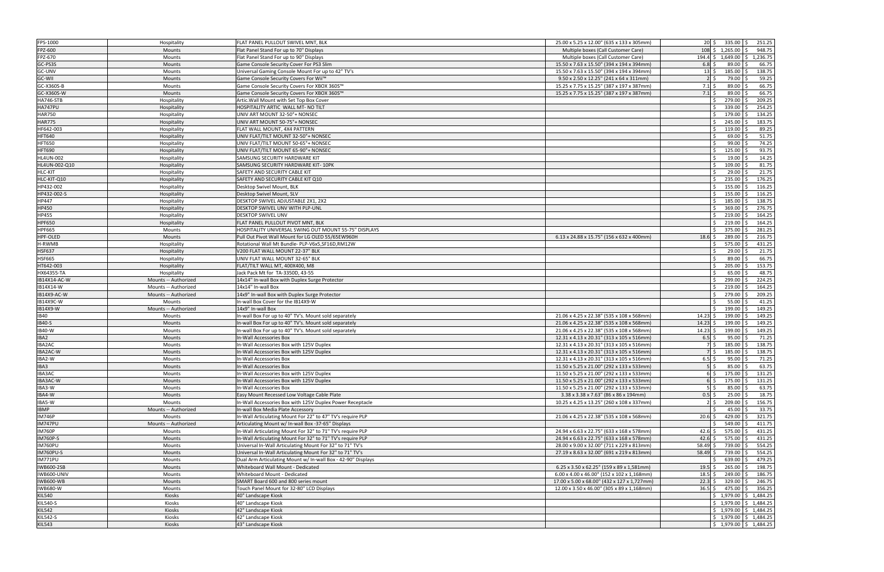| | | | | | | |
|---|---|---|---|---|---|---|
| FPS-1000 | Hospitality | FLAT PANEL PULLOUT SWIVEL MNT, BLK | 25.00 x 5.25 x 12.00" (635 x 133 x 305mm) | 20 | $ 335.00 | $ 251.25 |
| FPZ-600 | Mounts | Flat Panel Stand For up to 70" Displays | Multiple boxes (Call Customer Care) | 108 | $ 1,265.00 | $ 948.75 |
| FPZ-670 | Mounts | Flat Panel Stand For up to 90" Displays | Multiple boxes (Call Customer Care) | 194.4 | $ 1,649.00 | $ 1,236.75 |
| GC-PS3S | Mounts | Game Console Security Cover For PS3 Slim | 15.50 x 7.63 x 15.50" (394 x 194 x 394mm) | 6.8 | $ 89.00 | $ 66.75 |
| GC-UNV | Mounts | Universal Gaming Console Mount For up to 42" TV's | 15.50 x 7.63 x 15.50" (394 x 194 x 394mm) | 13 | $ 185.00 | $ 138.75 |
| GC-WII | Mounts | Game Console Security Covers For Wii™ | 9.50 x 2.50 x 12.25" (241 x 64 x 311mm) | 2 | $ 79.00 | $ 59.25 |
| GC-X360S-B | Mounts | Game Console Security Covers For XBOX 360S™ | 15.25 x 7.75 x 15.25" (387 x 197 x 387mm) | 7.1 | $ 89.00 | $ 66.75 |
| GC-X360S-W | Mounts | Game Console Security Covers For XBOX 360S™ | 15.25 x 7.75 x 15.25" (387 x 197 x 387mm) | 7.1 | $ 89.00 | $ 66.75 |
| HA746-STB | Hospitality | Artic.Wall Mount with Set Top Box Cover | | | $ 279.00 | $ 209.25 |
| HA747PU | Hospitality | HOSPITALITY ARTIC WALL MT- NO TILT | | | $ 339.00 | $ 254.25 |
| HAR750 | Hospitality | UNIV ART MOUNT 32-50"+ NONSEC | | | $ 179.00 | $ 134.25 |
| HAR775 | Hospitality | UNIV ART MOUNT 50-75"+ NONSEC | | | $ 245.00 | $ 183.75 |
| HF642-003 | Hospitality | FLAT WALL MOUNT, 4X4 PATTERN | | | $ 119.00 | $ 89.25 |
| HFT640 | Hospitality | UNIV FLAT/TILT MOUNT 32-50"+ NONSEC | | | $ 69.00 | $ 51.75 |
| HFT650 | Hospitality | UNIV FLAT/TILT MOUNT 50-65"+ NONSEC | | | $ 99.00 | $ 74.25 |
| HFT690 | Hospitality | UNIV FLAT/TILT MOUNT 65-90"+ NONSEC | | | $ 125.00 | $ 93.75 |
| HL4UN-002 | Hospitality | SAMSUNG SECURITY HARDWARE KIT | | | $ 19.00 | $ 14.25 |
| HL4UN-002-Q10 | Hospitality | SAMSUNG SECURITY HARDWARE KIT- 10PK | | | $ 109.00 | $ 81.75 |
| HLC-KIT | Hospitality | SAFETY AND SECURITY CABLE KIT | | | $ 29.00 | $ 21.75 |
| HLC-KIT-Q10 | Hospitality | SAFETY AND SECURITY CABLE KIT Q10 | | | $ 235.00 | $ 176.25 |
| HP432-002 | Hospitality | Desktop Swivel Mount, BLK | | | $ 155.00 | $ 116.25 |
| HP432-002-S | Hospitality | Desktop Swivel Mount, SLV | | | $ 155.00 | $ 116.25 |
| HP447 | Hospitality | DESKTOP SWIVEL ADJUSTABLE 2X1, 2X2 | | | $ 185.00 | $ 138.75 |
| HP450 | Hospitality | DESKTOP SWIVEL UNV WITH PLP-UNL | | | $ 369.00 | $ 276.75 |
| HP455 | Hospitality | DESKTOP SWIVEL UNV | | | $ 219.00 | $ 164.25 |
| HPF650 | Hospitality | FLAT PANEL PULLOUT PIVOT MNT, BLK | | | $ 219.00 | $ 164.25 |
| HPF665 | Mounts | HOSPITALITY UNIVERSAL SWING OUT MOUNT 55-75" DISPLAYS | | | $ 375.00 | $ 281.25 |
| HPF-OLED | Mounts | Pull Out Pivot Wall Mount for LG OLED 55/65EW960H | 6.13 x 24.88 x 15.75" (156 x 632 x 400mm) | 18.6 | $ 289.00 | $ 216.75 |
| H-RWMB | Hospitality | Rotational Wall Mt Bundle- PLP-V6x5,SF16D,RM12W | | | $ 575.00 | $ 431.25 |
| HSF637 | Hospitality | V200 FLAT WALL MOUNT 22-37" BLK | | | $ 29.00 | $ 21.75 |
| HSF665 | Hospitality | UNIV FLAT WALL MOUNT 32-65" BLK | | | $ 89.00 | $ 66.75 |
| HT642-003 | Hospitality | FLAT/TILT WALL MT, 400X400, M8 | | | $ 205.00 | $ 153.75 |
| HX6435S-TA | Hospitality | Jack Pack Mt for TA-3350D, 43-55 | | | $ 65.00 | $ 48.75 |
| IB14X14-AC-W | Mounts -- Authorized | 14x14" In-wall Box with Duplex Surge Protector | | | $ 299.00 | $ 224.25 |
| IB14X14-W | Mounts -- Authorized | 14x14" In-wall Box | | | $ 219.00 | $ 164.25 |
| IB14X9-AC-W | Mounts -- Authorized | 14x9" In-wall Box with Duplex Surge Protector | | | $ 279.00 | $ 209.25 |
| IB14X9C-W | Mounts | In-wall Box Cover for the IB14X9-W | | | $ 55.00 | $ 41.25 |
| IB14X9-W | Mounts -- Authorized | 14x9" In-wall Box | | | $ 199.00 | $ 149.25 |
| IB40 | Mounts | In-wall Box For up to 40" TV's. Mount sold separately | 21.06 x 4.25 x 22.38" (535 x 108 x 568mm) | 14.23 | $ 199.00 | $ 149.25 |
| IB40-S | Mounts | In-wall Box For up to 40" TV's. Mount sold separately | 21.06 x 4.25 x 22.38" (535 x 108 x 568mm) | 14.23 | $ 199.00 | $ 149.25 |
| IB40-W | Mounts | In-wall Box For up to 40" TV's. Mount sold separately | 21.06 x 4.25 x 22.38" (535 x 108 x 568mm) | 14.23 | $ 199.00 | $ 149.25 |
| IBA2 | Mounts | In-Wall Accessories Box | 12.31 x 4.13 x 20.31" (313 x 105 x 516mm) | 6.5 | $ 95.00 | $ 71.25 |
| IBA2AC | Mounts | In-Wall Accessories Box with 125V Duplex | 12.31 x 4.13 x 20.31" (313 x 105 x 516mm) | 7 | $ 185.00 | $ 138.75 |
| IBA2AC-W | Mounts | In-Wall Accessories Box with 125V Duplex | 12.31 x 4.13 x 20.31" (313 x 105 x 516mm) | 7 | $ 185.00 | $ 138.75 |
| IBA2-W | Mounts | In-Wall Accessories Box | 12.31 x 4.13 x 20.31" (313 x 105 x 516mm) | 6.5 | $ 95.00 | $ 71.25 |
| IBA3 | Mounts | In-Wall Accessories Box | 11.50 x 5.25 x 21.00" (292 x 133 x 533mm) | 5 | $ 85.00 | $ 63.75 |
| IBA3AC | Mounts | In-Wall Accessories Box with 125V Duplex | 11.50 x 5.25 x 21.00" (292 x 133 x 533mm) | 6 | $ 175.00 | $ 131.25 |
| IBA3AC-W | Mounts | In-Wall Accessories Box with 125V Duplex | 11.50 x 5.25 x 21.00" (292 x 133 x 533mm) | 6 | $ 175.00 | $ 131.25 |
| IBA3-W | Mounts | In-Wall Accessories Box | 11.50 x 5.25 x 21.00" (292 x 133 x 533mm) | 5 | $ 85.00 | $ 63.75 |
| IBA4-W | Mounts | Easy Mount Recessed Low Voltage Cable Plate | 3.38 x 3.38 x 7.63" (86 x 86 x 194mm) | 0.5 | $ 25.00 | $ 18.75 |
| IBA5-W | Mounts | In-Wall Accessories Box with 125V Duplex Power Receptacle | 10.25 x 4.25 x 13.25" (260 x 108 x 337mm) | 2 | $ 209.00 | $ 156.75 |
| IBMP | Mounts -- Authorized | In-wall Box Media Plate Accessory | | | $ 45.00 | $ 33.75 |
| IM746P | Mounts | In-Wall Articulating Mount For 22" to 47" TV's require PLP | 21.06 x 4.25 x 22.38" (535 x 108 x 568mm) | 20.6 | $ 429.00 | $ 321.75 |
| IM747PU | Mounts -- Authorized | Articulating Mount w/ In-wall Box -37-65" Displays | | | $ 549.00 | $ 411.75 |
| IM760P | Mounts | In-Wall Articulating Mount For 32" to 71" TV's require PLP | 24.94 x 6.63 x 22.75" (633 x 168 x 578mm) | 42.6 | $ 575.00 | $ 431.25 |
| IM760P-S | Mounts | In-Wall Articulating Mount For 32" to 71" TV's require PLP | 24.94 x 6.63 x 22.75" (633 x 168 x 578mm) | 42.6 | $ 575.00 | $ 431.25 |
| IM760PU | Mounts | Universal In-Wall Articulating Mount For 32" to 71" TV's | 28.00 x 9.00 x 32.00" (711 x 229 x 813mm) | 58.49 | $ 739.00 | $ 554.25 |
| IM760PU-S | Mounts | Universal In-Wall Articulating Mount For 32" to 71" TV's | 27.19 x 8.63 x 32.00" (691 x 219 x 813mm) | 58.49 | $ 739.00 | $ 554.25 |
| IM771PU | Mounts | Dual Arm Articulating Mount w/ In-wall Box - 42-90" Displays | | | $ 639.00 | $ 479.25 |
| IWB600-2SB | Mounts | Whiteboard Wall Mount - Dedicated | 6.25 x 3.50 x 62.25" (159 x 89 x 1,581mm) | 19.5 | $ 265.00 | $ 198.75 |
| IWB600-UNIV | Mounts | Whiteboard Mount - Dedicated | 6.00 x 4.00 x 46.00" (152 x 102 x 1,168mm) | 18.5 | $ 249.00 | $ 186.75 |
| IWB600-WB | Mounts | SMART Board 600 and 800 series mount | 17.00 x 5.00 x 68.00" (432 x 127 x 1,727mm) | 22.3 | $ 329.00 | $ 246.75 |
| IWB680-W | Mounts | Touch Panel Mount for 32-80" LCD Displays | 12.00 x 3.50 x 46.00" (305 x 89 x 1,168mm) | 36.5 | $ 475.00 | $ 356.25 |
| KIL540 | Kiosks | 40" Landscape Kiosk | | | $ 1,979.00 | $ 1,484.25 |
| KIL540-S | Kiosks | 40" Landscape Kiosk | | | $ 1,979.00 | $ 1,484.25 |
| KIL542 | Kiosks | 42" Landscape Kiosk | | | $ 1,979.00 | $ 1,484.25 |
| KIL542-S | Kiosks | 42" Landscape Kiosk | | | $ 1,979.00 | $ 1,484.25 |
| KIL543 | Kiosks | 43" Landscape Kiosk | | | $ 1,979.00 | $ 1,484.25 |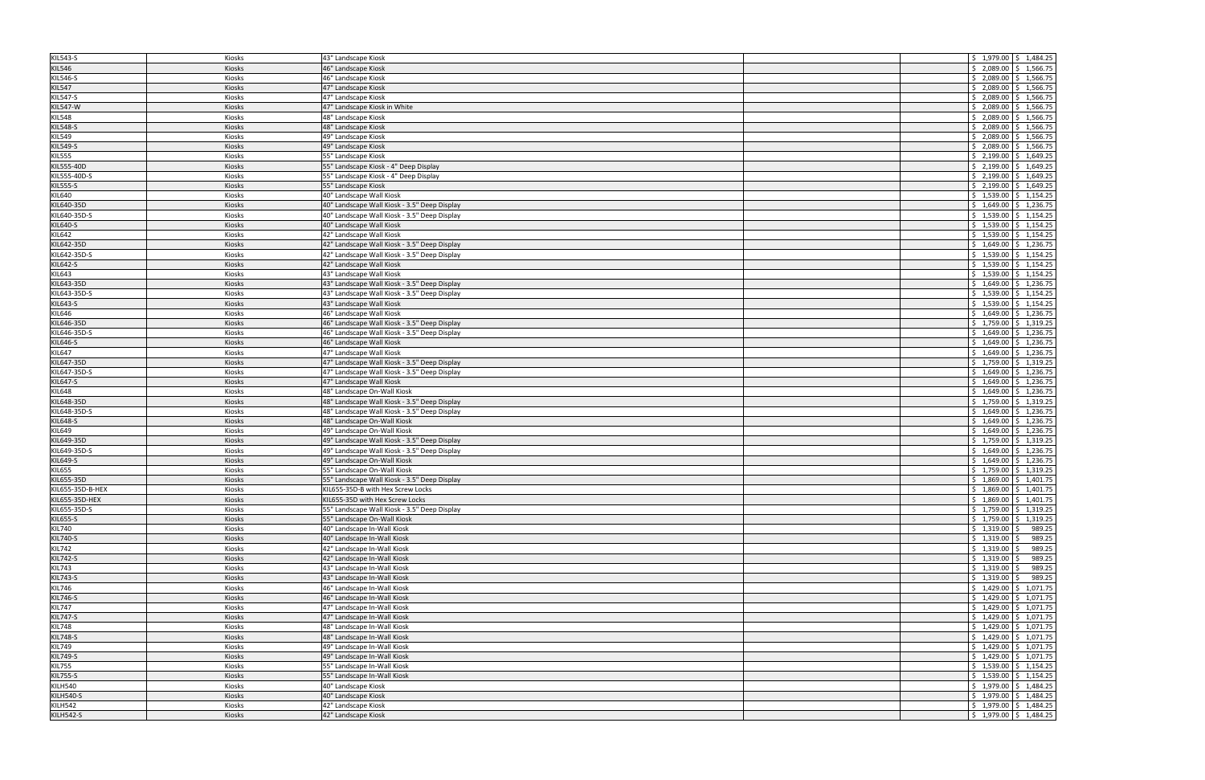| | | | | | | |
|---|---|---|---|---|---|---|
| KIL543-S | Kiosks | 43" Landscape Kiosk | | | $ 1,979.00 | $ 1,484.25 |
| KIL546 | Kiosks | 46" Landscape Kiosk | | | $ 2,089.00 | $ 1,566.75 |
| KIL546-S | Kiosks | 46" Landscape Kiosk | | | $ 2,089.00 | $ 1,566.75 |
| KIL547 | Kiosks | 47" Landscape Kiosk | | | $ 2,089.00 | $ 1,566.75 |
| KIL547-S | Kiosks | 47" Landscape Kiosk | | | $ 2,089.00 | $ 1,566.75 |
| KIL547-W | Kiosks | 47" Landscape Kiosk in White | | | $ 2,089.00 | $ 1,566.75 |
| KIL548 | Kiosks | 48" Landscape Kiosk | | | $ 2,089.00 | $ 1,566.75 |
| KIL548-S | Kiosks | 48" Landscape Kiosk | | | $ 2,089.00 | $ 1,566.75 |
| KIL549 | Kiosks | 49" Landscape Kiosk | | | $ 2,089.00 | $ 1,566.75 |
| KIL549-S | Kiosks | 49" Landscape Kiosk | | | $ 2,089.00 | $ 1,566.75 |
| KIL555 | Kiosks | 55" Landscape Kiosk | | | $ 2,199.00 | $ 1,649.25 |
| KIL555-40D | Kiosks | 55" Landscape Kiosk - 4" Deep Display | | | $ 2,199.00 | $ 1,649.25 |
| KIL555-40D-S | Kiosks | 55" Landscape Kiosk - 4" Deep Display | | | $ 2,199.00 | $ 1,649.25 |
| KIL555-S | Kiosks | 55" Landscape Kiosk | | | $ 2,199.00 | $ 1,649.25 |
| KIL640 | Kiosks | 40" Landscape Wall Kiosk | | | $ 1,539.00 | $ 1,154.25 |
| KIL640-35D | Kiosks | 40" Landscape Wall Kiosk - 3.5" Deep Display | | | $ 1,649.00 | $ 1,236.75 |
| KIL640-35D-S | Kiosks | 40" Landscape Wall Kiosk - 3.5" Deep Display | | | $ 1,539.00 | $ 1,154.25 |
| KIL640-S | Kiosks | 40" Landscape Wall Kiosk | | | $ 1,539.00 | $ 1,154.25 |
| KIL642 | Kiosks | 42" Landscape Wall Kiosk | | | $ 1,539.00 | $ 1,154.25 |
| KIL642-35D | Kiosks | 42" Landscape Wall Kiosk - 3.5" Deep Display | | | $ 1,649.00 | $ 1,236.75 |
| KIL642-35D-S | Kiosks | 42" Landscape Wall Kiosk - 3.5" Deep Display | | | $ 1,539.00 | $ 1,154.25 |
| KIL642-S | Kiosks | 42" Landscape Wall Kiosk | | | $ 1,539.00 | $ 1,154.25 |
| KIL643 | Kiosks | 43" Landscape Wall Kiosk | | | $ 1,539.00 | $ 1,154.25 |
| KIL643-35D | Kiosks | 43" Landscape Wall Kiosk - 3.5" Deep Display | | | $ 1,649.00 | $ 1,236.75 |
| KIL643-35D-S | Kiosks | 43" Landscape Wall Kiosk - 3.5" Deep Display | | | $ 1,539.00 | $ 1,154.25 |
| KIL643-S | Kiosks | 43" Landscape Wall Kiosk | | | $ 1,539.00 | $ 1,154.25 |
| KIL646 | Kiosks | 46" Landscape Wall Kiosk | | | $ 1,649.00 | $ 1,236.75 |
| KIL646-35D | Kiosks | 46" Landscape Wall Kiosk - 3.5" Deep Display | | | $ 1,759.00 | $ 1,319.25 |
| KIL646-35D-S | Kiosks | 46" Landscape Wall Kiosk - 3.5" Deep Display | | | $ 1,649.00 | $ 1,236.75 |
| KIL646-S | Kiosks | 46" Landscape Wall Kiosk | | | $ 1,649.00 | $ 1,236.75 |
| KIL647 | Kiosks | 47" Landscape Wall Kiosk | | | $ 1,649.00 | $ 1,236.75 |
| KIL647-35D | Kiosks | 47" Landscape Wall Kiosk - 3.5" Deep Display | | | $ 1,759.00 | $ 1,319.25 |
| KIL647-35D-S | Kiosks | 47" Landscape Wall Kiosk - 3.5" Deep Display | | | $ 1,649.00 | $ 1,236.75 |
| KIL647-S | Kiosks | 47" Landscape Wall Kiosk | | | $ 1,649.00 | $ 1,236.75 |
| KIL648 | Kiosks | 48" Landscape On-Wall Kiosk | | | $ 1,649.00 | $ 1,236.75 |
| KIL648-35D | Kiosks | 48" Landscape Wall Kiosk - 3.5" Deep Display | | | $ 1,759.00 | $ 1,319.25 |
| KIL648-35D-S | Kiosks | 48" Landscape Wall Kiosk - 3.5" Deep Display | | | $ 1,649.00 | $ 1,236.75 |
| KIL648-S | Kiosks | 48" Landscape On-Wall Kiosk | | | $ 1,649.00 | $ 1,236.75 |
| KIL649 | Kiosks | 49" Landscape On-Wall Kiosk | | | $ 1,649.00 | $ 1,236.75 |
| KIL649-35D | Kiosks | 49" Landscape Wall Kiosk - 3.5" Deep Display | | | $ 1,759.00 | $ 1,319.25 |
| KIL649-35D-S | Kiosks | 49" Landscape Wall Kiosk - 3.5" Deep Display | | | $ 1,649.00 | $ 1,236.75 |
| KIL649-S | Kiosks | 49" Landscape On-Wall Kiosk | | | $ 1,649.00 | $ 1,236.75 |
| KIL655 | Kiosks | 55" Landscape On-Wall Kiosk | | | $ 1,759.00 | $ 1,319.25 |
| KIL655-35D | Kiosks | 55" Landscape Wall Kiosk - 3.5" Deep Display | | | $ 1,869.00 | $ 1,401.75 |
| KIL655-35D-B-HEX | Kiosks | KIL655-35D-B with Hex Screw Locks | | | $ 1,869.00 | $ 1,401.75 |
| KIL655-35D-HEX | Kiosks | KIL655-35D with Hex Screw Locks | | | $ 1,869.00 | $ 1,401.75 |
| KIL655-35D-S | Kiosks | 55" Landscape Wall Kiosk - 3.5" Deep Display | | | $ 1,759.00 | $ 1,319.25 |
| KIL655-S | Kiosks | 55" Landscape On-Wall Kiosk | | | $ 1,759.00 | $ 1,319.25 |
| KIL740 | Kiosks | 40" Landscape In-Wall Kiosk | | | $ 1,319.00 | $ 989.25 |
| KIL740-S | Kiosks | 40" Landscape In-Wall Kiosk | | | $ 1,319.00 | $ 989.25 |
| KIL742 | Kiosks | 42" Landscape In-Wall Kiosk | | | $ 1,319.00 | $ 989.25 |
| KIL742-S | Kiosks | 42" Landscape In-Wall Kiosk | | | $ 1,319.00 | $ 989.25 |
| KIL743 | Kiosks | 43" Landscape In-Wall Kiosk | | | $ 1,319.00 | $ 989.25 |
| KIL743-S | Kiosks | 43" Landscape In-Wall Kiosk | | | $ 1,319.00 | $ 989.25 |
| KIL746 | Kiosks | 46" Landscape In-Wall Kiosk | | | $ 1,429.00 | $ 1,071.75 |
| KIL746-S | Kiosks | 46" Landscape In-Wall Kiosk | | | $ 1,429.00 | $ 1,071.75 |
| KIL747 | Kiosks | 47" Landscape In-Wall Kiosk | | | $ 1,429.00 | $ 1,071.75 |
| KIL747-S | Kiosks | 47" Landscape In-Wall Kiosk | | | $ 1,429.00 | $ 1,071.75 |
| KIL748 | Kiosks | 48" Landscape In-Wall Kiosk | | | $ 1,429.00 | $ 1,071.75 |
| KIL748-S | Kiosks | 48" Landscape In-Wall Kiosk | | | $ 1,429.00 | $ 1,071.75 |
| KIL749 | Kiosks | 49" Landscape In-Wall Kiosk | | | $ 1,429.00 | $ 1,071.75 |
| KIL749-S | Kiosks | 49" Landscape In-Wall Kiosk | | | $ 1,429.00 | $ 1,071.75 |
| KIL755 | Kiosks | 55" Landscape In-Wall Kiosk | | | $ 1,539.00 | $ 1,154.25 |
| KIL755-S | Kiosks | 55" Landscape In-Wall Kiosk | | | $ 1,539.00 | $ 1,154.25 |
| KILH540 | Kiosks | 40" Landscape Kiosk | | | $ 1,979.00 | $ 1,484.25 |
| KILH540-S | Kiosks | 40" Landscape Kiosk | | | $ 1,979.00 | $ 1,484.25 |
| KILH542 | Kiosks | 42" Landscape Kiosk | | | $ 1,979.00 | $ 1,484.25 |
| KILH542-S | Kiosks | 42" Landscape Kiosk | | | $ 1,979.00 | $ 1,484.25 |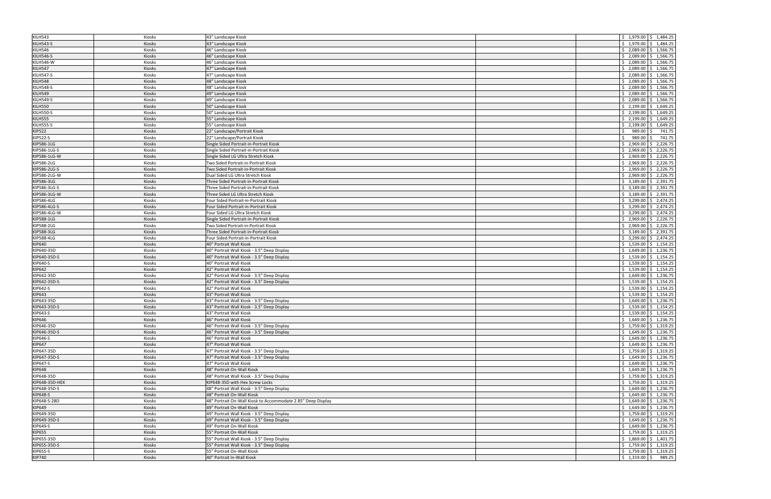| | | | | | | |
|---|---|---|---|---|---|---|
| KILH543 | Kiosks | 43" Landscape Kiosk | | | $ 1,979.00 | $ 1,484.25 |
| KILH543-S | Kiosks | 43" Landscape Kiosk | | | $ 1,979.00 | $ 1,484.25 |
| KILH546 | Kiosks | 46" Landscape Kiosk | | | $ 2,089.00 | $ 1,566.75 |
| KILH546-S | Kiosks | 46" Landscape Kiosk | | | $ 2,089.00 | $ 1,566.75 |
| KILH546-W | Kiosks | 46" Landscape Kiosk | | | $ 2,089.00 | $ 1,566.75 |
| KILH547 | Kiosks | 47" Landscape Kiosk | | | $ 2,089.00 | $ 1,566.75 |
| KILH547-S | Kiosks | 47" Landscape Kiosk | | | $ 2,089.00 | $ 1,566.75 |
| KILH548 | Kiosks | 48" Landscape Kiosk | | | $ 2,089.00 | $ 1,566.75 |
| KILH548-S | Kiosks | 48" Landscape Kiosk | | | $ 2,089.00 | $ 1,566.75 |
| KILH549 | Kiosks | 49" Landscape Kiosk | | | $ 2,089.00 | $ 1,566.75 |
| KILH549-S | Kiosks | 49" Landscape Kiosk | | | $ 2,089.00 | $ 1,566.75 |
| KILH550 | Kiosks | 50" Landscape Kiosk | | | $ 2,199.00 | $ 1,649.25 |
| KILH550-S | Kiosks | 50" Landscape Kiosk | | | $ 2,199.00 | $ 1,649.25 |
| KILH555 | Kiosks | 55" Landscape Kiosk | | | $ 2,199.00 | $ 1,649.25 |
| KILH555-S | Kiosks | 55" Landscape Kiosk | | | $ 2,199.00 | $ 1,649.25 |
| KIP522 | Kiosks | 22" Landscape/Portrait Kiosk | | | $ 989.00 | $ 741.75 |
| KIP522-S | Kiosks | 22" Landscape/Portrait Kiosk | | | $ 989.00 | $ 741.75 |
| KIP586-1LG | Kiosks | Single Sided Portrait-in-Portrait Kiosk | | | $ 2,969.00 | $ 2,226.75 |
| KIP586-1LG-S | Kiosks | Single Sided Portrait-in-Portrait Kiosk | | | $ 2,969.00 | $ 2,226.75 |
| KIP586-1LG-W | Kiosks | Single Sided LG Ultra Stretch Kiosk | | | $ 2,969.00 | $ 2,226.75 |
| KIP586-2LG | Kiosks | Two Sided Portrait-in-Portrait Kiosk | | | $ 2,969.00 | $ 2,226.75 |
| KIP586-2LG-S | Kiosks | Two Sided Portrait-in-Portrait Kiosk | | | $ 2,969.00 | $ 2,226.75 |
| KIP586-2LG-W | Kiosks | Dual Sided LG Ultra Stretch Kiosk | | | $ 2,969.00 | $ 2,226.75 |
| KIP586-3LG | Kiosks | Three Sided Portrait-in-Portrait Kiosk | | | $ 3,189.00 | $ 2,391.75 |
| KIP586-3LG-S | Kiosks | Three Sided Portrait-in-Portrait Kiosk | | | $ 3,189.00 | $ 2,391.75 |
| KIP586-3LG-W | Kiosks | Three Sided LG Ultra Stretch Kiosk | | | $ 3,189.00 | $ 2,391.75 |
| KIP586-4LG | Kiosks | Four Sided Portrait-in-Portrait Kiosk | | | $ 3,299.00 | $ 2,474.25 |
| KIP586-4LG-S | Kiosks | Four Sided Portrait-in-Portrait Kiosk | | | $ 3,299.00 | $ 2,474.25 |
| KIP586-4LG-W | Kiosks | Four Sided LG Ultra Stretch Kiosk | | | $ 3,299.00 | $ 2,474.25 |
| KIP588-1LG | Kiosks | Single Sided Portrait-in-Portrait Kiosk | | | $ 2,969.00 | $ 2,226.75 |
| KIP588-2LG | Kiosks | Two Sided Portrait-in-Portrait Kiosk | | | $ 2,969.00 | $ 2,226.75 |
| KIP588-3LG | Kiosks | Three Sided Portrait-in-Portrait Kiosk | | | $ 3,189.00 | $ 2,391.75 |
| KIP588-4LG | Kiosks | Four Sided Portrait-in-Portrait Kiosk | | | $ 3,299.00 | $ 2,474.25 |
| KIP640 | Kiosks | 40" Portrait Wall Kiosk | | | $ 1,539.00 | $ 1,154.25 |
| KIP640-35D | Kiosks | 40" Portrait Wall Kiosk - 3.5" Deep Display | | | $ 1,649.00 | $ 1,236.75 |
| KIP640-35D-S | Kiosks | 40" Portrait Wall Kiosk - 3.5" Deep Display | | | $ 1,539.00 | $ 1,154.25 |
| KIP640-S | Kiosks | 40" Portrait Wall Kiosk | | | $ 1,539.00 | $ 1,154.25 |
| KIP642 | Kiosks | 42" Portrait Wall Kiosk | | | $ 1,539.00 | $ 1,154.25 |
| KIP642-35D | Kiosks | 42" Portrait Wall Kiosk - 3.5" Deep Display | | | $ 1,649.00 | $ 1,236.75 |
| KIP642-35D-S | Kiosks | 42" Portrait Wall Kiosk - 3.5" Deep Display | | | $ 1,539.00 | $ 1,154.25 |
| KIP642-S | Kiosks | 42" Portrait Wall Kiosk | | | $ 1,539.00 | $ 1,154.25 |
| KIP643 | Kiosks | 43" Portrait Wall Kiosk | | | $ 1,539.00 | $ 1,154.25 |
| KIP643-35D | Kiosks | 43" Portrait Wall Kiosk - 3.5" Deep Display | | | $ 1,649.00 | $ 1,236.75 |
| KIP643-35D-S | Kiosks | 43" Portrait Wall Kiosk - 3.5" Deep Display | | | $ 1,539.00 | $ 1,154.25 |
| KIP643-S | Kiosks | 43" Portrait Wall Kiosk | | | $ 1,539.00 | $ 1,154.25 |
| KIP646 | Kiosks | 46" Portrait Wall Kiosk | | | $ 1,649.00 | $ 1,236.75 |
| KIP646-35D | Kiosks | 46" Portrait Wall Kiosk - 3.5" Deep Display | | | $ 1,759.00 | $ 1,319.25 |
| KIP646-35D-S | Kiosks | 46" Portrait Wall Kiosk - 3.5" Deep Display | | | $ 1,649.00 | $ 1,236.75 |
| KIP646-S | Kiosks | 46" Portrait Wall Kiosk | | | $ 1,649.00 | $ 1,236.75 |
| KIP647 | Kiosks | 47" Portrait Wall Kiosk | | | $ 1,649.00 | $ 1,236.75 |
| KIP647-35D | Kiosks | 47" Portrait Wall Kiosk - 3.5" Deep Display | | | $ 1,759.00 | $ 1,319.25 |
| KIP647-35D-S | Kiosks | 47" Portrait Wall Kiosk - 3.5" Deep Display | | | $ 1,649.00 | $ 1,236.75 |
| KIP647-S | Kiosks | 47" Portrait Wall Kiosk | | | $ 1,649.00 | $ 1,236.75 |
| KIP648 | Kiosks | 48" Portrait On-Wall Kiosk | | | $ 1,649.00 | $ 1,236.75 |
| KIP648-35D | Kiosks | 48" Portrait Wall Kiosk - 3.5" Deep Display | | | $ 1,759.00 | $ 1,319.25 |
| KIP648-35D-HEX | Kiosks | KIP648-35D with Hex Screw Locks | | | $ 1,759.00 | $ 1,319.25 |
| KIP648-35D-S | Kiosks | 48" Portrait Wall Kiosk - 3.5" Deep Display | | | $ 1,649.00 | $ 1,236.75 |
| KIP648-S | Kiosks | 48" Portrait On-Wall Kiosk | | | $ 1,649.00 | $ 1,236.75 |
| KIP648-S-28D | Kiosks | 48" Portrait On-Wall Kiosk to Accommodate 2.85" Deep Display | | | $ 1,649.00 | $ 1,236.75 |
| KIP649 | Kiosks | 49" Portrait On-Wall Kiosk | | | $ 1,649.00 | $ 1,236.75 |
| KIP649-35D | Kiosks | 49" Portrait Wall Kiosk - 3.5" Deep Display | | | $ 1,759.00 | $ 1,319.25 |
| KIP649-35D-S | Kiosks | 49" Portrait Wall Kiosk - 3.5" Deep Display | | | $ 1,649.00 | $ 1,236.75 |
| KIP649-S | Kiosks | 49" Portrait On-Wall Kiosk | | | $ 1,649.00 | $ 1,236.75 |
| KIP655 | Kiosks | 55" Portrait On-Wall Kiosk | | | $ 1,759.00 | $ 1,319.25 |
| KIP655-35D | Kiosks | 55" Portrait Wall Kiosk - 3.5" Deep Display | | | $ 1,869.00 | $ 1,401.75 |
| KIP655-35D-S | Kiosks | 55" Portrait Wall Kiosk - 3.5" Deep Display | | | $ 1,759.00 | $ 1,319.25 |
| KIP655-S | Kiosks | 55" Portrait On-Wall Kiosk | | | $ 1,759.00 | $ 1,319.25 |
| KIP740 | Kiosks | 40" Portrait In-Wall Kiosk | | | $ 1,319.00 | $ 989.25 |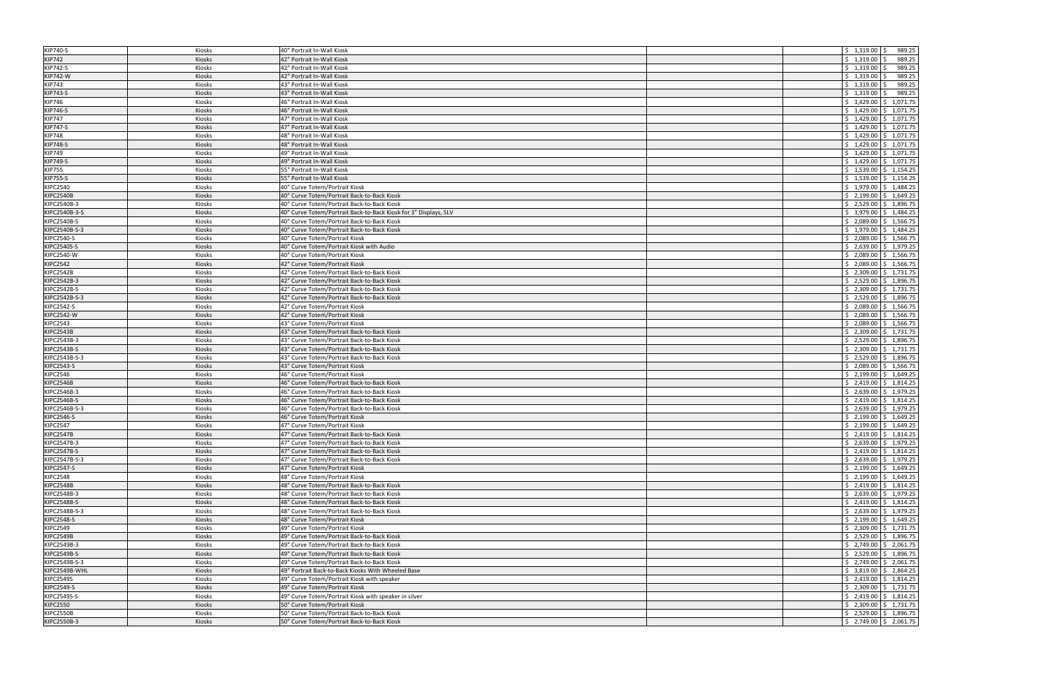| | | | | | | |
|---|---|---|---|---|---|---|
| KIP740-S | Kiosks | 40" Portrait In-Wall Kiosk | | | $ 1,319.00 | $ 989.25 |
| KIP742 | Kiosks | 42" Portrait In-Wall Kiosk | | | $ 1,319.00 | $ 989.25 |
| KIP742-S | Kiosks | 42" Portrait In-Wall Kiosk | | | $ 1,319.00 | $ 989.25 |
| KIP742-W | Kiosks | 42" Portrait In-Wall Kiosk | | | $ 1,319.00 | $ 989.25 |
| KIP743 | Kiosks | 43" Portrait In-Wall Kiosk | | | $ 1,319.00 | $ 989.25 |
| KIP743-S | Kiosks | 43" Portrait In-Wall Kiosk | | | $ 1,319.00 | $ 989.25 |
| KIP746 | Kiosks | 46" Portrait In-Wall Kiosk | | | $ 1,429.00 | $ 1,071.75 |
| KIP746-S | Kiosks | 46" Portrait In-Wall Kiosk | | | $ 1,429.00 | $ 1,071.75 |
| KIP747 | Kiosks | 47" Portrait In-Wall Kiosk | | | $ 1,429.00 | $ 1,071.75 |
| KIP747-S | Kiosks | 47" Portrait In-Wall Kiosk | | | $ 1,429.00 | $ 1,071.75 |
| KIP748 | Kiosks | 48" Portrait In-Wall Kiosk | | | $ 1,429.00 | $ 1,071.75 |
| KIP748-S | Kiosks | 48" Portrait In-Wall Kiosk | | | $ 1,429.00 | $ 1,071.75 |
| KIP749 | Kiosks | 49" Portrait In-Wall Kiosk | | | $ 1,429.00 | $ 1,071.75 |
| KIP749-S | Kiosks | 49" Portrait In-Wall Kiosk | | | $ 1,429.00 | $ 1,071.75 |
| KIP755 | Kiosks | 55" Portrait In-Wall Kiosk | | | $ 1,539.00 | $ 1,154.25 |
| KIP755-S | Kiosks | 55" Portrait In-Wall Kiosk | | | $ 1,539.00 | $ 1,154.25 |
| KIPC2540 | Kiosks | 40" Curve Totem/Portrait Kiosk | | | $ 1,979.00 | $ 1,484.25 |
| KIPC2540B | Kiosks | 40" Curve Totem/Portrait Back-to-Back Kiosk | | | $ 2,199.00 | $ 1,649.25 |
| KIPC2540B-3 | Kiosks | 40" Curve Totem/Portrait Back-to-Back Kiosk | | | $ 2,529.00 | $ 1,896.75 |
| KIPC2540B-3-S | Kiosks | 40" Curve Totem/Portrait Back-to-Back Kiosk for 3" Displays, SLV | | | $ 1,979.00 | $ 1,484.25 |
| KIPC2540B-S | Kiosks | 40" Curve Totem/Portrait Back-to-Back Kiosk | | | $ 2,089.00 | $ 1,566.75 |
| KIPC2540B-S-3 | Kiosks | 40" Curve Totem/Portrait Back-to-Back Kiosk | | | $ 1,979.00 | $ 1,484.25 |
| KIPC2540-S | Kiosks | 40" Curve Totem/Portrait Kiosk | | | $ 2,089.00 | $ 1,566.75 |
| KIPC2540S-S | Kiosks | 40" Curve Totem/Portrait Kiosk with Audio | | | $ 2,639.00 | $ 1,979.25 |
| KIPC2540-W | Kiosks | 40" Curve Totem/Portrait Kiosk | | | $ 2,089.00 | $ 1,566.75 |
| KIPC2542 | Kiosks | 42" Curve Totem/Portrait Kiosk | | | $ 2,089.00 | $ 1,566.75 |
| KIPC2542B | Kiosks | 42" Curve Totem/Portrait Back-to-Back Kiosk | | | $ 2,309.00 | $ 1,731.75 |
| KIPC2542B-3 | Kiosks | 42" Curve Totem/Portrait Back-to-Back Kiosk | | | $ 2,529.00 | $ 1,896.75 |
| KIPC2542B-S | Kiosks | 42" Curve Totem/Portrait Back-to-Back Kiosk | | | $ 2,309.00 | $ 1,731.75 |
| KIPC2542B-S-3 | Kiosks | 42" Curve Totem/Portrait Back-to-Back Kiosk | | | $ 2,529.00 | $ 1,896.75 |
| KIPC2542-S | Kiosks | 42" Curve Totem/Portrait Kiosk | | | $ 2,089.00 | $ 1,566.75 |
| KIPC2542-W | Kiosks | 42" Curve Totem/Portrait Kiosk | | | $ 2,089.00 | $ 1,566.75 |
| KIPC2543 | Kiosks | 43" Curve Totem/Portrait Kiosk | | | $ 2,089.00 | $ 1,566.75 |
| KIPC2543B | Kiosks | 43" Curve Totem/Portrait Back-to-Back Kiosk | | | $ 2,309.00 | $ 1,731.75 |
| KIPC2543B-3 | Kiosks | 43" Curve Totem/Portrait Back-to-Back Kiosk | | | $ 2,529.00 | $ 1,896.75 |
| KIPC2543B-S | Kiosks | 43" Curve Totem/Portrait Back-to-Back Kiosk | | | $ 2,309.00 | $ 1,731.75 |
| KIPC2543B-S-3 | Kiosks | 43" Curve Totem/Portrait Back-to-Back Kiosk | | | $ 2,529.00 | $ 1,896.75 |
| KIPC2543-S | Kiosks | 43" Curve Totem/Portrait Kiosk | | | $ 2,089.00 | $ 1,566.75 |
| KIPC2546 | Kiosks | 46" Curve Totem/Portrait Kiosk | | | $ 2,199.00 | $ 1,649.25 |
| KIPC2546B | Kiosks | 46" Curve Totem/Portrait Back-to-Back Kiosk | | | $ 2,419.00 | $ 1,814.25 |
| KIPC2546B-3 | Kiosks | 46" Curve Totem/Portrait Back-to-Back Kiosk | | | $ 2,639.00 | $ 1,979.25 |
| KIPC2546B-S | Kiosks | 46" Curve Totem/Portrait Back-to-Back Kiosk | | | $ 2,419.00 | $ 1,814.25 |
| KIPC2546B-S-3 | Kiosks | 46" Curve Totem/Portrait Back-to-Back Kiosk | | | $ 2,639.00 | $ 1,979.25 |
| KIPC2546-S | Kiosks | 46" Curve Totem/Portrait Kiosk | | | $ 2,199.00 | $ 1,649.25 |
| KIPC2547 | Kiosks | 47" Curve Totem/Portrait Kiosk | | | $ 2,199.00 | $ 1,649.25 |
| KIPC2547B | Kiosks | 47" Curve Totem/Portrait Back-to-Back Kiosk | | | $ 2,419.00 | $ 1,814.25 |
| KIPC2547B-3 | Kiosks | 47" Curve Totem/Portrait Back-to-Back Kiosk | | | $ 2,639.00 | $ 1,979.25 |
| KIPC2547B-S | Kiosks | 47" Curve Totem/Portrait Back-to-Back Kiosk | | | $ 2,419.00 | $ 1,814.25 |
| KIPC2547B-S-3 | Kiosks | 47" Curve Totem/Portrait Back-to-Back Kiosk | | | $ 2,639.00 | $ 1,979.25 |
| KIPC2547-S | Kiosks | 47" Curve Totem/Portrait Kiosk | | | $ 2,199.00 | $ 1,649.25 |
| KIPC2548 | Kiosks | 48" Curve Totem/Portrait Kiosk | | | $ 2,199.00 | $ 1,649.25 |
| KIPC2548B | Kiosks | 48" Curve Totem/Portrait Back-to-Back Kiosk | | | $ 2,419.00 | $ 1,814.25 |
| KIPC2548B-3 | Kiosks | 48" Curve Totem/Portrait Back-to-Back Kiosk | | | $ 2,639.00 | $ 1,979.25 |
| KIPC2548B-S | Kiosks | 48" Curve Totem/Portrait Back-to-Back Kiosk | | | $ 2,419.00 | $ 1,814.25 |
| KIPC2548B-S-3 | Kiosks | 48" Curve Totem/Portrait Back-to-Back Kiosk | | | $ 2,639.00 | $ 1,979.25 |
| KIPC2548-S | Kiosks | 48" Curve Totem/Portrait Kiosk | | | $ 2,199.00 | $ 1,649.25 |
| KIPC2549 | Kiosks | 49" Curve Totem/Portrait Kiosk | | | $ 2,309.00 | $ 1,731.75 |
| KIPC2549B | Kiosks | 49" Curve Totem/Portrait Back-to-Back Kiosk | | | $ 2,529.00 | $ 1,896.75 |
| KIPC2549B-3 | Kiosks | 49" Curve Totem/Portrait Back-to-Back Kiosk | | | $ 2,749.00 | $ 2,061.75 |
| KIPC2549B-S | Kiosks | 49" Curve Totem/Portrait Back-to-Back Kiosk | | | $ 2,529.00 | $ 1,896.75 |
| KIPC2549B-S-3 | Kiosks | 49" Curve Totem/Portrait Back-to-Back Kiosk | | | $ 2,749.00 | $ 2,061.75 |
| KIPC2549B-WHL | Kiosks | 49" Portrait Back-to-Back Kiosks With Wheeled Base | | | $ 3,819.00 | $ 2,864.25 |
| KIPC2549S | Kiosks | 49" Curve Totem/Portrait Kiosk with speaker | | | $ 2,419.00 | $ 1,814.25 |
| KIPC2549-S | Kiosks | 49" Curve Totem/Portrait Kiosk | | | $ 2,309.00 | $ 1,731.75 |
| KIPC2549S-S | Kiosks | 49" Curve Totem/Portrait Kiosk with speaker in silver | | | $ 2,419.00 | $ 1,814.25 |
| KIPC2550 | Kiosks | 50" Curve Totem/Portrait Kiosk | | | $ 2,309.00 | $ 1,731.75 |
| KIPC2550B | Kiosks | 50" Curve Totem/Portrait Back-to-Back Kiosk | | | $ 2,529.00 | $ 1,896.75 |
| KIPC2550B-3 | Kiosks | 50" Curve Totem/Portrait Back-to-Back Kiosk | | | $ 2,749.00 | $ 2,061.75 |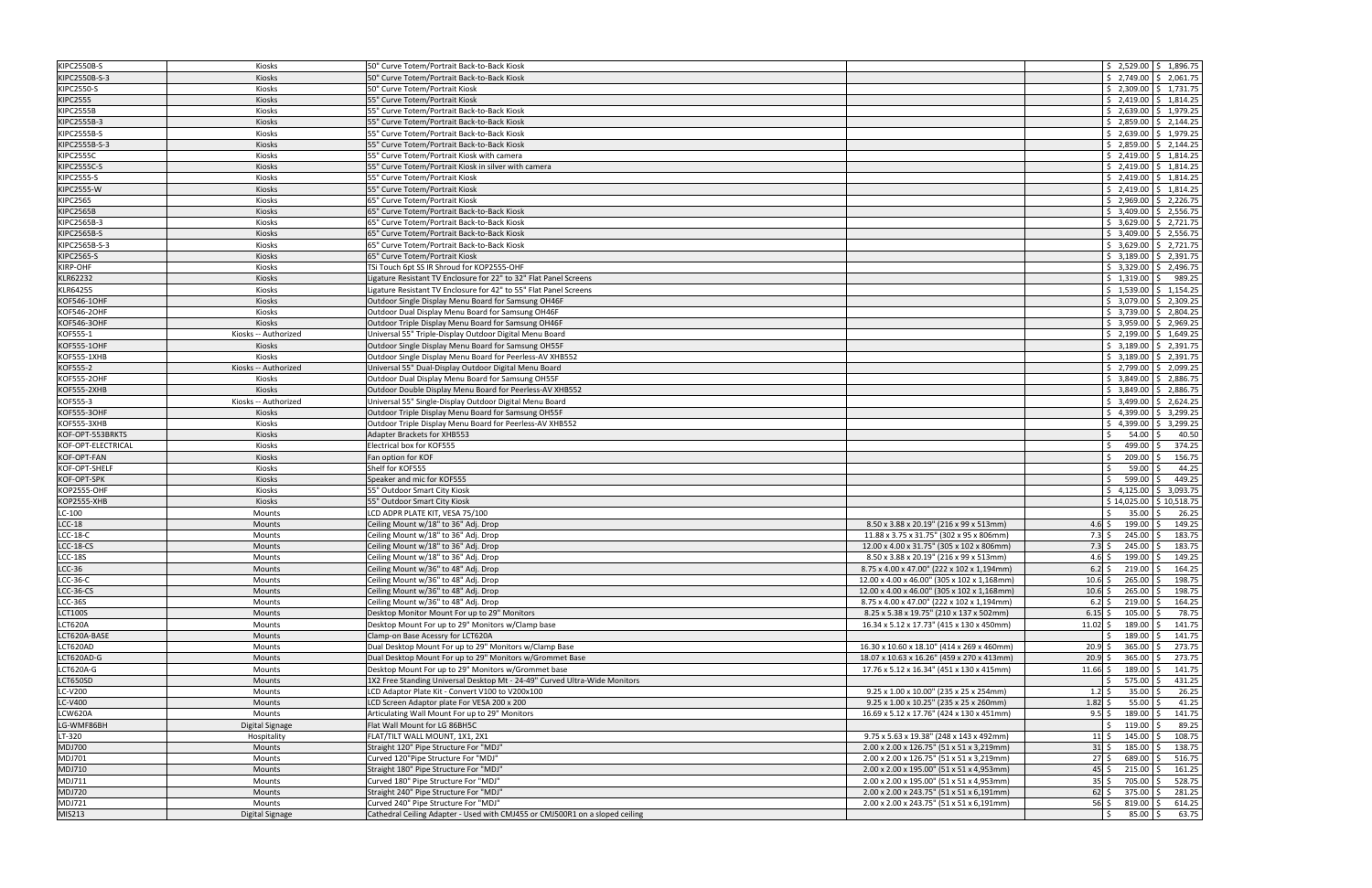| | | | | | | |
|---|---|---|---|---|---|---|
| KIPC2550B-S | Kiosks | 50" Curve Totem/Portrait Back-to-Back Kiosk | | | $ 2,529.00 | $ 1,896.75 |
| KIPC2550B-S-3 | Kiosks | 50" Curve Totem/Portrait Back-to-Back Kiosk | | | $ 2,749.00 | $ 2,061.75 |
| KIPC2550-S | Kiosks | 50" Curve Totem/Portrait Kiosk | | | $ 2,309.00 | $ 1,731.75 |
| KIPC2555 | Kiosks | 55" Curve Totem/Portrait Kiosk | | | $ 2,419.00 | $ 1,814.25 |
| KIPC2555B | Kiosks | 55" Curve Totem/Portrait Back-to-Back Kiosk | | | $ 2,639.00 | $ 1,979.25 |
| KIPC2555B-3 | Kiosks | 55" Curve Totem/Portrait Back-to-Back Kiosk | | | $ 2,859.00 | $ 2,144.25 |
| KIPC2555B-S | Kiosks | 55" Curve Totem/Portrait Back-to-Back Kiosk | | | $ 2,639.00 | $ 1,979.25 |
| KIPC2555B-S-3 | Kiosks | 55" Curve Totem/Portrait Back-to-Back Kiosk | | | $ 2,859.00 | $ 2,144.25 |
| KIPC2555C | Kiosks | 55" Curve Totem/Portrait Kiosk with camera | | | $ 2,419.00 | $ 1,814.25 |
| KIPC2555C-S | Kiosks | 55" Curve Totem/Portrait Kiosk in silver with camera | | | $ 2,419.00 | $ 1,814.25 |
| KIPC2555-S | Kiosks | 55" Curve Totem/Portrait Kiosk | | | $ 2,419.00 | $ 1,814.25 |
| KIPC2555-W | Kiosks | 55" Curve Totem/Portrait Kiosk | | | $ 2,419.00 | $ 1,814.25 |
| KIPC2565 | Kiosks | 65" Curve Totem/Portrait Kiosk | | | $ 2,969.00 | $ 2,226.75 |
| KIPC2565B | Kiosks | 65" Curve Totem/Portrait Back-to-Back Kiosk | | | $ 3,409.00 | $ 2,556.75 |
| KIPC2565B-3 | Kiosks | 65" Curve Totem/Portrait Back-to-Back Kiosk | | | $ 3,629.00 | $ 2,721.75 |
| KIPC2565B-S | Kiosks | 65" Curve Totem/Portrait Back-to-Back Kiosk | | | $ 3,409.00 | $ 2,556.75 |
| KIPC2565B-S-3 | Kiosks | 65" Curve Totem/Portrait Back-to-Back Kiosk | | | $ 3,629.00 | $ 2,721.75 |
| KIPC2565-S | Kiosks | 65" Curve Totem/Portrait Kiosk | | | $ 3,189.00 | $ 2,391.75 |
| KIRP-OHF | Kiosks | TSi Touch 6pt SS IR Shroud for KOP2555-OHF | | | $ 3,329.00 | $ 2,496.75 |
| KLR62232 | Kiosks | Ligature Resistant TV Enclosure for 22" to 32" Flat Panel Screens | | | $ 1,319.00 | $ 989.25 |
| KLR64255 | Kiosks | Ligature Resistant TV Enclosure for 42" to 55" Flat Panel Screens | | | $ 1,539.00 | $ 1,154.25 |
| KOF546-1OHF | Kiosks | Outdoor Single Display Menu Board for Samsung OH46F | | | $ 3,079.00 | $ 2,309.25 |
| KOF546-2OHF | Kiosks | Outdoor Dual Display Menu Board for Samsung OH46F | | | $ 3,739.00 | $ 2,804.25 |
| KOF546-3OHF | Kiosks | Outdoor Triple Display Menu Board for Samsung OH46F | | | $ 3,959.00 | $ 2,969.25 |
| KOF555-1 | Kiosks -- Authorized | Universal 55" Triple-Display Outdoor Digital Menu Board | | | $ 2,199.00 | $ 1,649.25 |
| KOF555-1OHF | Kiosks | Outdoor Single Display Menu Board for Samsung OH55F | | | $ 3,189.00 | $ 2,391.75 |
| KOF555-1XHB | Kiosks | Outdoor Single Display Menu Board for Peerless-AV XHB552 | | | $ 3,189.00 | $ 2,391.75 |
| KOF555-2 | Kiosks -- Authorized | Universal 55" Dual-Display Outdoor Digital Menu Board | | | $ 2,799.00 | $ 2,099.25 |
| KOF555-2OHF | Kiosks | Outdoor Dual Display Menu Board for Samsung OH55F | | | $ 3,849.00 | $ 2,886.75 |
| KOF555-2XHB | Kiosks | Outdoor Double Display Menu Board for Peerless-AV XHB552 | | | $ 3,849.00 | $ 2,886.75 |
| KOF555-3 | Kiosks -- Authorized | Universal 55" Single-Display Outdoor Digital Menu Board | | | $ 3,499.00 | $ 2,624.25 |
| KOF555-3OHF | Kiosks | Outdoor Triple Display Menu Board for Samsung OH55F | | | $ 4,399.00 | $ 3,299.25 |
| KOF555-3XHB | Kiosks | Outdoor Triple Display Menu Board for Peerless-AV XHB552 | | | $ 4,399.00 | $ 3,299.25 |
| KOF-OPT-553BRKTS | Kiosks | Adapter Brackets for XHB553 | | | $ 54.00 | $ 40.50 |
| KOF-OPT-ELECTRICAL | Kiosks | Electrical box for KOF555 | | | $ 499.00 | $ 374.25 |
| KOF-OPT-FAN | Kiosks | Fan option for KOF | | | $ 209.00 | $ 156.75 |
| KOF-OPT-SHELF | Kiosks | Shelf for KOF555 | | | $ 59.00 | $ 44.25 |
| KOF-OPT-SPK | Kiosks | Speaker and mic for KOF555 | | | $ 599.00 | $ 449.25 |
| KOP2555-OHF | Kiosks | 55" Outdoor Smart City Kiosk | | | $ 4,125.00 | $ 3,093.75 |
| KOP2555-XHB | Kiosks | 55" Outdoor Smart City Kiosk | | | $ 14,025.00 | $ 10,518.75 |
| LC-100 | Mounts | LCD ADPR PLATE KIT, VESA 75/100 | | | $ 35.00 | $ 26.25 |
| LCC-18 | Mounts | Ceiling Mount w/18" to 36" Adj. Drop | 8.50 x 3.88 x 20.19" (216 x 99 x 513mm) | 4.6 | $ 199.00 | $ 149.25 |
| LCC-18-C | Mounts | Ceiling Mount w/18" to 36" Adj. Drop | 11.88 x 3.75 x 31.75" (302 x 95 x 806mm) | 7.3 | $ 245.00 | $ 183.75 |
| LCC-18-CS | Mounts | Ceiling Mount w/18" to 36" Adj. Drop | 12.00 x 4.00 x 31.75" (305 x 102 x 806mm) | 7.3 | $ 245.00 | $ 183.75 |
| LCC-18S | Mounts | Ceiling Mount w/18" to 36" Adj. Drop | 8.50 x 3.88 x 20.19" (216 x 99 x 513mm) | 4.6 | $ 199.00 | $ 149.25 |
| LCC-36 | Mounts | Ceiling Mount w/36" to 48" Adj. Drop | 8.75 x 4.00 x 47.00" (222 x 102 x 1,194mm) | 6.2 | $ 219.00 | $ 164.25 |
| LCC-36-C | Mounts | Ceiling Mount w/36" to 48" Adj. Drop | 12.00 x 4.00 x 46.00" (305 x 102 x 1,168mm) | 10.6 | $ 265.00 | $ 198.75 |
| LCC-36-CS | Mounts | Ceiling Mount w/36" to 48" Adj. Drop | 12.00 x 4.00 x 46.00" (305 x 102 x 1,168mm) | 10.6 | $ 265.00 | $ 198.75 |
| LCC-36S | Mounts | Ceiling Mount w/36" to 48" Adj. Drop | 8.75 x 4.00 x 47.00" (222 x 102 x 1,194mm) | 6.2 | $ 219.00 | $ 164.25 |
| LCT100S | Mounts | Desktop Monitor Mount For up to 29" Monitors | 8.25 x 5.38 x 19.75" (210 x 137 x 502mm) | 6.15 | $ 105.00 | $ 78.75 |
| LCT620A | Mounts | Desktop Mount For up to 29" Monitors w/Clamp base | 16.34 x 5.12 x 17.73" (415 x 130 x 450mm) | 11.02 | $ 189.00 | $ 141.75 |
| LCT620A-BASE | Mounts | Clamp-on Base Acessry for LCT620A | | | $ 189.00 | $ 141.75 |
| LCT620AD | Mounts | Dual Desktop Mount For up to 29" Monitors w/Clamp Base | 16.30 x 10.60 x 18.10" (414 x 269 x 460mm) | 20.9 | $ 365.00 | $ 273.75 |
| LCT620AD-G | Mounts | Dual Desktop Mount For up to 29" Monitors w/Grommet Base | 18.07 x 10.63 x 16.26" (459 x 270 x 413mm) | 20.9 | $ 365.00 | $ 273.75 |
| LCT620A-G | Mounts | Desktop Mount For up to 29" Monitors w/Grommet base | 17.76 x 5.12 x 16.34" (451 x 130 x 415mm) | 11.66 | $ 189.00 | $ 141.75 |
| LCT650SD | Mounts | 1X2 Free Standing Universal Desktop Mt - 24-49" Curved Ultra-Wide Monitors | | | $ 575.00 | $ 431.25 |
| LC-V200 | Mounts | LCD Adaptor Plate Kit - Convert V100 to V200x100 | 9.25 x 1.00 x 10.00" (235 x 25 x 254mm) | 1.2 | $ 35.00 | $ 26.25 |
| LC-V400 | Mounts | LCD Screen Adaptor plate For VESA 200 x 200 | 9.25 x 1.00 x 10.25" (235 x 25 x 260mm) | 1.82 | $ 55.00 | $ 41.25 |
| LCW620A | Mounts | Articulating Wall Mount For up to 29" Monitors | 16.69 x 5.12 x 17.76" (424 x 130 x 451mm) | 9.5 | $ 189.00 | $ 141.75 |
| LG-WMF86BH | Digital Signage | Flat Wall Mount for LG 86BH5C | | | $ 119.00 | $ 89.25 |
| LT-320 | Hospitality | FLAT/TILT WALL MOUNT, 1X1, 2X1 | 9.75 x 5.63 x 19.38" (248 x 143 x 492mm) | 11 | $ 145.00 | $ 108.75 |
| MDJ700 | Mounts | Straight 120" Pipe Structure For "MDJ" | 2.00 x 2.00 x 126.75" (51 x 51 x 3,219mm) | 31 | $ 185.00 | $ 138.75 |
| MDJ701 | Mounts | Curved 120"Pipe Structure For "MDJ" | 2.00 x 2.00 x 126.75" (51 x 51 x 3,219mm) | 27 | $ 689.00 | $ 516.75 |
| MDJ710 | Mounts | Straight 180" Pipe Structure For "MDJ" | 2.00 x 2.00 x 195.00" (51 x 51 x 4,953mm) | 45 | $ 215.00 | $ 161.25 |
| MDJ711 | Mounts | Curved 180" Pipe Structure For "MDJ" | 2.00 x 2.00 x 195.00" (51 x 51 x 4,953mm) | 35 | $ 705.00 | $ 528.75 |
| MDJ720 | Mounts | Straight 240" Pipe Structure For "MDJ" | 2.00 x 2.00 x 243.75" (51 x 51 x 6,191mm) | 62 | $ 375.00 | $ 281.25 |
| MDJ721 | Mounts | Curved 240" Pipe Structure For "MDJ" | 2.00 x 2.00 x 243.75" (51 x 51 x 6,191mm) | 56 | $ 819.00 | $ 614.25 |
| MIS213 | Digital Signage | Cathedral Ceiling Adapter - Used with CMJ455 or CMJ500R1 on a sloped ceiling | | | $ 85.00 | $ 63.75 |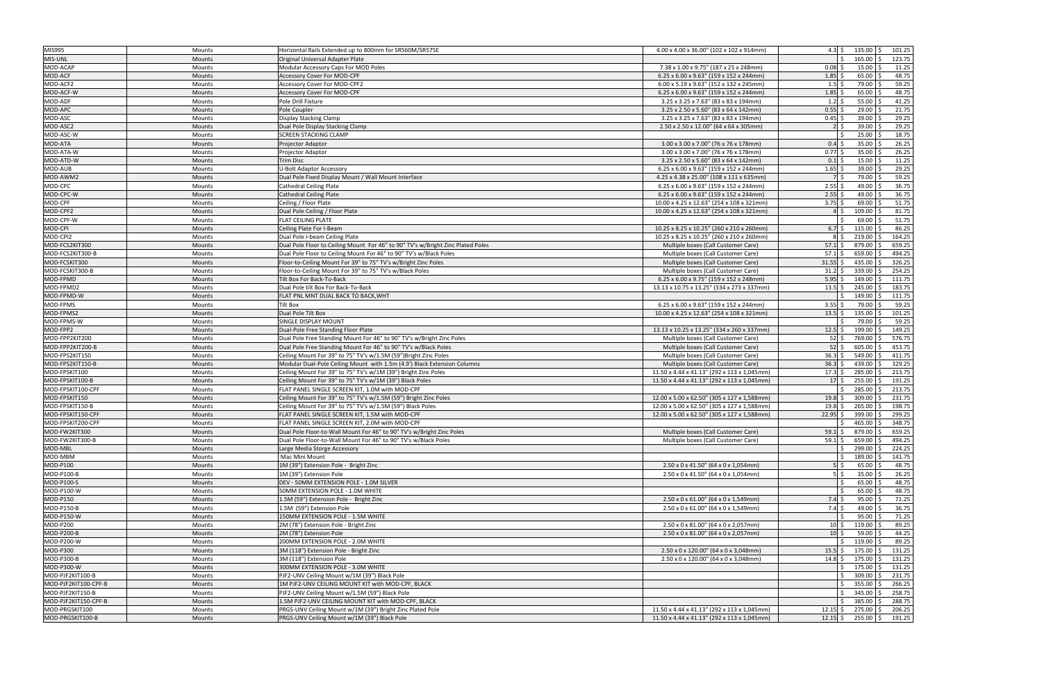| | | | | | | |
|---|---|---|---|---|---|---|
| MIS995 | Mounts | Horizontal Rails Extended up to 800mm for SR560M/SR575E | 4.00 x 4.00 x 36.00" (102 x 102 x 914mm) | 4.3 | $ 135.00 | $ 101.25 |
| MIS-UNL | Mounts | Original Universal Adapter Plate | | | $ 165.00 | $ 123.75 |
| MOD-ACAP | Mounts | Modular Accessory Caps For MOD Poles | 7.38 x 1.00 x 9.75" (187 x 25 x 248mm) | 0.08 | $ 15.00 | $ 11.25 |
| MOD-ACF | Mounts | Accessory Cover For MOD-CPF | 6.25 x 6.00 x 9.63" (159 x 152 x 244mm) | 1.85 | $ 65.00 | $ 48.75 |
| MOD-ACF2 | Mounts | Accessory Cover For MOD-CPF2 | 6.00 x 5.19 x 9.63" (152 x 132 x 245mm) | 1.5 | $ 79.00 | $ 59.25 |
| MOD-ACF-W | Mounts | Accessory Cover For MOD-CPF | 6.25 x 6.00 x 9.63" (159 x 152 x 244mm) | 1.85 | $ 65.00 | $ 48.75 |
| MOD-ADF | Mounts | Pole Drill Fixture | 3.25 x 3.25 x 7.63" (83 x 83 x 194mm) | 1.2 | $ 55.00 | $ 41.25 |
| MOD-APC | Mounts | Pole Coupler | 3.25 x 2.50 x 5.60" (83 x 64 x 142mm) | 0.55 | $ 29.00 | $ 21.75 |
| MOD-ASC | Mounts | Display Stacking Clamp | 3.25 x 3.25 x 7.63" (83 x 83 x 194mm) | 0.45 | $ 39.00 | $ 29.25 |
| MOD-ASC2 | Mounts | Dual Pole Display Stacking Clamp | 2.50 x 2.50 x 12.00" (64 x 64 x 305mm) | 2 | $ 39.00 | $ 29.25 |
| MOD-ASC-W | Mounts | SCREEN STACKING CLAMP | | | $ 25.00 | $ 18.75 |
| MOD-ATA | Mounts | Projector Adaptor | 3.00 x 3.00 x 7.00" (76 x 76 x 178mm) | 0.4 | $ 35.00 | $ 26.25 |
| MOD-ATA-W | Mounts | Projector Adaptor | 3.00 x 3.00 x 7.00" (76 x 76 x 178mm) | 0.77 | $ 35.00 | $ 26.25 |
| MOD-ATD-W | Mounts | Trim Disc | 3.25 x 2.50 x 5.60" (83 x 64 x 142mm) | 0.1 | $ 15.00 | $ 11.25 |
| MOD-AUB | Mounts | U-Bolt Adaptor Accessory | 6.25 x 6.00 x 9.63" (159 x 152 x 244mm) | 1.65 | $ 39.00 | $ 29.25 |
| MOD-AWM2 | Mounts | Dual Pole Fixed Display Mount / Wall Mount Interface | 4.25 x 4.38 x 25.00" (108 x 111 x 635mm) | 7 | $ 79.00 | $ 59.25 |
| MOD-CPC | Mounts | Cathedral Ceiling Plate | 6.25 x 6.00 x 9.63" (159 x 152 x 244mm) | 2.55 | $ 49.00 | $ 36.75 |
| MOD-CPC-W | Mounts | Cathedral Ceiling Plate | 6.25 x 6.00 x 9.63" (159 x 152 x 244mm) | 2.55 | $ 49.00 | $ 36.75 |
| MOD-CPF | Mounts | Ceiling / Floor Plate | 10.00 x 4.25 x 12.63" (254 x 108 x 321mm) | 3.75 | $ 69.00 | $ 51.75 |
| MOD-CPF2 | Mounts | Dual Pole Ceiling / Floor Plate | 10.00 x 4.25 x 12.63" (254 x 108 x 321mm) | 4 | $ 109.00 | $ 81.75 |
| MOD-CPF-W | Mounts | FLAT CEILING PLATE | | | $ 69.00 | $ 51.75 |
| MOD-CPI | Mounts | Ceiling Plate For I-Beam | 10.25 x 8.25 x 10.25" (260 x 210 x 260mm) | 6.7 | $ 115.00 | $ 86.25 |
| MOD-CPI2 | Mounts | Dual Pole I-beam Ceiling Plate | 10.25 x 8.25 x 10.25" (260 x 210 x 260mm) | 8 | $ 219.00 | $ 164.25 |
| MOD-FCS2KIT300 | Mounts | Dual Pole Floor to Ceiling Mount For 46" to 90" TV's w/Bright Zinc Plated Poles | Multiple boxes (Call Customer Care) | 57.1 | $ 879.00 | $ 659.25 |
| MOD-FCS2KIT300-B | Mounts | Dual Pole Floor to Ceiling Mount For 46" to 90" TV's w/Black Poles | Multiple boxes (Call Customer Care) | 57.1 | $ 659.00 | $ 494.25 |
| MOD-FCSKIT300 | Mounts | Floor-to-Ceiling Mount For 39" to 75" TV's w/Bright Zinc Poles | Multiple boxes (Call Customer Care) | 31.55 | $ 435.00 | $ 326.25 |
| MOD-FCSKIT300-B | Mounts | Floor-to-Ceiling Mount For 39" to 75" TV's w/Black Poles | Multiple boxes (Call Customer Care) | 31.2 | $ 339.00 | $ 254.25 |
| MOD-FPMD | Mounts | Tilt Box For Back-To-Back | 6.25 x 6.00 x 9.75" (159 x 152 x 248mm) | 5.95 | $ 149.00 | $ 111.75 |
| MOD-FPMD2 | Mounts | Dual Pole tilt Box For Back-To-Back | 13.13 x 10.75 x 13.25" (334 x 273 x 337mm) | 13.5 | $ 245.00 | $ 183.75 |
| MOD-FPMD-W | Mounts | FLAT PNL MNT DUAL BACK TO BACK,WHT | | | $ 149.00 | $ 111.75 |
| MOD-FPMS | Mounts | Tilt Box | 6.25 x 6.00 x 9.63" (159 x 152 x 244mm) | 3.55 | $ 79.00 | $ 59.25 |
| MOD-FPMS2 | Mounts | Dual Pole Tilt Box | 10.00 x 4.25 x 12.63" (254 x 108 x 321mm) | 13.5 | $ 135.00 | $ 101.25 |
| MOD-FPMS-W | Mounts | SINGLE DISPLAY MOUNT | | | $ 79.00 | $ 59.25 |
| MOD-FPP2 | Mounts | Dual-Pole Free Standing Floor Plate | 13.13 x 10.25 x 13.25" (334 x 260 x 337mm) | 12.5 | $ 199.00 | $ 149.25 |
| MOD-FPP2KIT200 | Mounts | Dual Pole Free Standing Mount For 46" to 90" TV's w/Bright Zinc Poles | Multiple boxes (Call Customer Care) | 52 | $ 769.00 | $ 576.75 |
| MOD-FPP2KIT200-B | Mounts | Dual Pole Free Standing Mount For 46" to 90" TV's w/Black Poles | Multiple boxes (Call Customer Care) | 52 | $ 605.00 | $ 453.75 |
| MOD-FPS2KIT150 | Mounts | Ceiling Mount For 39" to 75" TV's w/1.5M (59")Bright Zinc Poles | Multiple boxes (Call Customer Care) | 36.3 | $ 549.00 | $ 411.75 |
| MOD-FPS2KIT150-B | Mounts | Modular Dual-Pole Ceiling Mount with 1.5m (4.9') Black Extension Columns | Multiple boxes (Call Customer Care) | 36.3 | $ 439.00 | $ 329.25 |
| MOD-FPSKIT100 | Mounts | Ceiling Mount For 39" to 75" TV's w/1M (39") Bright Zinc Poles | 11.50 x 4.44 x 41.13" (292 x 113 x 1,045mm) | 17.3 | $ 285.00 | $ 213.75 |
| MOD-FPSKIT100-B | Mounts | Ceiling Mount For 39" to 75" TV's w/1M (39") Black Poles | 11.50 x 4.44 x 41.13" (292 x 113 x 1,045mm) | 17 | $ 255.00 | $ 191.25 |
| MOD-FPSKIT100-CPF | Mounts | FLAT PANEL SINGLE SCREEN KIT, 1.0M with MOD-CPF | | | $ 285.00 | $ 213.75 |
| MOD-FPSKIT150 | Mounts | Ceiling Mount For 39" to 75" TV's w/1.5M (59") Bright Zinc Poles | 12.00 x 5.00 x 62.50" (305 x 127 x 1,588mm) | 19.8 | $ 309.00 | $ 231.75 |
| MOD-FPSKIT150-B | Mounts | Ceiling Mount For 39" to 75" TV's w/1.5M (59") Black Poles | 12.00 x 5.00 x 62.50" (305 x 127 x 1,588mm) | 19.8 | $ 265.00 | $ 198.75 |
| MOD-FPSKIT150-CPF | Mounts | FLAT PANEL SINGLE SCREEN KIT, 1.5M with MOD-CPF | 12.00 x 5.00 x 62.50" (305 x 127 x 1,588mm) | 22.95 | $ 399.00 | $ 299.25 |
| MOD-FPSKIT200-CPF | Mounts | FLAT PANEL SINGLE SCREEN KIT, 2.0M with MOD-CPF | | | $ 465.00 | $ 348.75 |
| MOD-FW2KIT300 | Mounts | Dual Pole Floor-to-Wall Mount For 46" to 90" TV's w/Bright Zinc Poles | Multiple boxes (Call Customer Care) | 59.1 | $ 879.00 | $ 659.25 |
| MOD-FW2KIT300-B | Mounts | Dual Pole Floor-to-Wall Mount For 46" to 90" TV's w/Black Poles | Multiple boxes (Call Customer Care) | 59.1 | $ 659.00 | $ 494.25 |
| MOD-MBL | Mounts | Large Media Storge Accessory | | | $ 299.00 | $ 224.25 |
| MOD-MBM | Mounts | Mac Mini Mount | | | $ 189.00 | $ 141.75 |
| MOD-P100 | Mounts | 1M (39") Extension Pole - Bright Zinc | 2.50 x 0 x 41.50" (64 x 0 x 1,054mm) | 5 | $ 65.00 | $ 48.75 |
| MOD-P100-B | Mounts | 1M (39") Extension Pole | 2.50 x 0 x 41.50" (64 x 0 x 1,054mm) | 5 | $ 35.00 | $ 26.25 |
| MOD-P100-S | Mounts | DEV - 50MM EXTENSION POLE - 1.0M SILVER | | | $ 65.00 | $ 48.75 |
| MOD-P100-W | Mounts | 50MM EXTENSION POLE - 1.0M WHITE | | | $ 65.00 | $ 48.75 |
| MOD-P150 | Mounts | 1.5M (59") Extension Pole - Bright Zinc | 2.50 x 0 x 61.00" (64 x 0 x 1,549mm) | 7.4 | $ 95.00 | $ 71.25 |
| MOD-P150-B | Mounts | 1.5M (59") Extension Pole | 2.50 x 0 x 61.00" (64 x 0 x 1,549mm) | 7.4 | $ 49.00 | $ 36.75 |
| MOD-P150-W | Mounts | 150MM EXTENSION POLE - 1.5M WHITE | | | $ 95.00 | $ 71.25 |
| MOD-P200 | Mounts | 2M (78") Extension Pole - Bright Zinc | 2.50 x 0 x 81.00" (64 x 0 x 2,057mm) | 10 | $ 119.00 | $ 89.25 |
| MOD-P200-B | Mounts | 2M (78") Extension Pole | 2.50 x 0 x 81.00" (64 x 0 x 2,057mm) | 10 | $ 59.00 | $ 44.25 |
| MOD-P200-W | Mounts | 200MM EXTENSION POLE - 2.0M WHITE | | | $ 119.00 | $ 89.25 |
| MOD-P300 | Mounts | 3M (118") Extension Pole - Bright Zinc | 2.50 x 0 x 120.00" (64 x 0 x 3,048mm) | 15.5 | $ 175.00 | $ 131.25 |
| MOD-P300-B | Mounts | 3M (118") Extension Pole | 2.50 x 0 x 120.00" (64 x 0 x 3,048mm) | 14.8 | $ 175.00 | $ 131.25 |
| MOD-P300-W | Mounts | 300MM EXTENSION POLE - 3.0M WHITE | | | $ 175.00 | $ 131.25 |
| MOD-PJF2KIT100-B | Mounts | PJF2-UNV Ceiling Mount w/1M (39") Black Pole | | | $ 309.00 | $ 231.75 |
| MOD-PJF2KIT100-CPF-B | Mounts | 1M PJF2-UNV CEILING MOUNT KIT with MOD-CPF, BLACK | | | $ 355.00 | $ 266.25 |
| MOD-PJF2KIT150-B | Mounts | PJF2-UNV Ceiling Mount w/1.5M (59") Black Pole | | | $ 345.00 | $ 258.75 |
| MOD-PJF2KIT150-CPF-B | Mounts | 1.5M PJF2-UNV CEILING MOUNT KIT with MOD-CPF, BLACK | | | $ 385.00 | $ 288.75 |
| MOD-PRGSKIT100 | Mounts | PRGS-UNV Ceiling Mount w/1M (39") Bright Zinc Plated Pole | 11.50 x 4.44 x 41.13" (292 x 113 x 1,045mm) | 12.15 | $ 275.00 | $ 206.25 |
| MOD-PRGSKIT100-B | Mounts | PRGS-UNV Ceiling Mount w/1M (39") Black Pole | 11.50 x 4.44 x 41.13" (292 x 113 x 1,045mm) | 12.15 | $ 255.00 | $ 191.25 |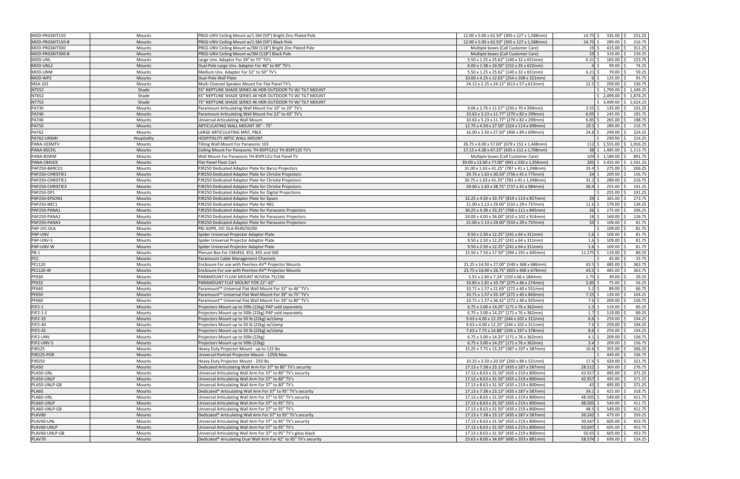| MOD-PRGSKIT150 | Mounts | PRGS-UNV Ceiling Mount w/1.5M (59") Bright Zinc Plated Pole | 12.00 x 5.00 x 62.50" (305 x 127 x 1,588mm) | 14.75 | $ 335.00 | $ 251.25 |
|---|---|---|---|---|---|---|
| MOD-PRGSKIT150-B | Mounts | PRGS-UNV Ceiling Mount w/1.5M (59") Black Pole | 12.00 x 5.00 x 62.50" (305 x 127 x 1,588mm) | 14.75 | $ 289.00 | $ 216.75 |
| MOD-PRGSKIT300 | Mounts | PRGS-UNV Ceiling Mount w/3M (118") Bright Zinc Plated Pole | Multiple boxes (Call Customer Care) | 19 | $ 415.00 | $ 311.25 |
| MOD-PRGSKIT300-B | Mounts | PRGS-UNV Ceiling Mount w/3M (118") Black Pole | Multiple boxes (Call Customer Care) | 19 | $ 319.00 | $ 239.25 |
| MOD-UNL | Mounts | Large Unv. Adaptor For 39" to 75" TV's | 5.50 x 1.25 x 25.62" (140 x 32 x 651mm) | 6.21 | $ 165.00 | $ 123.75 |
| MOD-UNL2 | Mounts | Dual-Pole Large Unv. Adaptor For 46" to 90" TV's | 6.00 x 1.38 x 24.50" (152 x 35 x 622mm) | 4 | $ 99.00 | $ 74.25 |
| MOD-UNM | Mounts | Medium Unv. Adaptor For 32" to 50" TV's | 5.50 x 1.25 x 25.62" (140 x 32 x 651mm) | 6.21 | $ 79.00 | $ 59.25 |
| MOD-WP2 | Mounts | Dual-Pole Wall Plate | 10.00 x 4.25 x 12.63" (254 x 108 x 321mm) | 6 | $ 125.00 | $ 93.75 |
| MSA-101 | Mounts | Multi-Channel Speaker Mount For Flat Panel TV's | 24.12 x 2.25 x 24.12" (613 x 57 x 613mm) | 12.5 | $ 209.00 | $ 156.75 |
| NT552 | Shade | 55" NEPTUNE SHADE SERIES 4K HDR OUTDOOR TV W/ TILT MOUNT | | | $ 1,799.00 | $ 1,349.25 |
| NT652 | Shade | 65" NEPTUNE SHADE SERIES 4K HDR OUTDOOR TV W/ TILT MOUNT | | | $ 2,499.00 | $ 1,874.25 |
| NT752 | Shade | 75" NEPTUNE SHADE SERIES 4K HDR OUTDOOR TV W/ TILT MOUNT | | | $ 3,499.00 | $ 2,624.25 |
| PA730 | Mounts | Paramount Articulating Wall Mount For 10" to 29" TV's | 9.06 x 2.76 x 11.57" (230 x 70 x 294mm) | 3.55 | $ 135.00 | $ 101.25 |
| PA740 | Mounts | Paramount Articulating Wall Mount For 22" to 43" TV's | 10.63 x 3.23 x 11.77" (270 x 82 x 299mm) | 6.05 | $ 245.00 | $ 183.75 |
| PA746 | Mounts | Universal Articulating Wall Mount | 10.63 x 3.23 x 11.77" (270 x 82 x 299mm) | 6.85 | $ 265.00 | $ 198.75 |
| PA750 | Mounts | ARTICULATING WALL MOUNT 39" - 75" | 12.75 x 4.50 x 27.50" (324 x 114 x 699mm) | 19.5 | $ 289.00 | $ 216.75 |
| PA762 | Mounts | LARGE ARTICULATING MNT, PBLK | 16.00 x 3.50 x 27.50" (406 x 89 x 699mm) | 24.8 | $ 299.00 | $ 224.25 |
| PA762-UNMH | Hospitality | HOSPITALITY ARTIC WALL MOUNT | | | $ 299.00 | $ 224.25 |
| PANA-103MTV | Mounts | Tilting Wall Mount For Panasonic 103 | 26.75 x 6.00 x 57.00" (679 x 152 x 1,448mm) | 112 | $ 2,555.00 | $ 1,916.25 |
| PANA-85CEIL | Mounts | Ceiling Mount For Panasonic TH-85PF12U/ TH-85PF12E TV's | 17.13 x 4.38 x 67.25" (435 x 111 x 1,708mm) | 38 | $ 1,485.00 | $ 1,113.75 |
| PANA-85WM | Mounts | Wall Mount For Panasonic TH-85PF12U Flat Panel TV | Multiple boxes (Call Customer Care) | 109 | $ 1,189.00 | $ 891.75 |
| PANA-C84103 | Mounts | Flat Panel Floor Cart | 39.00 x 13.00 x 77.00" (991 x 330 x 1,956mm) | 205 | $ 3,455.00 | $ 2,591.25 |
| PAP250-BARCO1 | Mounts | PJR250 Dedicated Adaptor Plate for Barco Projectors | 31.00 x 1.63 x 41.25" (787 x 41 x 1,048mm) | 33.4 | $ 275.00 | $ 206.25 |
| PAP250-CHRISTIE1 | Mounts | PJR250 Dedicated Adaptor Plate for Christie Projectors | 29.75 x 1.63 x 30.50" (756 x 41 x 775mm) | 24 | $ 209.00 | $ 156.75 |
| PAP250-CHRISTIE2 | Mounts | PJR250 Dedicated Adaptor Plate for Christie Projectors | 30.75 x 1.63 x 41.25" (781 x 41 x 1,048mm) | 31.2 | $ 289.00 | $ 216.75 |
| PAP250-CHRISTIE3 | Mounts | PJR250 Dedicated Adaptor Plate for Christie Projectors | 29.00 x 1.63 x 38.75" (737 x 41 x 984mm) | 26.4 | $ 255.00 | $ 191.25 |
| PAP250-DP1 | Mounts | PJR250 Dedicated Adaptor Plate for Digital Projections | | | $ 255.00 | $ 191.25 |
| PAP250-EPSON1 | Mounts | PJR250 Dedicated Adaptor Plate for Epson | 32.25 x 4.50 x 33.75" (819 x 114 x 857mm) | 29 | $ 365.00 | $ 273.75 |
| PAP250-NEC1 | Mounts | PJR250 Dedicated Adaptor Plate for NEC | 21.00 x 1.13 x 29.00" (533 x 29 x 737mm) | 11.6 | $ 179.00 | $ 134.25 |
| PAP250-PANA1 | Mounts | PJR250 Dedicated Adaptor Plate for Panasonic Projectors | 30.25 x 4.38 x 33.25" (768 x 111 x 845mm) | 26 | $ 275.00 | $ 206.25 |
| PAP250-PANA2 | Mounts | PJR250 Dedicated Adaptor Plate for Panasonic Projectors | 24.00 x 4.00 x 36.00" (610 x 102 x 914mm) | 18 | $ 169.00 | $ 126.75 |
| PAP250-PANA3 | Mounts | PJR250 Dedicated Adaptor Plate for Panasonic Projectors | 21.00 x 1.13 x 29.00" (533 x 29 x 737mm) | 10 | $ 109.00 | $ 81.75 |
| PAP-JVC-DLA | Mounts | PRJ ADPR, JVC DLA-RS40/50/60 | | | $ 109.00 | $ 81.75 |
| PAP-UNV | Mounts | Spider Universal Projector Adaptor Plate | 9.50 x 2.50 x 12.25" (241 x 64 x 311mm) | 1.6 | $ 109.00 | $ 81.75 |
| PAP-UNV-S | Mounts | Spider Universal Projector Adaptor Plate | 9.50 x 2.50 x 12.25" (241 x 64 x 311mm) | 1.6 | $ 109.00 | $ 81.75 |
| PAP-UNV-W | Mounts | Spider Universal Projector Adaptor Plate | 9.50 x 2.50 x 12.25" (241 x 64 x 311mm) | 1.6 | $ 109.00 | $ 81.75 |
| PB-1 | Mounts | Plenum Box For CMJ450, 453, 455 and 500 | 15.50 x 7.50 x 17.50" (394 x 191 x 445mm) | 11.275 | $ 119.00 | $ 89.25 |
| PCC | Mounts | Paramount Cable Management Channels | | | $ 45.00 | $ 33.75 |
| PE1120 | Mounts | Enclosure For use with Peerless-AV® Projector Mounts | 21.25 x 14.50 x 27.00" (540 x 368 x 686mm) | 43.5 | $ 485.00 | $ 363.75 |
| PE1120-W | Mounts | Enclosure For use with Peerless-AV® Projector Mounts | 23.75 x 16.00 x 26.75" (603 x 406 x 679mm) | 43.5 | $ 485.00 | $ 363.75 |
| PF630 | Mounts | PARAMOUNT FLUSH MOUNT W/VESA 75/100 | 5.91 x 2.60 x 7.24" (150 x 66 x 184mm) | 1.75 | $ 39.00 | $ 29.25 |
| PF632 | Mounts | PARAMOUNT FLAT MOUNT FOR 22"-43" | 10.83 x 1.81 x 10.79" (275 x 46 x 274mm) | 2.85 | $ 75.00 | $ 56.25 |
| PF640 | Mounts | Paramount™ Universal Flat Wall Mount For 32" to 46" TV's | 10.71 x 1.57 x 21.69" (272 x 40 x 551mm) | 5.2 | $ 89.00 | $ 66.75 |
| PF650 | Mounts | Paramount™ Universal Flat Wall Mount For 39" to 75" TV's | 10.71 x 1.57 x 33.19" (272 x 40 x 843mm) | 7.15 | $ 139.00 | $ 104.25 |
| PF660 | Mounts | Paramount™ Universal Flat Wall Mount For 39" to 80" TV's | 10.71 x 1.57 x 36.42" (272 x 40 x 925mm) | 7.6 | $ 209.00 | $ 156.75 |
| PJF2-1 | Mounts | Projectors Mount up to 50lb (22kg) PAP sold separately | 6.75 x 3.00 x 14.25" (171 x 76 x 362mm) | 1.3 | $ 119.00 | $ 89.25 |
| PJF2-1-S | Mounts | Projectors Mount up to 50lb (22kg) PAP sold separately | 6.75 x 3.00 x 14.25" (171 x 76 x 362mm) | 1.7 | $ 119.00 | $ 89.25 |
| PJF2-35 | Mounts | Projectors Mount up to 50 lb (22kg) w/clamp | 9.63 x 4.00 x 12.25" (244 x 102 x 311mm) | 6.6 | $ 259.00 | $ 194.25 |
| PJF2-40 | Mounts | Projectors Mount up to 50 lb (22kg) w/clamp | 9.63 x 4.00 x 12.25" (244 x 102 x 311mm) | 7.6 | $ 259.00 | $ 194.25 |
| PJF2-45 | Mounts | Projectors Mount up to 50 lb (22kg) w/clamp | 7.63 x 7.75 x 14.88" (194 x 197 x 378mm) | 8.6 | $ 259.00 | $ 194.25 |
| PJF2-UNV | Mounts | Projectors Mount up to 50lb (22kg) | 6.75 x 3.00 x 14.25" (171 x 76 x 362mm) | 4.1 | $ 209.00 | $ 156.75 |
| PJF2-UNV-S | Mounts | Projectors Mount up to 50lb (22kg) | 6.75 x 3.00 x 14.25" (171 x 76 x 362mm) | 3.4 | $ 209.00 | $ 156.75 |
| PJR125 | Mounts | Heavy Duty Projector Mount - up to 125 lbs | 15.25 x 7.75 x 15.25" (387 x 197 x 387mm) | 10.6 | $ 355.00 | $ 266.25 |
| PJR125-POR | Mounts | Universal Portrait Projector Mount - 125lb Max | | | $ 449.00 | $ 336.75 |
| PJR250 | Mounts | Heavy Duty Projector Mount - 250 lbs | 10.25 x 3.50 x 20.50" (260 x 89 x 521mm) | 17.6 | $ 429.00 | $ 321.75 |
| PLA50 | Mounts | Dedicated Articulating Wall Arm For 37" to 80" TV's security | 17.13 x 7.38 x 23.13" (435 x 187 x 587mm) | 28.512 | $ 369.00 | $ 276.75 |
| PLA50-UNL | Mounts | Universal Articulating Wall Arm For 37" to 80" TV's security | 17.13 x 8.63 x 31.50" (435 x 219 x 800mm) | 42.917 | $ 495.00 | $ 371.25 |
| PLA50-UNLP | Mounts | Universal Articulating Wall Arm For 37" to 80" TV's | 17.13 x 8.63 x 31.50" (435 x 219 x 800mm) | 42.917 | $ 495.00 | $ 371.25 |
| PLA50-UNLP-GB | Mounts | Universal Articulating Wall Arm For 37" to 80" TV's | 17.13 x 8.63 x 31.50" (435 x 219 x 800mm) | 43 | $ 495.00 | $ 371.25 |
| PLA60 | Mounts | Dedicated* Articulating Wall Arm For 37" to 95" TV's security | 17.13 x 7.38 x 23.13" (435 x 187 x 587mm) | 34.1 | $ 425.00 | $ 318.75 |
| PLA60-UNL | Mounts | Universal Articulating Wall Arm For 37" to 95" TV's security | 17.13 x 8.63 x 31.50" (435 x 219 x 800mm) | 48.505 | $ 549.00 | $ 411.75 |
| PLA60-UNLP | Mounts | Universal Articulating Wall Arm For 37" to 95" TV's | 17.13 x 8.63 x 31.50" (435 x 219 x 800mm) | 48.505 | $ 549.00 | $ 411.75 |
| PLA60-UNLP-GB | Mounts | Universal Articulating Wall Arm For 37" to 95" TV's | 17.13 x 8.63 x 31.50" (435 x 219 x 800mm) | 48.5 | $ 549.00 | $ 411.75 |
| PLAV60 | Mounts | Dedicated* Articulating Wall Arm For 37" to 95" TV's security | 17.13 x 7.38 x 23.13" (435 x 187 x 587mm) | 36.242 | $ 479.00 | $ 359.25 |
| PLAV60-UNL | Mounts | Universal Articulating Wall Arm For 37" to 95" TV's security | 17.13 x 8.63 x 31.50" (435 x 219 x 800mm) | 50.647 | $ 605.00 | $ 453.75 |
| PLAV60-UNLP | Mounts | Universal Articulating Wall Arm For 37" to 95" TV's | 17.13 x 8.63 x 31.50" (435 x 219 x 800mm) | 50.647 | $ 605.00 | $ 453.75 |
| PLAV60-UNLP-GB | Mounts | Universal Articulating Wall Arm For 37" to 95" TV's gloss black | 17.13 x 8.63 x 31.50" (435 x 219 x 800mm) | 50.65 | $ 605.00 | $ 453.75 |
| PLAV70 | Mounts | Dedicated* Ariculating Dual Wall Arm For 42" to 95" TV's security | 23.63 x 8.00 x 34.69" (600 x 203 x 881mm) | 58.574 | $ 699.00 | $ 524.25 |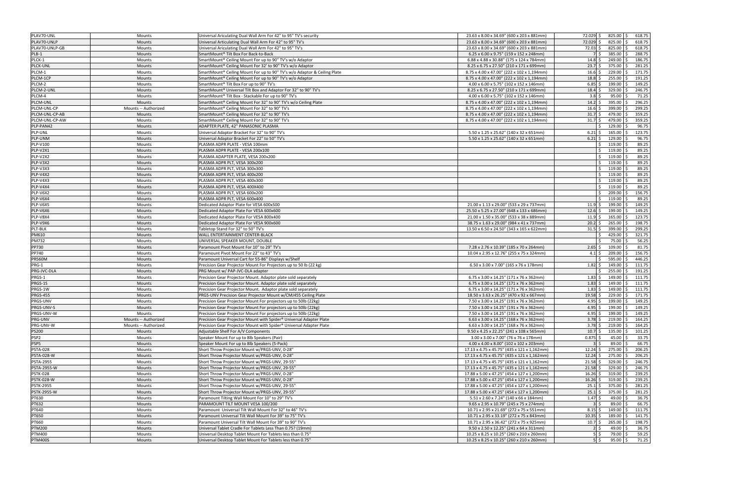| | | | | | | |
|---|---|---|---|---|---|---|
| PLAV70-UNL | Mounts | Universal Ariculating Dual Wall Arm For 42" to 95" TV's security | 23.63 x 8.00 x 34.69" (600 x 203 x 881mm) | 72.029 | $ 825.00 | $ 618.75 |
| PLAV70-UNLP | Mounts | Universal Articulating Dual Wall Arm For 42" to 95" TV's | 23.63 x 8.00 x 34.69" (600 x 203 x 881mm) | 72.029 | $ 825.00 | $ 618.75 |
| PLAV70-UNLP-GB | Mounts | Universal Ariculating Dual Wall Arm For 42" to 95" TV's | 23.63 x 8.00 x 34.69" (600 x 203 x 881mm) | 72.03 | $ 825.00 | $ 618.75 |
| PLB-1 | Mounts | SmartMount® Tilt Box For Back-to-Back | 6.25 x 6.00 x 9.75" (159 x 152 x 248mm) | 7 | $ 385.00 | $ 288.75 |
| PLCK-1 | Mounts | SmartMount® Ceiling Mount For up to 90" TV's w/o Adaptor | 6.88 x 4.88 x 30.88" (175 x 124 x 784mm) | 14.8 | $ 249.00 | $ 186.75 |
| PLCK-UNL | Mounts | SmartMount® Ceiling Mount For 32' to 90" TV's w/o Adaptor | 8.25 x 6.75 x 27.50" (210 x 171 x 699mm) | 23.7 | $ 375.00 | $ 281.25 |
| PLCM-1 | Mounts | SmartMount® Ceiling Mount For up to 90" TV's w/o Adaptor & Ceiling Plate | 8.75 x 4.00 x 47.00" (222 x 102 x 1,194mm) | 16.6 | $ 229.00 | $ 171.75 |
| PLCM-1CP | Mounts | SmartMount® Ceiling Mount For up to 90" TV's w/o Adaptor | 8.75 x 4.00 x 47.00" (222 x 102 x 1,194mm) | 18.8 | $ 255.00 | $ 191.25 |
| PLCM-2 | Mounts | SmartMount® Tilt Box For up to 90" TV's | 4.00 x 6.00 x 5.75" (102 x 152 x 146mm) | 6.85 | $ 199.00 | $ 149.25 |
| PLCM-2-UNL | Mounts | SmartMount® Universal Tilt Box and Adaptor For 32" to 90" TV's | 8.25 x 6.75 x 27.50" (210 x 171 x 699mm) | 18.4 | $ 329.00 | $ 246.75 |
| PLCM-4 | Mounts | SmartMount® Tilt Box - Stackable For up to 90" TV's | 4.00 x 6.00 x 5.75" (102 x 152 x 146mm) | 3.8 | $ 95.00 | $ 71.25 |
| PLCM-UNL | Mounts | SmartMount® Ceiling Mount For 32" to 90" TV's w/o Ceiling Plate | 8.75 x 4.00 x 47.00" (222 x 102 x 1,194mm) | 14.2 | $ 395.00 | $ 296.25 |
| PLCM-UNL-CP | Mounts -- Authorized | SmartMount® Ceiling Mount For 32" to 90" TV's | 8.75 x 4.00 x 47.00" (222 x 102 x 1,194mm) | 16.6 | $ 399.00 | $ 299.25 |
| PLCM-UNL-CP-AB | Mounts | SmartMount® Ceiling Mount For 32" to 90" TV's | 8.75 x 4.00 x 47.00" (222 x 102 x 1,194mm) | 31.7 | $ 479.00 | $ 359.25 |
| PLCM-UNL-CP-AW | Mounts | SmartMount® Ceiling Mount For 32" to 90" TV's | 8.75 x 4.00 x 47.00" (222 x 102 x 1,194mm) | 31.7 | $ 479.00 | $ 359.25 |
| PLP-PAN42 | Mounts | ADAPTER PLATE, 42" PANASONIC PLASMA | | | $ 129.00 | $ 96.75 |
| PLP-UNL | Mounts | Universal Adaptor Bracket For 32" to 90" TV's | 5.50 x 1.25 x 25.62" (140 x 32 x 651mm) | 6.21 | $ 165.00 | $ 123.75 |
| PLP-UNM | Mounts | Universal Adaptor Bracket For 22" to 50" TV's | 5.50 x 1.25 x 25.62" (140 x 32 x 651mm) | 6.21 | $ 129.00 | $ 96.75 |
| PLP-V100 | Mounts | PLASMA ADPR PLATE - VESA 100mm | | | $ 119.00 | $ 89.25 |
| PLP-V2X1 | Mounts | PLASMA ADPR PLATE - VESA 200x100 | | | $ 119.00 | $ 89.25 |
| PLP-V2X2 | Mounts | PLASMA ADAPTER PLATE, VESA 200x200 | | | $ 119.00 | $ 89.25 |
| PLP-V3X2 | Mounts | PLASMA ADPR PLT, VESA 300x200 | | | $ 119.00 | $ 89.25 |
| PLP-V3X3 | Mounts | PLASMA ADPR PLT, VESA 300x300 | | | $ 119.00 | $ 89.25 |
| PLP-V4X2 | Mounts | PLASMA ADPR PLT, VESA 400x200 | | | $ 119.00 | $ 89.25 |
| PLP-V4X3 | Mounts | PLASMA ADPR PLT, VESA 400x300 | | | $ 119.00 | $ 89.25 |
| PLP-V4X4 | Mounts | PLASMA ADPR PLT, VESA 400X400 | | | $ 119.00 | $ 89.25 |
| PLP-V6X2 | Mounts | PLASMA ADPR PLT, VESA 600x200 | | | $ 209.00 | $ 156.75 |
| PLP-V6X4 | Mounts | PLASMA ADPR PLT, VESA 600x400 | | | $ 119.00 | $ 89.25 |
| PLP-V6X5 | Mounts | Dedicated Adaptor Plate for VESA 600x500 | 21.00 x 1.13 x 29.00" (533 x 29 x 737mm) | 11.9 | $ 199.00 | $ 149.25 |
| PLP-V6X6 | Mounts | Dedicated Adaptor Plate For VESA 600x600 | 25.50 x 5.25 x 27.00" (648 x 133 x 686mm) | 12.6 | $ 199.00 | $ 149.25 |
| PLP-V8X4 | Mounts | Dedicated Adaptor Plate For VESA 800x400 | 21.00 x 1.50 x 35.00" (533 x 38 x 889mm) | 11.9 | $ 165.00 | $ 123.75 |
| PLP-V9X6 | Mounts | Dedicated Adaptor Plate For VESA 900x600 | 38.75 x 1.63 x 29.00" (984 x 41 x 737mm) | 20.2 | $ 265.00 | $ 198.75 |
| PLT-BLK | Mounts | Tabletop Stand For 32" to 50" TV's | 13.50 x 6.50 x 24.50" (343 x 165 x 622mm) | 31.5 | $ 399.00 | $ 299.25 |
| PM610 | Mounts | WALL ENTERTAINMENT CENTER-BLACK | | | $ 429.00 | $ 321.75 |
| PM732 | Mounts | UNIVERSAL SPEAKER MOUNT, DOUBLE | | | $ 75.00 | $ 56.25 |
| PP730 | Mounts | Paramount Pivot Mount For 10" to 29" TV's | 7.28 x 2.76 x 10.39" (185 x 70 x 264mm) | 2.65 | $ 109.00 | $ 81.75 |
| PP740 | Mounts | Paramount Pivot Mount For 22" to 43" TV's | 10.04 x 2.95 x 12.76" (255 x 75 x 324mm) | 4.1 | $ 209.00 | $ 156.75 |
| PR560M | Mounts | Paramount Universal Cart for 55-86" Displays w/Shelf | | | $ 595.00 | $ 446.25 |
| PRG-1 | Mounts | Precision Gear Projector Mount For Projectors up to 50 lb (22 kg) | 6.50 x 3.00 x 7.00" (165 x 76 x 178mm) | 1.82 | $ 149.00 | $ 111.75 |
| PRG-JVC-DLA | Mounts | PRG Mount w/ PAP-JVC-DLA adapter | | | $ 255.00 | $ 191.25 |
| PRGS-1 | Mounts | Precision Gear Projector Mount. Adaptor plate sold separately | 6.75 x 3.00 x 14.25" (171 x 76 x 362mm) | 1.83 | $ 149.00 | $ 111.75 |
| PRGS-1S | Mounts | Precision Gear Projector Mount. Adaptor plate sold separately | 6.75 x 3.00 x 14.25" (171 x 76 x 362mm) | 1.83 | $ 149.00 | $ 111.75 |
| PRGS-1W | Mounts | Precision Gear Projector Mount. Adaptor plate sold separately | 6.75 x 3.00 x 14.25" (171 x 76 x 362mm) | 1.83 | $ 149.00 | $ 111.75 |
| PRGS-455 | Mounts | PRGS-UNV Precision Gear Projector Mount w/CMJ455 Ceiling Plate | 18.50 x 3.63 x 26.25" (470 x 92 x 667mm) | 19.58 | $ 229.00 | $ 171.75 |
| PRGS-UNV | Mounts | Precision Gear Projector Mount For projectors up to 50lb (22kg) | 7.50 x 3.00 x 14.25" (191 x 76 x 362mm) | 4.95 | $ 199.00 | $ 149.25 |
| PRGS-UNV-S | Mounts | Precision Gear Projector Mount For projectors up to 50lb (22kg) | 7.50 x 3.00 x 14.25" (191 x 76 x 362mm) | 4.95 | $ 199.00 | $ 149.25 |
| PRGS-UNV-W | Mounts | Precision Gear Projector Mount For projectors up to 50lb (22kg) | 7.50 x 3.00 x 14.25" (191 x 76 x 362mm) | 4.95 | $ 199.00 | $ 149.25 |
| PRG-UNV | Mounts -- Authorized | Precision Gear Projector Mount with Spider® Universal Adapter Plate | 6.63 x 3.00 x 14.25" (168 x 76 x 362mm) | 3.78 | $ 219.00 | $ 164.25 |
| PRG-UNV-W | Mounts -- Authorized | Precision Gear Projector Mount with Spider® Universal Adapter Plate | 6.63 x 3.00 x 14.25" (168 x 76 x 362mm) | 3.78 | $ 219.00 | $ 164.25 |
| PS200 | Mounts | Adjustable Shelf For A/V Components | 9.50 x 4.25 x 22.25" (241 x 108 x 565mm) | 10.7 | $ 135.00 | $ 101.25 |
| PSP2 | Mounts | Speaker Mount For up to 8lb Speakers (Pair) | 3.00 x 3.00 x 7.00" (76 x 76 x 178mm) | 0.875 | $ 45.00 | $ 33.75 |
| PSP5 | Mounts | Speaker Mount For up to 8lb Speakers (5-Pack) | 4.00 x 4.00 x 8.00" (102 x 102 x 203mm) | 3 | $ 89.00 | $ 66.75 |
| PSTA-028 | Mounts | Short Throw Projector Mount w/PRGS-UNV, 0-28" | 17.13 x 4.75 x 45.75" (435 x 121 x 1,162mm) | 12.24 | $ 275.00 | $ 206.25 |
| PSTA-028-W | Mounts | Short Throw Projector Mount w/PRGS-UNV, 0-28" | 17.13 x 4.75 x 45.75" (435 x 121 x 1,162mm) | 12.24 | $ 275.00 | $ 206.25 |
| PSTA-2955 | Mounts | Short Throw Projector Mount w/PRGS-UNV, 29-55" | 17.13 x 4.75 x 45.75" (435 x 121 x 1,162mm) | 21.58 | $ 329.00 | $ 246.75 |
| PSTA-2955-W | Mounts | Short Throw Projector Mount w/PRGS-UNV, 29-55" | 17.13 x 4.75 x 45.75" (435 x 121 x 1,162mm) | 21.58 | $ 329.00 | $ 246.75 |
| PSTK-028 | Mounts | Short Throw Projector Mount w/PRGS-UNV, 0-28" | 17.88 x 5.00 x 47.25" (454 x 127 x 1,200mm) | 16.26 | $ 319.00 | $ 239.25 |
| PSTK-028-W | Mounts | Short Throw Projector Mount w/PRGS-UNV, 0-28" | 17.88 x 5.00 x 47.25" (454 x 127 x 1,200mm) | 16.26 | $ 319.00 | $ 239.25 |
| PSTK-2955 | Mounts | Short Throw Projector Mount w/PRGS-UNV, 29-55" | 17.88 x 5.00 x 47.25" (454 x 127 x 1,200mm) | 25.1 | $ 375.00 | $ 281.25 |
| PSTK-2955-W | Mounts | Short Throw Projector Mount w/PRGS-UNV, 29-55" | 17.88 x 5.00 x 47.25" (454 x 127 x 1,200mm) | 25.1 | $ 375.00 | $ 281.25 |
| PT630 | Mounts | Paramount Tilting Wall Mount For 10" to 29" TV's | 5.51 x 2.60 x 7.24" (140 x 66 x 184mm) | 1.47 | $ 49.00 | $ 36.75 |
| PT632 | Mounts | PARAMOUNT TILT MOUNT VESA 100/200 | 9.65 x 2.95 x 10.79" (245 x 75 x 274mm) | 3 | $ 89.00 | $ 66.75 |
| PT640 | Mounts | Paramount Universal Tilt Wall Mount For 32" to 46" TV's | 10.71 x 2.95 x 21.69" (272 x 75 x 551mm) | 8.15 | $ 149.00 | $ 111.75 |
| PT650 | Mounts | Paramount Universal Tilt Wall Mount For 39" to 75" TV's | 10.71 x 2.95 x 33.19" (272 x 75 x 843mm) | 10.35 | $ 189.00 | $ 141.75 |
| PT660 | Mounts | Paramount Universal Tilt Wall Mount For 39" to 90" TV's | 10.71 x 2.95 x 36.42" (272 x 75 x 925mm) | 10.7 | $ 265.00 | $ 198.75 |
| PTM200 | Mounts | Universal Tablet Cradle For Tablets Less Than 0.75? (19mm) | 9.50 x 2.50 x 12.25" (241 x 64 x 311mm) | 2 | $ 49.00 | $ 36.75 |
| PTM400 | Mounts | Universal Desktop Tablet Mount For Tablets less than 0.75" | 10.25 x 8.25 x 10.25" (260 x 210 x 260mm) | 5 | $ 79.00 | $ 59.25 |
| PTM400S | Mounts | Universal Desktop Tablet Mount For Tablets less than 0.75" | 10.25 x 8.25 x 10.25" (260 x 210 x 260mm) | 5 | $ 95.00 | $ 71.25 |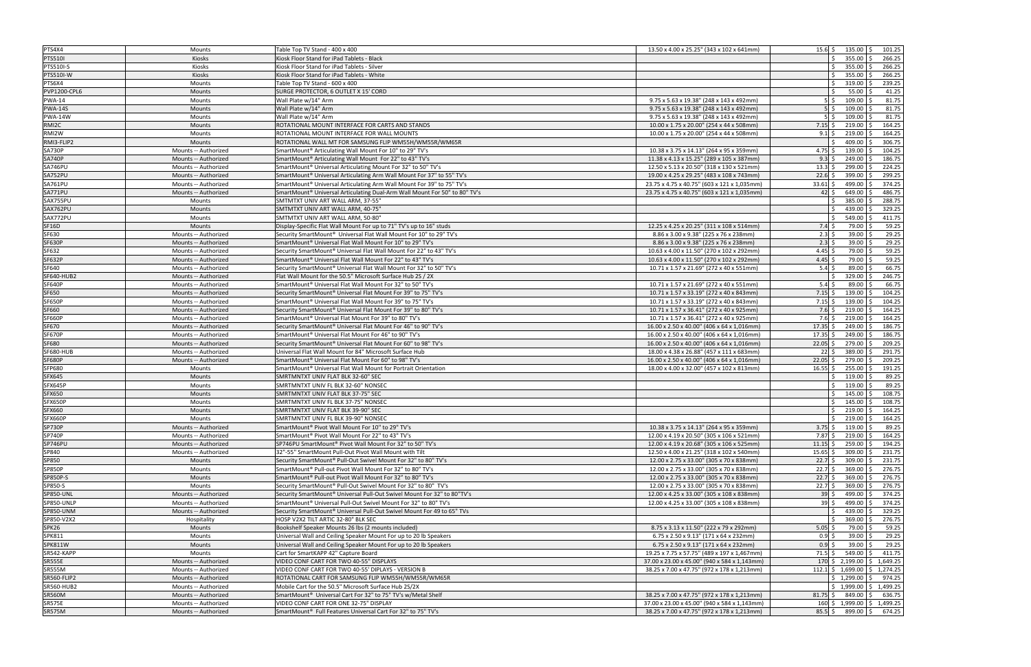| PTS4X4 | Mounts | Table Top TV Stand - 400 x 400 | 13.50 x 4.00 x 25.25" (343 x 102 x 641mm) | 15.6 | $ 135.00 | $ 101.25 |
|---|---|---|---|---|---|---|
| PTS510I | Kiosks | Kiosk Floor Stand for iPad Tablets - Black | | | $ 355.00 | $ 266.25 |
| PTS510I-S | Kiosks | Kiosk Floor Stand for iPad Tablets - Silver | | | $ 355.00 | $ 266.25 |
| PTS510I-W | Kiosks | Kiosk Floor Stand for iPad Tablets - White | | | $ 355.00 | $ 266.25 |
| PTS6X4 | Mounts | Table Top TV Stand - 600 x 400 | | | $ 319.00 | $ 239.25 |
| PVP1200-CPL6 | Mounts | SURGE PROTECTOR, 6 OUTLET X 15' CORD | | | $ 55.00 | $ 41.25 |
| PWA-14 | Mounts | Wall Plate w/14" Arm | 9.75 x 5.63 x 19.38" (248 x 143 x 492mm) | 5 | $ 109.00 | $ 81.75 |
| PWA-14S | Mounts | Wall Plate w/14" Arm | 9.75 x 5.63 x 19.38" (248 x 143 x 492mm) | 5 | $ 109.00 | $ 81.75 |
| PWA-14W | Mounts | Wall Plate w/14" Arm | 9.75 x 5.63 x 19.38" (248 x 143 x 492mm) | 5 | $ 109.00 | $ 81.75 |
| RMI2C | Mounts | ROTATIONAL MOUNT INTERFACE FOR CARTS AND STANDS | 10.00 x 1.75 x 20.00" (254 x 44 x 508mm) | 7.15 | $ 219.00 | $ 164.25 |
| RMI2W | Mounts | ROTATIONAL MOUNT INTERFACE FOR WALL MOUNTS | 10.00 x 1.75 x 20.00" (254 x 44 x 508mm) | 9.1 | $ 219.00 | $ 164.25 |
| RMI3-FLIP2 | Mounts | ROTATIONAL WALL MT FOR SAMSUNG FLIP WM55H/WM55R/WM65R | | | $ 409.00 | $ 306.75 |
| SA730P | Mounts -- Authorized | SmartMount® Articulating Wall Mount For 10" to 29" TV's | 10.38 x 3.75 x 14.13" (264 x 95 x 359mm) | 4.75 | $ 139.00 | $ 104.25 |
| SA740P | Mounts -- Authorized | SmartMount® Articulating Wall Mount For 22" to 43" TV's | 11.38 x 4.13 x 15.25" (289 x 105 x 387mm) | 9.3 | $ 249.00 | $ 186.75 |
| SA746PU | Mounts -- Authorized | SmartMount® Universal Articulating Mount For 32" to 50" TV's | 12.50 x 5.13 x 20.50" (318 x 130 x 521mm) | 13.3 | $ 299.00 | $ 224.25 |
| SA752PU | Mounts -- Authorized | SmartMount® Universal Articulating Arm Wall Mount For 37" to 55" TV's | 19.00 x 4.25 x 29.25" (483 x 108 x 743mm) | 22.6 | $ 399.00 | $ 299.25 |
| SA761PU | Mounts -- Authorized | SmartMount® Universal Articulating Arm Wall Mount For 39" to 75" TV's | 23.75 x 4.75 x 40.75" (603 x 121 x 1,035mm) | 33.61 | $ 499.00 | $ 374.25 |
| SA771PU | Mounts -- Authorized | SmartMount® Universal Articulating Dual-Arm Wall Mount For 50" to 80" TV's | 23.75 x 4.75 x 40.75" (603 x 121 x 1,035mm) | 42 | $ 649.00 | $ 486.75 |
| SAX755PU | Mounts | SMTMTXT UNIV ART WALL ARM, 37-55" | | | $ 385.00 | $ 288.75 |
| SAX762PU | Mounts | SMTMTXT UNIV ART WALL ARM, 40-75" | | | $ 439.00 | $ 329.25 |
| SAX772PU | Mounts | SMTMTXT UNIV ART WALL ARM, 50-80" | | | $ 549.00 | $ 411.75 |
| SF16D | Mounts | Display-Specific Flat Wall Mount for up to 71" TV's up to 16" studs | 12.25 x 4.25 x 20.25" (311 x 108 x 514mm) | 7.4 | $ 79.00 | $ 59.25 |
| SF630 | Mounts -- Authorized | Security SmartMount® Universal Flat Wall Mount For 10" to 29" TV's | 8.86 x 3.00 x 9.38" (225 x 76 x 238mm) | 2.3 | $ 39.00 | $ 29.25 |
| SF630P | Mounts -- Authorized | SmartMount® Universal Flat Wall Mount For 10" to 29" TV's | 8.86 x 3.00 x 9.38" (225 x 76 x 238mm) | 2.3 | $ 39.00 | $ 29.25 |
| SF632 | Mounts -- Authorized | Security SmartMount® Universal Flat Wall Mount For 22" to 43" TV's | 10.63 x 4.00 x 11.50" (270 x 102 x 292mm) | 4.45 | $ 79.00 | $ 59.25 |
| SF632P | Mounts -- Authorized | SmartMount® Universal Flat Wall Mount For 22" to 43" TV's | 10.63 x 4.00 x 11.50" (270 x 102 x 292mm) | 4.45 | $ 79.00 | $ 59.25 |
| SF640 | Mounts -- Authorized | Security SmartMount® Universal Flat Wall Mount For 32" to 50" TV's | 10.71 x 1.57 x 21.69" (272 x 40 x 551mm) | 5.4 | $ 89.00 | $ 66.75 |
| SF640-HUB2 | Mounts -- Authorized | Flat Wall Mount for the 50.5" Microsoft Surface Hub 2S / 2X | | | $ 329.00 | $ 246.75 |
| SF640P | Mounts -- Authorized | SmartMount® Universal Flat Wall Mount For 32" to 50" TV's | 10.71 x 1.57 x 21.69" (272 x 40 x 551mm) | 5.4 | $ 89.00 | $ 66.75 |
| SF650 | Mounts -- Authorized | Security SmartMount® Universal Flat Mount For 39" to 75" TV's | 10.71 x 1.57 x 33.19" (272 x 40 x 843mm) | 7.15 | $ 139.00 | $ 104.25 |
| SF650P | Mounts -- Authorized | SmartMount® Universal Flat Wall Mount For 39" to 75" TV's | 10.71 x 1.57 x 33.19" (272 x 40 x 843mm) | 7.15 | $ 139.00 | $ 104.25 |
| SF660 | Mounts -- Authorized | Security SmartMount® Universal Flat Mount For 39" to 80" TV's | 10.71 x 1.57 x 36.41" (272 x 40 x 925mm) | 7.6 | $ 219.00 | $ 164.25 |
| SF660P | Mounts -- Authorized | SmartMount® Universal Flat Mount For 39" to 80" TV's | 10.71 x 1.57 x 36.41" (272 x 40 x 925mm) | 7.6 | $ 219.00 | $ 164.25 |
| SF670 | Mounts -- Authorized | Security SmartMount® Universal Flat Mount For 46" to 90" TV's | 16.00 x 2.50 x 40.00" (406 x 64 x 1,016mm) | 17.35 | $ 249.00 | $ 186.75 |
| SF670P | Mounts -- Authorized | SmartMount® Universal Flat Mount For 46" to 90" TV's | 16.00 x 2.50 x 40.00" (406 x 64 x 1,016mm) | 17.35 | $ 249.00 | $ 186.75 |
| SF680 | Mounts -- Authorized | Security SmartMount® Universal Flat Mount For 60" to 98" TV's | 16.00 x 2.50 x 40.00" (406 x 64 x 1,016mm) | 22.05 | $ 279.00 | $ 209.25 |
| SF680-HUB | Mounts -- Authorized | Universal Flat Wall Mount for 84" Microsoft Surface Hub | 18.00 x 4.38 x 26.88" (457 x 111 x 683mm) | 22 | $ 389.00 | $ 291.75 |
| SF680P | Mounts -- Authorized | SmartMount® Universal Flat Mount For 60" to 98" TV's | 16.00 x 2.50 x 40.00" (406 x 64 x 1,016mm) | 22.05 | $ 279.00 | $ 209.25 |
| SFP680 | Mounts | SmartMount® Universal Flat Wall Mount for Portrait Orientation | 18.00 x 4.00 x 32.00" (457 x 102 x 813mm) | 16.55 | $ 255.00 | $ 191.25 |
| SFX645 | Mounts | SMRTMNTXT UNIV FLAT BLK 32-60" SEC | | | $ 119.00 | $ 89.25 |
| SFX645P | Mounts | SMRTMNTXT UNIV FL BLK 32-60" NONSEC | | | $ 119.00 | $ 89.25 |
| SFX650 | Mounts | SMRTMNTXT UNIV FLAT BLK 37-75" SEC | | | $ 145.00 | $ 108.75 |
| SFX650P | Mounts | SMRTMNTXT UNIV FL BLK 37-75" NONSEC | | | $ 145.00 | $ 108.75 |
| SFX660 | Mounts | SMRTMNTXT UNIV FLAT BLK 39-90" SEC | | | $ 219.00 | $ 164.25 |
| SFX660P | Mounts | SMRTMNTXT UNIV FL BLK 39-90" NONSEC | | | $ 219.00 | $ 164.25 |
| SP730P | Mounts -- Authorized | SmartMount® Pivot Wall Mount For 10" to 29" TV's | 10.38 x 3.75 x 14.13" (264 x 95 x 359mm) | 3.75 | $ 119.00 | $ 89.25 |
| SP740P | Mounts -- Authorized | SmartMount® Pivot Wall Mount For 22" to 43" TV's | 12.00 x 4.19 x 20.50" (305 x 106 x 521mm) | 7.87 | $ 219.00 | $ 164.25 |
| SP746PU | Mounts -- Authorized | SP746PU SmartMount® Pivot Wall Mount For 32" to 50" TV's | 12.00 x 4.19 x 20.68" (305 x 106 x 525mm) | 11.15 | $ 259.00 | $ 194.25 |
| SP840 | Mounts -- Authorized | 32"-55" SmartMount Pull-Out Pivot Wall Mount with Tilt | 12.50 x 4.00 x 21.25" (318 x 102 x 540mm) | 15.65 | $ 309.00 | $ 231.75 |
| SP850 | Mounts | Security SmartMount® Pull-Out Swivel Mount For 32" to 80" TV's | 12.00 x 2.75 x 33.00" (305 x 70 x 838mm) | 22.7 | $ 309.00 | $ 231.75 |
| SP850P | Mounts | SmartMount® Pull-out Pivot Wall Mount For 32" to 80" TV's | 12.00 x 2.75 x 33.00" (305 x 70 x 838mm) | 22.7 | $ 369.00 | $ 276.75 |
| SP850P-S | Mounts | SmartMount® Pull-out Pivot Wall Mount For 32" to 80" TV's | 12.00 x 2.75 x 33.00" (305 x 70 x 838mm) | 22.7 | $ 369.00 | $ 276.75 |
| SP850-S | Mounts | Security SmartMount® Pull-Out Swivel Mount For 32" to 80" TV's | 12.00 x 2.75 x 33.00" (305 x 70 x 838mm) | 22.7 | $ 369.00 | $ 276.75 |
| SP850-UNL | Mounts -- Authorized | Security SmartMount® Universal Pull-Out Swivel Mount For 32" to 80"TV's | 12.00 x 4.25 x 33.00" (305 x 108 x 838mm) | 39 | $ 499.00 | $ 374.25 |
| SP850-UNLP | Mounts -- Authorized | SmartMount® Universal Pull-Out Swivel Mount For 32" to 80" TV's | 12.00 x 4.25 x 33.00" (305 x 108 x 838mm) | 39 | $ 499.00 | $ 374.25 |
| SP850-UNM | Mounts -- Authorized | Security SmartMount® Universal Pull-Out Swivel Mount For 49 to 65" TVs | | | $ 439.00 | $ 329.25 |
| SP850-V2X2 | Hospitality | HOSP V2X2 TILT ARTIC 32-80" BLK SEC | | | $ 369.00 | $ 276.75 |
| SPK26 | Mounts | Bookshelf Speaker Mounts 26 lbs (2 mounts included) | 8.75 x 3.13 x 11.50" (222 x 79 x 292mm) | 5.05 | $ 79.00 | $ 59.25 |
| SPK811 | Mounts | Universal Wall and Ceiling Speaker Mount For up to 20 lb Speakers | 6.75 x 2.50 x 9.13" (171 x 64 x 232mm) | 0.9 | $ 39.00 | $ 29.25 |
| SPK811W | Mounts | Universal Wall and Ceiling Speaker Mount For up to 20 lb Speakers | 6.75 x 2.50 x 9.13" (171 x 64 x 232mm) | 0.9 | $ 39.00 | $ 29.25 |
| SR542-KAPP | Mounts | Cart for SmartKAPP 42" Capture Board | 19.25 x 7.75 x 57.75" (489 x 197 x 1,467mm) | 71.5 | $ 549.00 | $ 411.75 |
| SR555E | Mounts -- Authorized | VIDEO CONF CART FOR TWO 40-55" DISPLAYS | 37.00 x 23.00 x 45.00" (940 x 584 x 1,143mm) | 170 | $ 2,199.00 | $ 1,649.25 |
| SR555M | Mounts -- Authorized | VIDEO CONF CART FOR TWO 40-55' DIPLAYS - VERSION B | 38.25 x 7.00 x 47.75" (972 x 178 x 1,213mm) | 112.1 | $ 1,699.00 | $ 1,274.25 |
| SR560-FLIP2 | Mounts -- Authorized | ROTATIONAL CART FOR SAMSUNG FLIP WM55H/WM55R/WM65R | | | $ 1,299.00 | $ 974.25 |
| SR560-HUB2 | Mounts -- Authorized | Mobile Cart for the 50.5" Microsoft Surface Hub 2S/2X | | | $ 1,999.00 | $ 1,499.25 |
| SR560M | Mounts -- Authorized | SmartMount® Universal Cart For 32" to 75" TV's w/Metal Shelf | 38.25 x 7.00 x 47.75" (972 x 178 x 1,213mm) | 81.75 | $ 849.00 | $ 636.75 |
| SR575E | Mounts -- Authorized | VIDEO CONF CART FOR ONE 32-75" DISPLAY | 37.00 x 23.00 x 45.00" (940 x 584 x 1,143mm) | 160 | $ 1,999.00 | $ 1,499.25 |
| SR575M | Mounts -- Authorized | SmartMount® Full Features Universal Cart For 32" to 75" TV's | 38.25 x 7.00 x 47.75" (972 x 178 x 1,213mm) | 85.5 | $ 899.00 | $ 674.25 |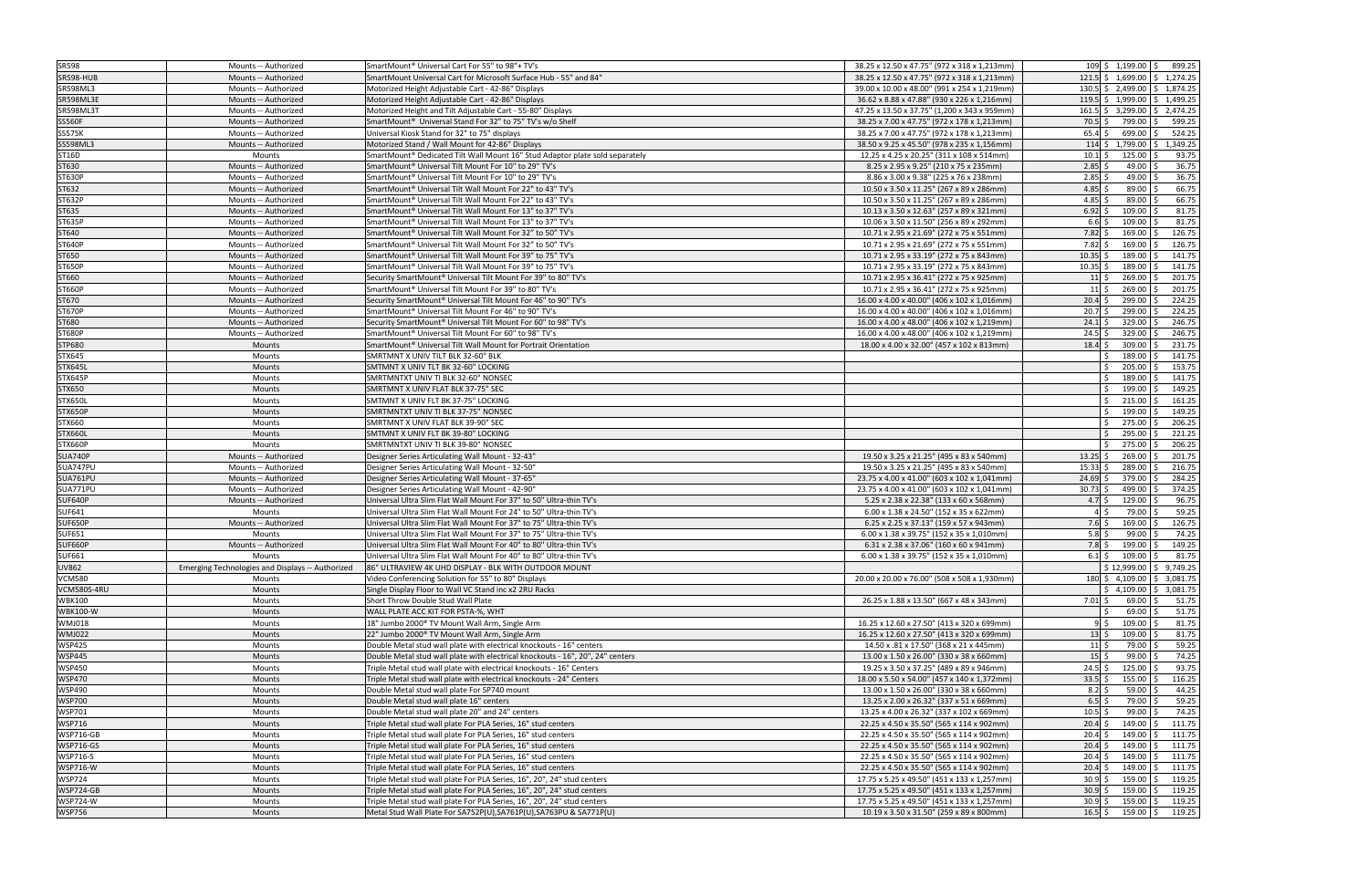| | | | | | | |
|---|---|---|---|---|---|---|
| SR598 | Mounts -- Authorized | SmartMount® Universal Cart For 55" to 98"+ TV's | 38.25 x 12.50 x 47.75" (972 x 318 x 1,213mm) | 109 | $ 1,199.00 | $ 899.25 |
| SR598-HUB | Mounts -- Authorized | SmartMount Universal Cart for Microsoft Surface Hub - 55" and 84" | 38.25 x 12.50 x 47.75" (972 x 318 x 1,213mm) | 121.5 | $ 1,699.00 | $ 1,274.25 |
| SR598ML3 | Mounts -- Authorized | Motorized Height Adjustable Cart - 42-86" Displays | 39.00 x 10.00 x 48.00" (991 x 254 x 1,219mm) | 130.5 | $ 2,499.00 | $ 1,874.25 |
| SR598ML3E | Mounts -- Authorized | Motorized Height Adjustable Cart - 42-86" Displays | 36.62 x 8.88 x 47.88" (930 x 226 x 1,216mm) | 119.5 | $ 1,999.00 | $ 1,499.25 |
| SR598ML3T | Mounts -- Authorized | Motorized Height and Tilt Adjustable Cart - 55-80" Displays | 47.25 x 13.50 x 37.75" (1,200 x 343 x 959mm) | 161.5 | $ 3,299.00 | $ 2,474.25 |
| SS560F | Mounts -- Authorized | SmartMount® Universal Stand For 32" to 75" TV's w/o Shelf | 38.25 x 7.00 x 47.75" (972 x 178 x 1,213mm) | 70.5 | $ 799.00 | $ 599.25 |
| SS575K | Mounts -- Authorized | Universal Kiosk Stand for 32" to 75" displays | 38.25 x 7.00 x 47.75" (972 x 178 x 1,213mm) | 65.4 | $ 699.00 | $ 524.25 |
| SS598ML3 | Mounts -- Authorized | Motorized Stand / Wall Mount for 42-86" Displays | 38.50 x 9.25 x 45.50" (978 x 235 x 1,156mm) | 114 | $ 1,799.00 | $ 1,349.25 |
| ST16D | Mounts | SmartMount® Dedicated Tilt Wall Mount 16" Stud Adaptor plate sold separately | 12.25 x 4.25 x 20.25" (311 x 108 x 514mm) | 10.1 | $ 125.00 | $ 93.75 |
| ST630 | Mounts -- Authorized | SmartMount® Universal Tilt Wall Mount For 10" to 29" TV's | 8.25 x 2.95 x 9.25" (210 x 75 x 235mm) | 2.85 | $ 49.00 | $ 36.75 |
| ST630P | Mounts -- Authorized | SmartMount® Universal Tilt Wall Mount For 10" to 29" TV's | 8.86 x 3.00 x 9.38" (225 x 76 x 238mm) | 2.85 | $ 49.00 | $ 36.75 |
| ST632 | Mounts -- Authorized | SmartMount® Universal Tilt Wall Mount For 22" to 43" TV's | 10.50 x 3.50 x 11.25" (267 x 89 x 286mm) | 4.85 | $ 89.00 | $ 66.75 |
| ST632P | Mounts -- Authorized | SmartMount® Universal Tilt Wall Mount For 22" to 43" TV's | 10.50 x 3.50 x 11.25" (267 x 89 x 286mm) | 4.85 | $ 89.00 | $ 66.75 |
| ST635 | Mounts -- Authorized | SmartMount® Universal Tilt Wall Mount For 13" to 37" TV's | 10.13 x 3.50 x 12.63" (257 x 89 x 321mm) | 6.92 | $ 109.00 | $ 81.75 |
| ST635P | Mounts -- Authorized | SmartMount® Universal Tilt Wall Mount For 13" to 37" TV's | 10.06 x 3.50 x 11.50" (256 x 89 x 292mm) | 6.6 | $ 109.00 | $ 81.75 |
| ST640 | Mounts -- Authorized | SmartMount® Universal Tilt Wall Mount For 32" to 50" TV's | 10.71 x 2.95 x 21.69" (272 x 75 x 551mm) | 7.82 | $ 169.00 | $ 126.75 |
| ST640P | Mounts -- Authorized | SmartMount® Universal Tilt Wall Mount For 32" to 50" TV's | 10.71 x 2.95 x 21.69" (272 x 75 x 551mm) | 7.82 | $ 169.00 | $ 126.75 |
| ST650 | Mounts -- Authorized | SmartMount® Universal Tilt Wall Mount For 39" to 75" TV's | 10.71 x 2.95 x 33.19" (272 x 75 x 843mm) | 10.35 | $ 189.00 | $ 141.75 |
| ST650P | Mounts -- Authorized | SmartMount® Universal Tilt Wall Mount For 39" to 75" TV's | 10.71 x 2.95 x 33.19" (272 x 75 x 843mm) | 10.35 | $ 189.00 | $ 141.75 |
| ST660 | Mounts -- Authorized | Security SmartMount® Universal Tilt Mount For 39" to 80" TV's | 10.71 x 2.95 x 36.41" (272 x 75 x 925mm) | 11 | $ 269.00 | $ 201.75 |
| ST660P | Mounts -- Authorized | SmartMount® Universal Tilt Wall Mount For 39" to 80" TV's | 10.71 x 2.95 x 36.41" (272 x 75 x 925mm) | 11 | $ 269.00 | $ 201.75 |
| ST670 | Mounts -- Authorized | Security SmartMount® Universal Tilt Mount For 46" to 90" TV's | 16.00 x 4.00 x 40.00" (406 x 102 x 1,016mm) | 20.4 | $ 299.00 | $ 224.25 |
| ST670P | Mounts -- Authorized | SmartMount® Universal Tilt Mount For 46" to 90" TV's | 16.00 x 4.00 x 40.00" (406 x 102 x 1,016mm) | 20.7 | $ 299.00 | $ 224.25 |
| ST680 | Mounts -- Authorized | Security SmartMount® Universal Tilt Mount For 60" to 98" TV's | 16.00 x 4.00 x 48.00" (406 x 102 x 1,219mm) | 24.1 | $ 329.00 | $ 246.75 |
| ST680P | Mounts -- Authorized | SmartMount® Universal Tilt Wall Mount For 60" to 98" TV's | 16.00 x 4.00 x 48.00" (406 x 102 x 1,219mm) | 24.5 | $ 329.00 | $ 246.75 |
| STP680 | Mounts | SmartMount® Universal Tilt Wall Mount for Portrait Orientation | 18.00 x 4.00 x 32.00" (457 x 102 x 813mm) | 18.4 | $ 309.00 | $ 231.75 |
| STX645 | Mounts | SMRTMNT X UNIV TILT BLK 32-60" BLK | | | $ 189.00 | $ 141.75 |
| STX645L | Mounts | SMTMNT X UNIV TLT BK 32-60" LOCKING | | | $ 205.00 | $ 153.75 |
| STX645P | Mounts | SMRTMNTXT UNIV TI BLK 32-60" NONSEC | | | $ 189.00 | $ 141.75 |
| STX650 | Mounts | SMRTMNT X UNIV FLAT BLK 37-75" SEC | | | $ 199.00 | $ 149.25 |
| STX650L | Mounts | SMTMNT X UNIV FLT BK 37-75" LOCKING | | | $ 215.00 | $ 161.25 |
| STX650P | Mounts | SMRTMNTXT UNIV TI BLK 37-75" NONSEC | | | $ 199.00 | $ 149.25 |
| STX660 | Mounts | SMRTMNT X UNIV FLAT BLK 39-90" SEC | | | $ 275.00 | $ 206.25 |
| STX660L | Mounts | SMTMNT X UNIV FLT BK 39-80" LOCKING | | | $ 295.00 | $ 221.25 |
| STX660P | Mounts | SMRTMNTXT UNIV TI BLK 39-80" NONSEC | | | $ 275.00 | $ 206.25 |
| SUA740P | Mounts -- Authorized | Designer Series Articulating Wall Mount - 32-43" | 19.50 x 3.25 x 21.25" (495 x 83 x 540mm) | 13.25 | $ 269.00 | $ 201.75 |
| SUA747PU | Mounts -- Authorized | Designer Series Articulating Wall Mount - 32-50" | 19.50 x 3.25 x 21.25" (495 x 83 x 540mm) | 15.33 | $ 289.00 | $ 216.75 |
| SUA761PU | Mounts -- Authorized | Designer Series Articulating Wall Mount - 37-65" | 23.75 x 4.00 x 41.00" (603 x 102 x 1,041mm) | 24.69 | $ 379.00 | $ 284.25 |
| SUA771PU | Mounts -- Authorized | Designer Series Articulating Wall Mount - 42-90" | 23.75 x 4.00 x 41.00" (603 x 102 x 1,041mm) | 30.73 | $ 499.00 | $ 374.25 |
| SUF640P | Mounts -- Authorized | Universal Ultra Slim Flat Wall Mount For 37" to 50" Ultra-thin TV's | 5.25 x 2.38 x 22.38" (133 x 60 x 568mm) | 4.7 | $ 129.00 | $ 96.75 |
| SUF641 | Mounts | Universal Ultra Slim Flat Wall Mount For 24" to 50" Ultra-thin TV's | 6.00 x 1.38 x 24.50" (152 x 35 x 622mm) | 4 | $ 79.00 | $ 59.25 |
| SUF650P | Mounts -- Authorized | Universal Ultra Slim Flat Wall Mount For 37" to 75" Ultra-thin TV's | 6.25 x 2.25 x 37.13" (159 x 57 x 943mm) | 7.6 | $ 169.00 | $ 126.75 |
| SUF651 | Mounts | Universal Ultra Slim Flat Wall Mount For 37" to 75" Ultra-thin TV's | 6.00 x 1.38 x 39.75" (152 x 35 x 1,010mm) | 5.8 | $ 99.00 | $ 74.25 |
| SUF660P | Mounts -- Authorized | Universal Ultra Slim Flat Wall Mount For 40" to 80" Ultra-thin TV's | 6.31 x 2.38 x 37.06" (160 x 60 x 941mm) | 7.8 | $ 199.00 | $ 149.25 |
| SUF661 | Mounts | Universal Ultra Slim Flat Wall Mount For 40" to 80" Ultra-thin TV's | 6.00 x 1.38 x 39.75" (152 x 35 x 1,010mm) | 6.1 | $ 109.00 | $ 81.75 |
| UV862 | Emerging Technologies and Displays -- Authorized | 86" ULTRAVIEW 4K UHD DISPLAY - BLK WITH OUTDOOR MOUNT | | | $ 12,999.00 | $ 9,749.25 |
| VCM580 | Mounts | Video Conferencing Solution for 55" to 80" Displays | 20.00 x 20.00 x 76.00" (508 x 508 x 1,930mm) | 180 | $ 4,109.00 | $ 3,081.75 |
| VCM580S-4RU | Mounts | Single Display Floor to Wall VC Stand inc x2 2RU Racks | | | $ 4,109.00 | $ 3,081.75 |
| WBK100 | Mounts | Short Throw Double Stud Wall Plate | 26.25 x 1.88 x 13.50" (667 x 48 x 343mm) | 7.01 | $ 69.00 | $ 51.75 |
| WBK100-W | Mounts | WALL PLATE ACC KIT FOR PSTA-%, WHT | | | $ 69.00 | $ 51.75 |
| WMJ018 | Mounts | 18" Jumbo 2000® TV Mount Wall Arm, Single Arm | 16.25 x 12.60 x 27.50" (413 x 320 x 699mm) | 9 | $ 109.00 | $ 81.75 |
| WMJ022 | Mounts | 22" Jumbo 2000® TV Mount Wall Arm, Single Arm | 16.25 x 12.60 x 27.50" (413 x 320 x 699mm) | 13 | $ 109.00 | $ 81.75 |
| WSP425 | Mounts | Double Metal stud wall plate with electrical knockouts - 16" centers | 14.50 x .81 x 17.50" (368 x 21 x 445mm) | 11 | $ 79.00 | $ 59.25 |
| WSP445 | Mounts | Double Metal stud wall plate with electrical knockouts - 16", 20", 24" centers | 13.00 x 1.50 x 26.00" (330 x 38 x 660mm) | 15 | $ 99.00 | $ 74.25 |
| WSP450 | Mounts | Triple Metal stud wall plate with electrical knockouts - 16" Centers | 19.25 x 3.50 x 37.25" (489 x 89 x 946mm) | 24.5 | $ 125.00 | $ 93.75 |
| WSP470 | Mounts | Triple Metal stud wall plate with electrical knockouts - 24" Centers | 18.00 x 5.50 x 54.00" (457 x 140 x 1,372mm) | 33.5 | $ 155.00 | $ 116.25 |
| WSP490 | Mounts | Double Metal stud wall plate For SP740 mount | 13.00 x 1.50 x 26.00" (330 x 38 x 660mm) | 8.2 | $ 59.00 | $ 44.25 |
| WSP700 | Mounts | Double Metal stud wall plate 16" centers | 13.25 x 2.00 x 26.32" (337 x 51 x 669mm) | 6.5 | $ 79.00 | $ 59.25 |
| WSP701 | Mounts | Double Metal stud wall plate 20" and 24" centers | 13.25 x 4.00 x 26.32" (337 x 102 x 669mm) | 10.5 | $ 99.00 | $ 74.25 |
| WSP716 | Mounts | Triple Metal stud wall plate For PLA Series, 16" stud centers | 22.25 x 4.50 x 35.50" (565 x 114 x 902mm) | 20.4 | $ 149.00 | $ 111.75 |
| WSP716-GB | Mounts | Triple Metal stud wall plate For PLA Series, 16" stud centers | 22.25 x 4.50 x 35.50" (565 x 114 x 902mm) | 20.4 | $ 149.00 | $ 111.75 |
| WSP716-GS | Mounts | Triple Metal stud wall plate For PLA Series, 16" stud centers | 22.25 x 4.50 x 35.50" (565 x 114 x 902mm) | 20.4 | $ 149.00 | $ 111.75 |
| WSP716-S | Mounts | Triple Metal stud wall plate For PLA Series, 16" stud centers | 22.25 x 4.50 x 35.50" (565 x 114 x 902mm) | 20.4 | $ 149.00 | $ 111.75 |
| WSP716-W | Mounts | Triple Metal stud wall plate For PLA Series, 16" stud centers | 22.25 x 4.50 x 35.50" (565 x 114 x 902mm) | 20.4 | $ 149.00 | $ 111.75 |
| WSP724 | Mounts | Triple Metal stud wall plate For PLA Series, 16", 20", 24" stud centers | 17.75 x 5.25 x 49.50" (451 x 133 x 1,257mm) | 30.9 | $ 159.00 | $ 119.25 |
| WSP724-GB | Mounts | Triple Metal stud wall plate For PLA Series, 16", 20", 24" stud centers | 17.75 x 5.25 x 49.50" (451 x 133 x 1,257mm) | 30.9 | $ 159.00 | $ 119.25 |
| WSP724-W | Mounts | Triple Metal stud wall plate For PLA Series, 16", 20", 24" stud centers | 17.75 x 5.25 x 49.50" (451 x 133 x 1,257mm) | 30.9 | $ 159.00 | $ 119.25 |
| WSP756 | Mounts | Metal Stud Wall Plate For SA752P(U),SA761P(U),SA763PU & SA771P(U) | 10.19 x 3.50 x 31.50" (259 x 89 x 800mm) | 16.5 | $ 159.00 | $ 119.25 |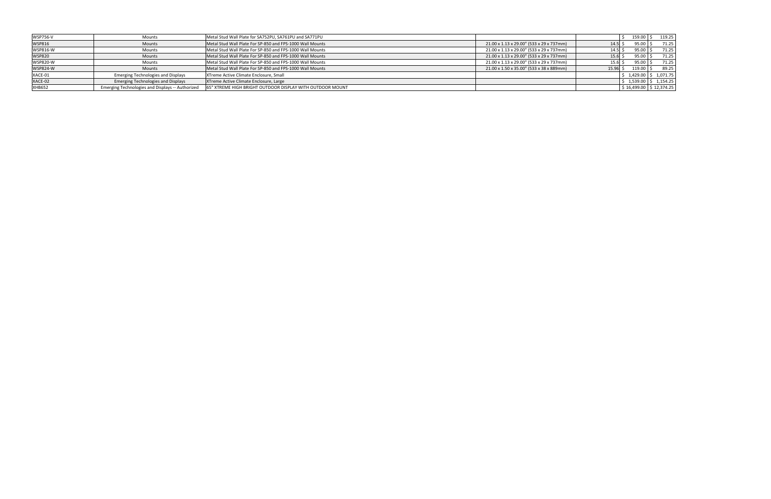| | | | | | | |
|---|---|---|---|---|---|---|
| WSP756-V | Mounts | Metal Stud Wall Plate for SA752PU, SA761PU and SA771PU | | | $ 159.00 | $ 119.25 |
| WSP816 | Mounts | Metal Stud Wall Plate For SP-850 and FPS-1000 Wall Mounts | 21.00 x 1.13 x 29.00" (533 x 29 x 737mm) | 14.5 | $ 95.00 | $ 71.25 |
| WSP816-W | Mounts | Metal Stud Wall Plate For SP-850 and FPS-1000 Wall Mounts | 21.00 x 1.13 x 29.00" (533 x 29 x 737mm) | 14.5 | $ 95.00 | $ 71.25 |
| WSP820 | Mounts | Metal Stud Wall Plate For SP-850 and FPS-1000 Wall Mounts | 21.00 x 1.13 x 29.00" (533 x 29 x 737mm) | 15.6 | $ 95.00 | $ 71.25 |
| WSP820-W | Mounts | Metal Stud Wall Plate For SP-850 and FPS-1000 Wall Mounts | 21.00 x 1.13 x 29.00" (533 x 29 x 737mm) | 15.6 | $ 95.00 | $ 71.25 |
| WSP824-W | Mounts | Metal Stud Wall Plate For SP-850 and FPS-1000 Wall Mounts | 21.00 x 1.50 x 35.00" (533 x 38 x 889mm) | 15.96 | $ 119.00 | $ 89.25 |
| XACE-01 | Emerging Technologies and Displays | XTreme Active Climate Enclosure, Small | | | $ 1,429.00 | $ 1,071.75 |
| XACE-02 | Emerging Technologies and Displays | XTreme Active Climate Enclosure, Large | | | $ 1,539.00 | $ 1,154.25 |
| XHB652 | Emerging Technologies and Displays -- Authorized | 65" XTREME HIGH BRIGHT OUTDOOR DISPLAY WITH OUTDOOR MOUNT | | | $ 16,499.00 | $ 12,374.25 |